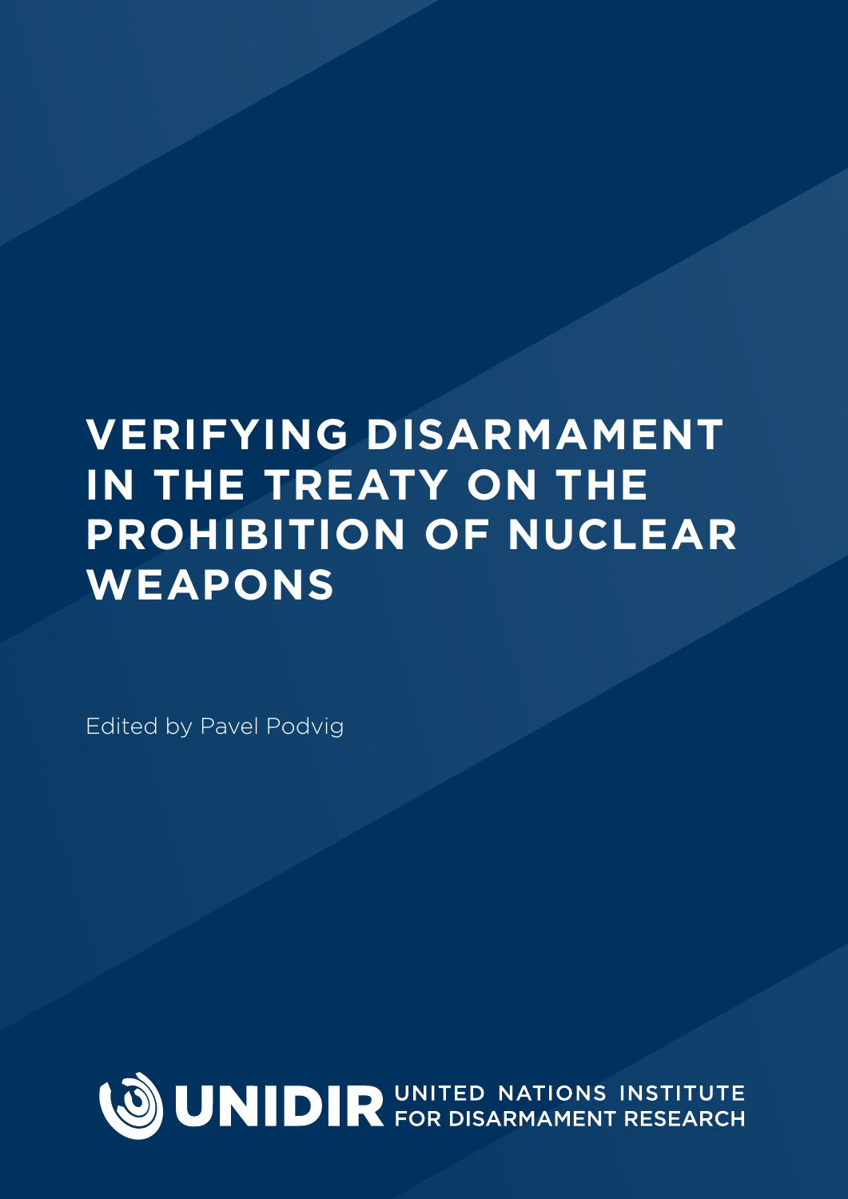# VERIFYING DISARMAMENT IN THE TREATY ON THE PROHIBITION OF NUCLEAR WEAPONS

Edited by Pavel Podvig

UNIDIR UNITED NATIONS INSTITUTE FOR DISARMAMENT RESEARCH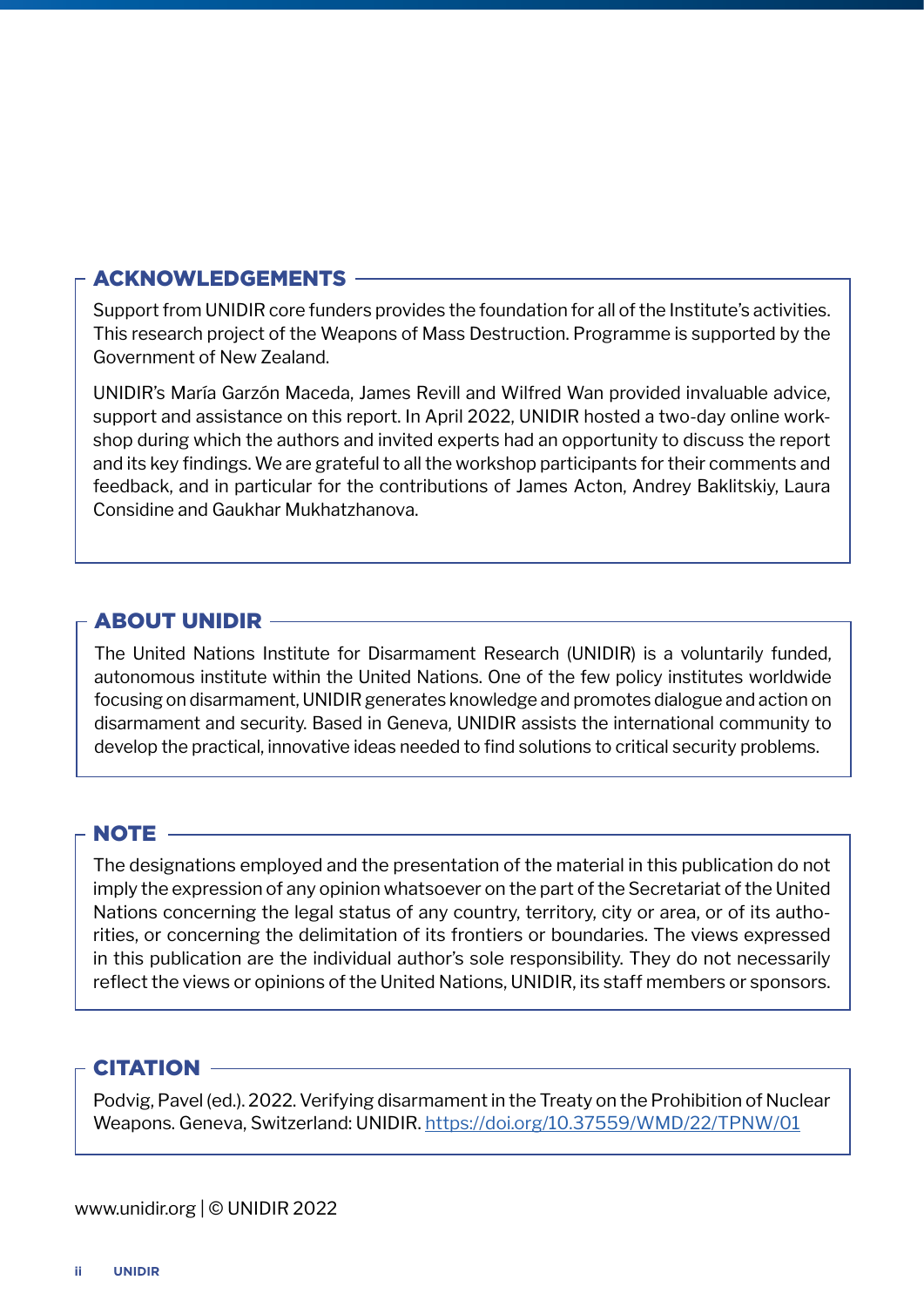## ACKNOWLEDGEMENTS

Support from UNIDIR core funders provides the foundation for all of the Institute's activities. This research project of the Weapons of Mass Destruction. Programme is supported by the Government of New Zealand.

UNIDIR's María Garzón Maceda, James Revill and Wilfred Wan provided invaluable advice, support and assistance on this report. In April 2022, UNIDIR hosted a two-day online workshop during which the authors and invited experts had an opportunity to discuss the report and its key findings. We are grateful to all the workshop participants for their comments and feedback, and in particular for the contributions of James Acton, Andrey Baklitskiy, Laura Considine and Gaukhar Mukhatzhanova.

## ABOUT UNIDIR

The United Nations Institute for Disarmament Research (UNIDIR) is a voluntarily funded, autonomous institute within the United Nations. One of the few policy institutes worldwide focusing on disarmament, UNIDIR generates knowledge and promotes dialogue and action on disarmament and security. Based in Geneva, UNIDIR assists the international community to develop the practical, innovative ideas needed to find solutions to critical security problems.

## NOTE

The designations employed and the presentation of the material in this publication do not imply the expression of any opinion whatsoever on the part of the Secretariat of the United Nations concerning the legal status of any country, territory, city or area, or of its authorities, or concerning the delimitation of its frontiers or boundaries. The views expressed in this publication are the individual author's sole responsibility. They do not necessarily reflect the views or opinions of the United Nations, UNIDIR, its staff members or sponsors.

## CITATION

Podvig, Pavel (ed.). 2022. Verifying disarmament in the Treaty on the Prohibition of Nuclear Weapons. Geneva, Switzerland: UNIDIR. https://doi.org/10.37559/WMD/22/TPNW/01

www.unidir.org | © UNIDIR 2022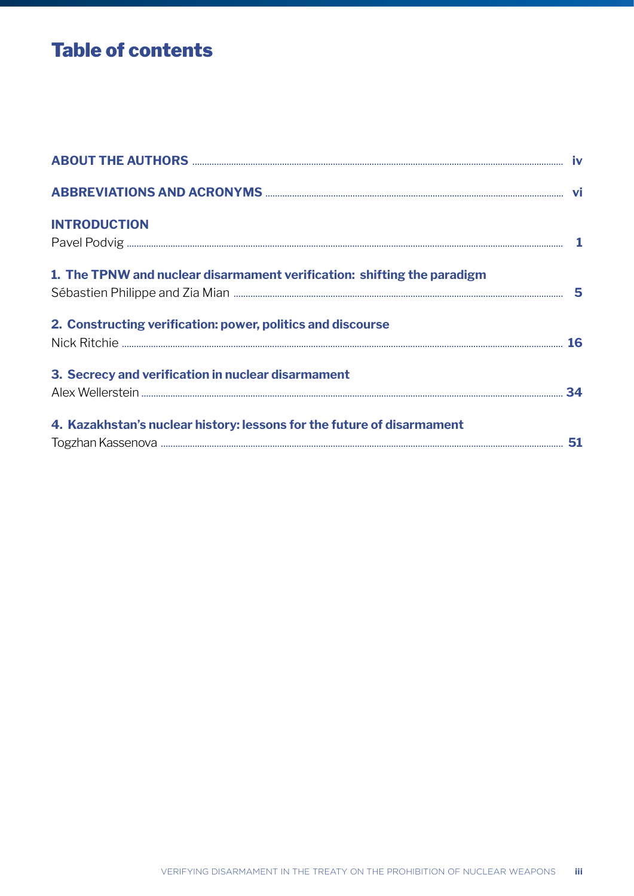# Table of contents

**ABOUT THE AUTHORS** ........ iv

**ABBREVIATIONS AND ACRONYMS** ........ vi

**INTRODUCTION**
Pavel Podvig ........ 1

**1. The TPNW and nuclear disarmament verification: shifting the paradigm**
Sébastien Philippe and Zia Mian ........ 5

**2. Constructing verification: power, politics and discourse**
Nick Ritchie ........ 16

**3. Secrecy and verification in nuclear disarmament**
Alex Wellerstein ........ 34

**4. Kazakhstan's nuclear history: lessons for the future of disarmament**
Togzhan Kassenova ........ 51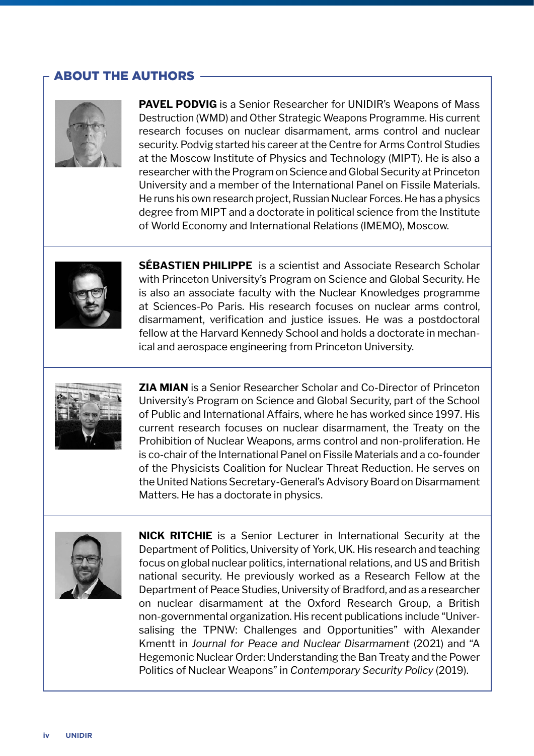## ABOUT THE AUTHORS

**PAVEL PODVIG** is a Senior Researcher for UNIDIR's Weapons of Mass Destruction (WMD) and Other Strategic Weapons Programme. His current research focuses on nuclear disarmament, arms control and nuclear security. Podvig started his career at the Centre for Arms Control Studies at the Moscow Institute of Physics and Technology (MIPT). He is also a researcher with the Program on Science and Global Security at Princeton University and a member of the International Panel on Fissile Materials. He runs his own research project, Russian Nuclear Forces. He has a physics degree from MIPT and a doctorate in political science from the Institute of World Economy and International Relations (IMEMO), Moscow.

**SÉBASTIEN PHILIPPE** is a scientist and Associate Research Scholar with Princeton University's Program on Science and Global Security. He is also an associate faculty with the Nuclear Knowledges programme at Sciences-Po Paris. His research focuses on nuclear arms control, disarmament, verification and justice issues. He was a postdoctoral fellow at the Harvard Kennedy School and holds a doctorate in mechanical and aerospace engineering from Princeton University.

**ZIA MIAN** is a Senior Researcher Scholar and Co-Director of Princeton University's Program on Science and Global Security, part of the School of Public and International Affairs, where he has worked since 1997. His current research focuses on nuclear disarmament, the Treaty on the Prohibition of Nuclear Weapons, arms control and non-proliferation. He is co-chair of the International Panel on Fissile Materials and a co-founder of the Physicists Coalition for Nuclear Threat Reduction. He serves on the United Nations Secretary-General's Advisory Board on Disarmament Matters. He has a doctorate in physics.

**NICK RITCHIE** is a Senior Lecturer in International Security at the Department of Politics, University of York, UK. His research and teaching focus on global nuclear politics, international relations, and US and British national security. He previously worked as a Research Fellow at the Department of Peace Studies, University of Bradford, and as a researcher on nuclear disarmament at the Oxford Research Group, a British non-governmental organization. His recent publications include "Universalising the TPNW: Challenges and Opportunities" with Alexander Kmentt in *Journal for Peace and Nuclear Disarmament* (2021) and "A Hegemonic Nuclear Order: Understanding the Ban Treaty and the Power Politics of Nuclear Weapons" in *Contemporary Security Policy* (2019).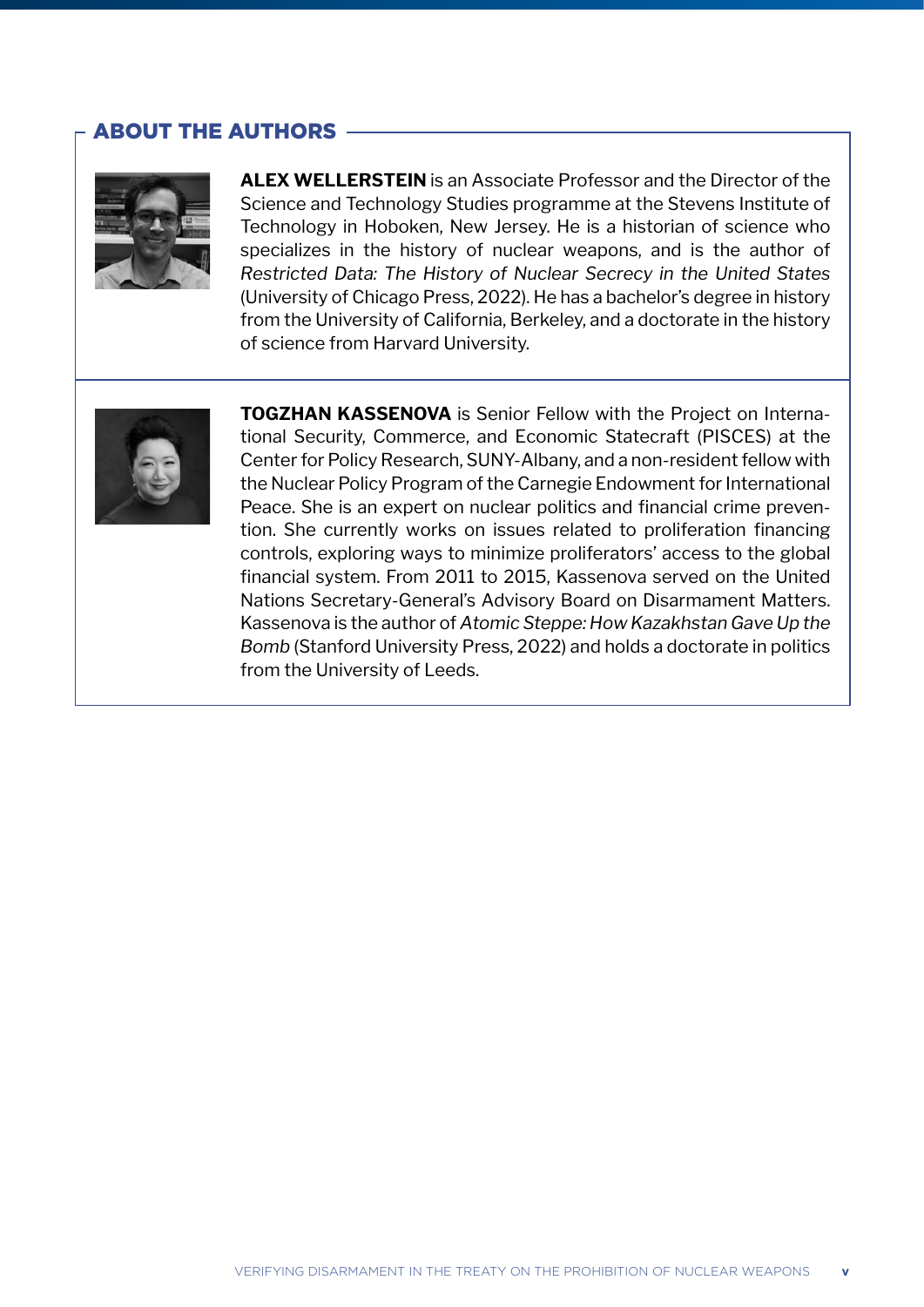## ABOUT THE AUTHORS

**ALEX WELLERSTEIN** is an Associate Professor and the Director of the Science and Technology Studies programme at the Stevens Institute of Technology in Hoboken, New Jersey. He is a historian of science who specializes in the history of nuclear weapons, and is the author of *Restricted Data: The History of Nuclear Secrecy in the United States* (University of Chicago Press, 2022). He has a bachelor's degree in history from the University of California, Berkeley, and a doctorate in the history of science from Harvard University.

**TOGZHAN KASSENOVA** is Senior Fellow with the Project on International Security, Commerce, and Economic Statecraft (PISCES) at the Center for Policy Research, SUNY-Albany, and a non-resident fellow with the Nuclear Policy Program of the Carnegie Endowment for International Peace. She is an expert on nuclear politics and financial crime prevention. She currently works on issues related to proliferation financing controls, exploring ways to minimize proliferators' access to the global financial system. From 2011 to 2015, Kassenova served on the United Nations Secretary-General's Advisory Board on Disarmament Matters. Kassenova is the author of *Atomic Steppe: How Kazakhstan Gave Up the Bomb* (Stanford University Press, 2022) and holds a doctorate in politics from the University of Leeds.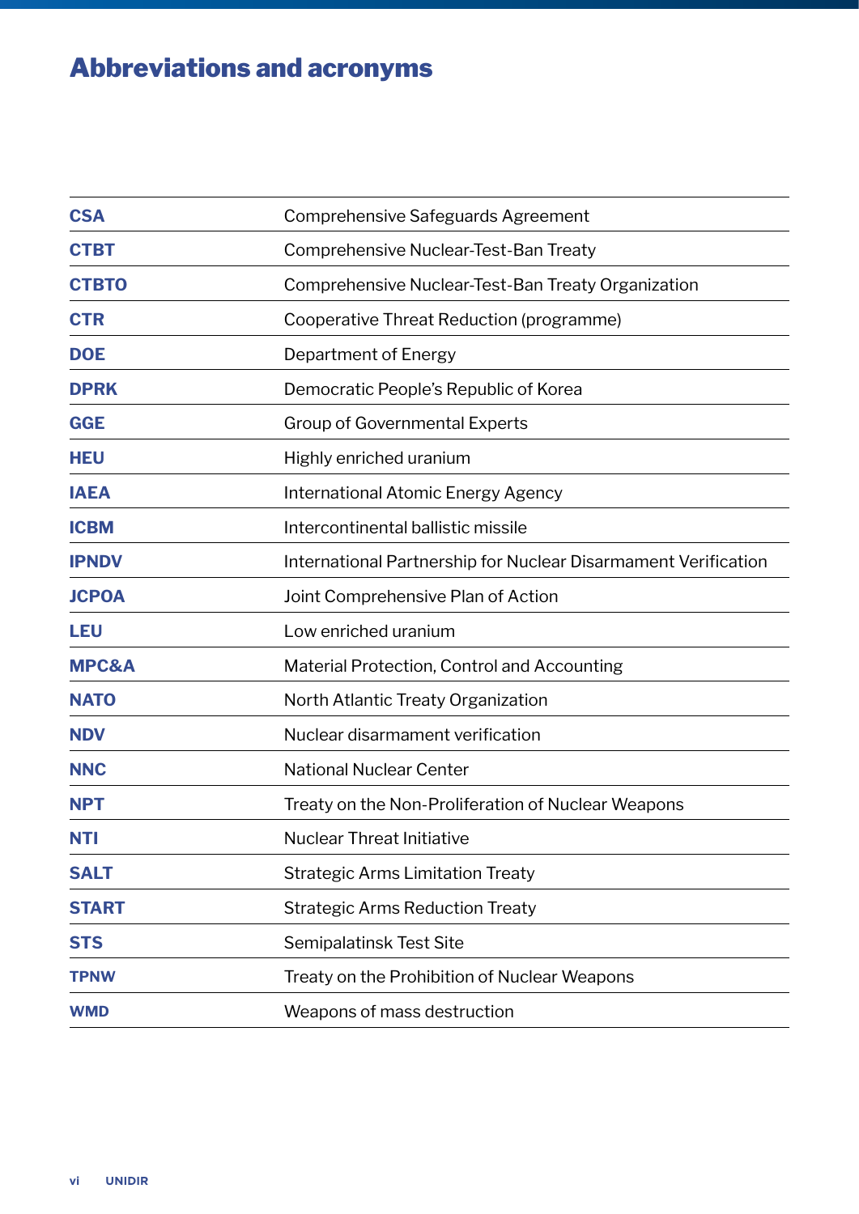# Abbreviations and acronyms

| | |
|---|---|
| **CSA** | Comprehensive Safeguards Agreement |
| **CTBT** | Comprehensive Nuclear-Test-Ban Treaty |
| **CTBTO** | Comprehensive Nuclear-Test-Ban Treaty Organization |
| **CTR** | Cooperative Threat Reduction (programme) |
| **DOE** | Department of Energy |
| **DPRK** | Democratic People's Republic of Korea |
| **GGE** | Group of Governmental Experts |
| **HEU** | Highly enriched uranium |
| **IAEA** | International Atomic Energy Agency |
| **ICBM** | Intercontinental ballistic missile |
| **IPNDV** | International Partnership for Nuclear Disarmament Verification |
| **JCPOA** | Joint Comprehensive Plan of Action |
| **LEU** | Low enriched uranium |
| **MPC&A** | Material Protection, Control and Accounting |
| **NATO** | North Atlantic Treaty Organization |
| **NDV** | Nuclear disarmament verification |
| **NNC** | National Nuclear Center |
| **NPT** | Treaty on the Non-Proliferation of Nuclear Weapons |
| **NTI** | Nuclear Threat Initiative |
| **SALT** | Strategic Arms Limitation Treaty |
| **START** | Strategic Arms Reduction Treaty |
| **STS** | Semipalatinsk Test Site |
| **TPNW** | Treaty on the Prohibition of Nuclear Weapons |
| **WMD** | Weapons of mass destruction |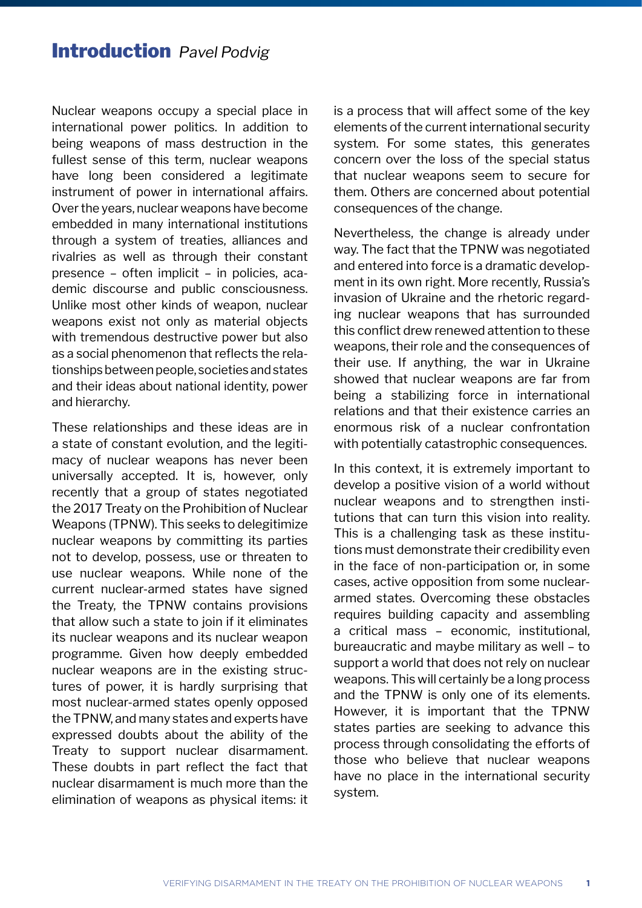# Introduction *Pavel Podvig*

Nuclear weapons occupy a special place in international power politics. In addition to being weapons of mass destruction in the fullest sense of this term, nuclear weapons have long been considered a legitimate instrument of power in international affairs. Over the years, nuclear weapons have become embedded in many international institutions through a system of treaties, alliances and rivalries as well as through their constant presence – often implicit – in policies, academic discourse and public consciousness. Unlike most other kinds of weapon, nuclear weapons exist not only as material objects with tremendous destructive power but also as a social phenomenon that reflects the relationships between people, societies and states and their ideas about national identity, power and hierarchy.

These relationships and these ideas are in a state of constant evolution, and the legitimacy of nuclear weapons has never been universally accepted. It is, however, only recently that a group of states negotiated the 2017 Treaty on the Prohibition of Nuclear Weapons (TPNW). This seeks to delegitimize nuclear weapons by committing its parties not to develop, possess, use or threaten to use nuclear weapons. While none of the current nuclear-armed states have signed the Treaty, the TPNW contains provisions that allow such a state to join if it eliminates its nuclear weapons and its nuclear weapon programme. Given how deeply embedded nuclear weapons are in the existing structures of power, it is hardly surprising that most nuclear-armed states openly opposed the TPNW, and many states and experts have expressed doubts about the ability of the Treaty to support nuclear disarmament. These doubts in part reflect the fact that nuclear disarmament is much more than the elimination of weapons as physical items: it is a process that will affect some of the key elements of the current international security system. For some states, this generates concern over the loss of the special status that nuclear weapons seem to secure for them. Others are concerned about potential consequences of the change.

Nevertheless, the change is already under way. The fact that the TPNW was negotiated and entered into force is a dramatic development in its own right. More recently, Russia's invasion of Ukraine and the rhetoric regarding nuclear weapons that has surrounded this conflict drew renewed attention to these weapons, their role and the consequences of their use. If anything, the war in Ukraine showed that nuclear weapons are far from being a stabilizing force in international relations and that their existence carries an enormous risk of a nuclear confrontation with potentially catastrophic consequences.

In this context, it is extremely important to develop a positive vision of a world without nuclear weapons and to strengthen institutions that can turn this vision into reality. This is a challenging task as these institutions must demonstrate their credibility even in the face of non-participation or, in some cases, active opposition from some nuclear-armed states. Overcoming these obstacles requires building capacity and assembling a critical mass – economic, institutional, bureaucratic and maybe military as well – to support a world that does not rely on nuclear weapons. This will certainly be a long process and the TPNW is only one of its elements. However, it is important that the TPNW states parties are seeking to advance this process through consolidating the efforts of those who believe that nuclear weapons have no place in the international security system.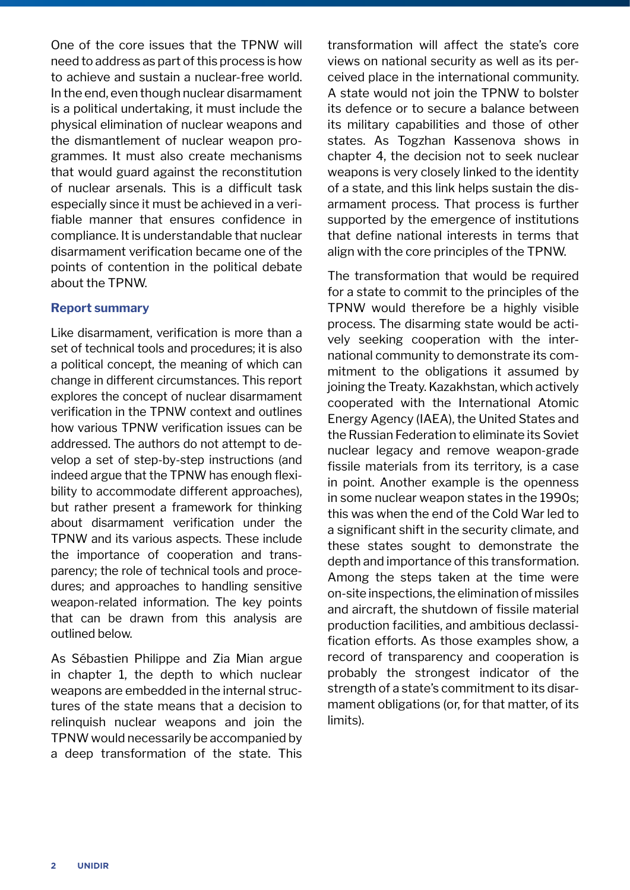One of the core issues that the TPNW will need to address as part of this process is how to achieve and sustain a nuclear-free world. In the end, even though nuclear disarmament is a political undertaking, it must include the physical elimination of nuclear weapons and the dismantlement of nuclear weapon programmes. It must also create mechanisms that would guard against the reconstitution of nuclear arsenals. This is a difficult task especially since it must be achieved in a verifiable manner that ensures confidence in compliance. It is understandable that nuclear disarmament verification became one of the points of contention in the political debate about the TPNW.

### Report summary

Like disarmament, verification is more than a set of technical tools and procedures; it is also a political concept, the meaning of which can change in different circumstances. This report explores the concept of nuclear disarmament verification in the TPNW context and outlines how various TPNW verification issues can be addressed. The authors do not attempt to develop a set of step-by-step instructions (and indeed argue that the TPNW has enough flexibility to accommodate different approaches), but rather present a framework for thinking about disarmament verification under the TPNW and its various aspects. These include the importance of cooperation and transparency; the role of technical tools and procedures; and approaches to handling sensitive weapon-related information. The key points that can be drawn from this analysis are outlined below.

As Sébastien Philippe and Zia Mian argue in chapter 1, the depth to which nuclear weapons are embedded in the internal structures of the state means that a decision to relinquish nuclear weapons and join the TPNW would necessarily be accompanied by a deep transformation of the state. This transformation will affect the state's core views on national security as well as its perceived place in the international community. A state would not join the TPNW to bolster its defence or to secure a balance between its military capabilities and those of other states. As Togzhan Kassenova shows in chapter 4, the decision not to seek nuclear weapons is very closely linked to the identity of a state, and this link helps sustain the disarmament process. That process is further supported by the emergence of institutions that define national interests in terms that align with the core principles of the TPNW.

The transformation that would be required for a state to commit to the principles of the TPNW would therefore be a highly visible process. The disarming state would be actively seeking cooperation with the international community to demonstrate its commitment to the obligations it assumed by joining the Treaty. Kazakhstan, which actively cooperated with the International Atomic Energy Agency (IAEA), the United States and the Russian Federation to eliminate its Soviet nuclear legacy and remove weapon-grade fissile materials from its territory, is a case in point. Another example is the openness in some nuclear weapon states in the 1990s; this was when the end of the Cold War led to a significant shift in the security climate, and these states sought to demonstrate the depth and importance of this transformation. Among the steps taken at the time were on-site inspections, the elimination of missiles and aircraft, the shutdown of fissile material production facilities, and ambitious declassification efforts. As those examples show, a record of transparency and cooperation is probably the strongest indicator of the strength of a state's commitment to its disarmament obligations (or, for that matter, of its limits).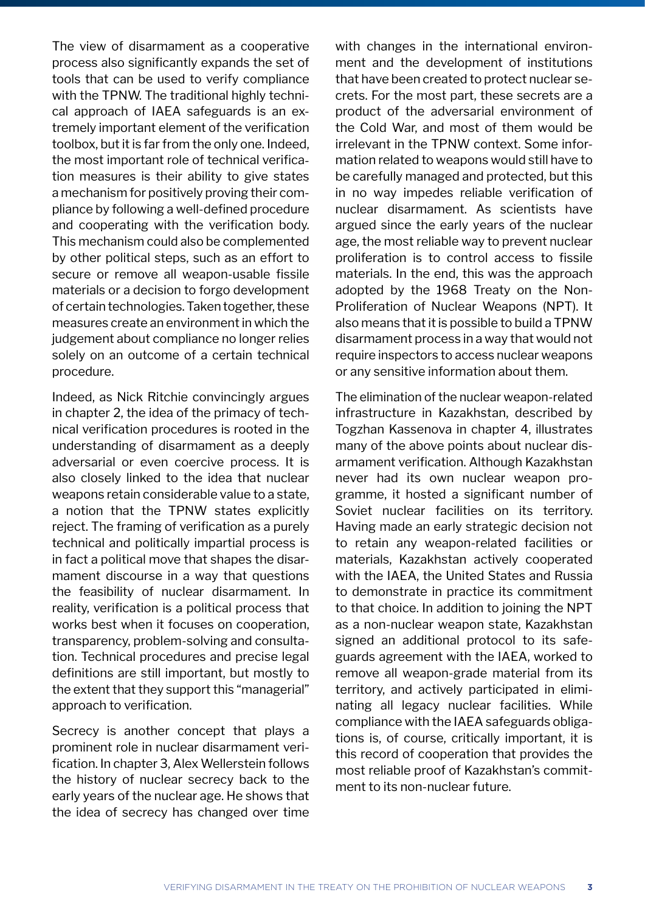The view of disarmament as a cooperative process also significantly expands the set of tools that can be used to verify compliance with the TPNW. The traditional highly technical approach of IAEA safeguards is an extremely important element of the verification toolbox, but it is far from the only one. Indeed, the most important role of technical verification measures is their ability to give states a mechanism for positively proving their compliance by following a well-defined procedure and cooperating with the verification body. This mechanism could also be complemented by other political steps, such as an effort to secure or remove all weapon-usable fissile materials or a decision to forgo development of certain technologies. Taken together, these measures create an environment in which the judgement about compliance no longer relies solely on an outcome of a certain technical procedure.

Indeed, as Nick Ritchie convincingly argues in chapter 2, the idea of the primacy of technical verification procedures is rooted in the understanding of disarmament as a deeply adversarial or even coercive process. It is also closely linked to the idea that nuclear weapons retain considerable value to a state, a notion that the TPNW states explicitly reject. The framing of verification as a purely technical and politically impartial process is in fact a political move that shapes the disarmament discourse in a way that questions the feasibility of nuclear disarmament. In reality, verification is a political process that works best when it focuses on cooperation, transparency, problem-solving and consultation. Technical procedures and precise legal definitions are still important, but mostly to the extent that they support this "managerial" approach to verification.

Secrecy is another concept that plays a prominent role in nuclear disarmament verification. In chapter 3, Alex Wellerstein follows the history of nuclear secrecy back to the early years of the nuclear age. He shows that the idea of secrecy has changed over time with changes in the international environment and the development of institutions that have been created to protect nuclear secrets. For the most part, these secrets are a product of the adversarial environment of the Cold War, and most of them would be irrelevant in the TPNW context. Some information related to weapons would still have to be carefully managed and protected, but this in no way impedes reliable verification of nuclear disarmament. As scientists have argued since the early years of the nuclear age, the most reliable way to prevent nuclear proliferation is to control access to fissile materials. In the end, this was the approach adopted by the 1968 Treaty on the Non-Proliferation of Nuclear Weapons (NPT). It also means that it is possible to build a TPNW disarmament process in a way that would not require inspectors to access nuclear weapons or any sensitive information about them.

The elimination of the nuclear weapon-related infrastructure in Kazakhstan, described by Togzhan Kassenova in chapter 4, illustrates many of the above points about nuclear disarmament verification. Although Kazakhstan never had its own nuclear weapon programme, it hosted a significant number of Soviet nuclear facilities on its territory. Having made an early strategic decision not to retain any weapon-related facilities or materials, Kazakhstan actively cooperated with the IAEA, the United States and Russia to demonstrate in practice its commitment to that choice. In addition to joining the NPT as a non-nuclear weapon state, Kazakhstan signed an additional protocol to its safeguards agreement with the IAEA, worked to remove all weapon-grade material from its territory, and actively participated in eliminating all legacy nuclear facilities. While compliance with the IAEA safeguards obligations is, of course, critically important, it is this record of cooperation that provides the most reliable proof of Kazakhstan's commitment to its non-nuclear future.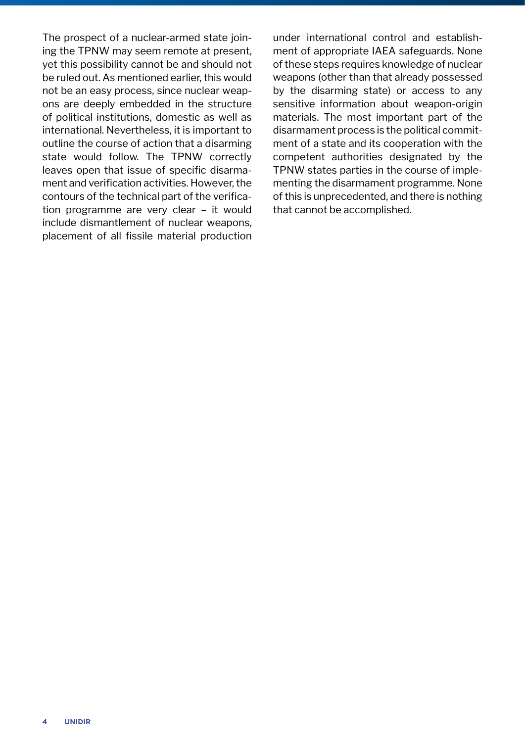The prospect of a nuclear-armed state joining the TPNW may seem remote at present, yet this possibility cannot be and should not be ruled out. As mentioned earlier, this would not be an easy process, since nuclear weapons are deeply embedded in the structure of political institutions, domestic as well as international. Nevertheless, it is important to outline the course of action that a disarming state would follow. The TPNW correctly leaves open that issue of specific disarmament and verification activities. However, the contours of the technical part of the verification programme are very clear – it would include dismantlement of nuclear weapons, placement of all fissile material production under international control and establishment of appropriate IAEA safeguards. None of these steps requires knowledge of nuclear weapons (other than that already possessed by the disarming state) or access to any sensitive information about weapon-origin materials. The most important part of the disarmament process is the political commitment of a state and its cooperation with the competent authorities designated by the TPNW states parties in the course of implementing the disarmament programme. None of this is unprecedented, and there is nothing that cannot be accomplished.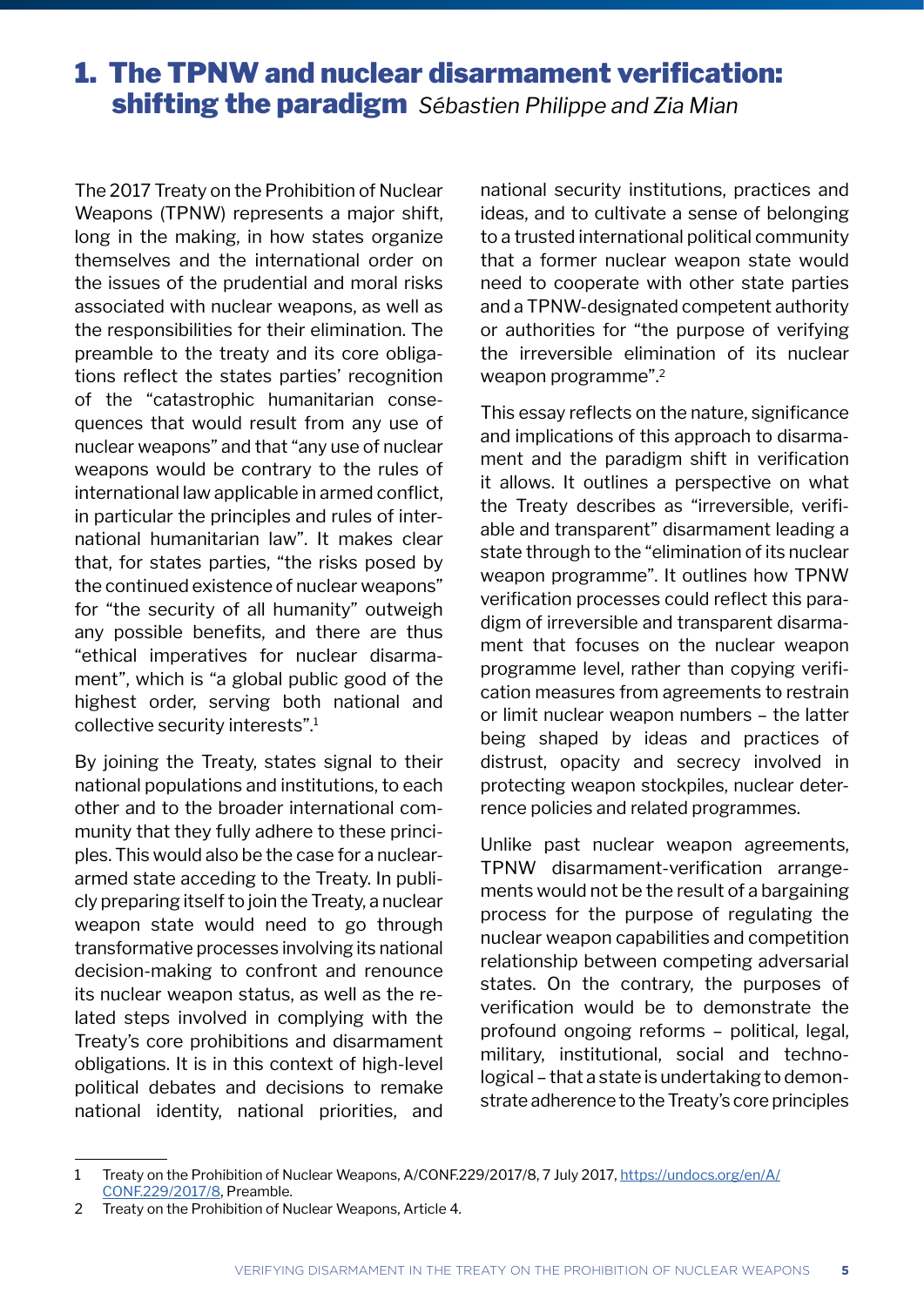# 1. The TPNW and nuclear disarmament verification: shifting the paradigm *Sébastien Philippe and Zia Mian*

The 2017 Treaty on the Prohibition of Nuclear Weapons (TPNW) represents a major shift, long in the making, in how states organize themselves and the international order on the issues of the prudential and moral risks associated with nuclear weapons, as well as the responsibilities for their elimination. The preamble to the treaty and its core obligations reflect the states parties' recognition of the "catastrophic humanitarian consequences that would result from any use of nuclear weapons" and that "any use of nuclear weapons would be contrary to the rules of international law applicable in armed conflict, in particular the principles and rules of international humanitarian law". It makes clear that, for states parties, "the risks posed by the continued existence of nuclear weapons" for "the security of all humanity" outweigh any possible benefits, and there are thus "ethical imperatives for nuclear disarmament", which is "a global public good of the highest order, serving both national and collective security interests".[1]

By joining the Treaty, states signal to their national populations and institutions, to each other and to the broader international community that they fully adhere to these principles. This would also be the case for a nuclear-armed state acceding to the Treaty. In publicly preparing itself to join the Treaty, a nuclear weapon state would need to go through transformative processes involving its national decision-making to confront and renounce its nuclear weapon status, as well as the related steps involved in complying with the Treaty's core prohibitions and disarmament obligations. It is in this context of high-level political debates and decisions to remake national identity, national priorities, and national security institutions, practices and ideas, and to cultivate a sense of belonging to a trusted international political community that a former nuclear weapon state would need to cooperate with other state parties and a TPNW-designated competent authority or authorities for "the purpose of verifying the irreversible elimination of its nuclear weapon programme".[2]

This essay reflects on the nature, significance and implications of this approach to disarmament and the paradigm shift in verification it allows. It outlines a perspective on what the Treaty describes as "irreversible, verifiable and transparent" disarmament leading a state through to the "elimination of its nuclear weapon programme". It outlines how TPNW verification processes could reflect this paradigm of irreversible and transparent disarmament that focuses on the nuclear weapon programme level, rather than copying verification measures from agreements to restrain or limit nuclear weapon numbers – the latter being shaped by ideas and practices of distrust, opacity and secrecy involved in protecting weapon stockpiles, nuclear deterrence policies and related programmes.

Unlike past nuclear weapon agreements, TPNW disarmament-verification arrangements would not be the result of a bargaining process for the purpose of regulating the nuclear weapon capabilities and competition relationship between competing adversarial states. On the contrary, the purposes of verification would be to demonstrate the profound ongoing reforms – political, legal, military, institutional, social and technological – that a state is undertaking to demonstrate adherence to the Treaty's core principles

---

1 Treaty on the Prohibition of Nuclear Weapons, A/CONF.229/2017/8, 7 July 2017, https://undocs.org/en/A/CONF.229/2017/8, Preamble.

2 Treaty on the Prohibition of Nuclear Weapons, Article 4.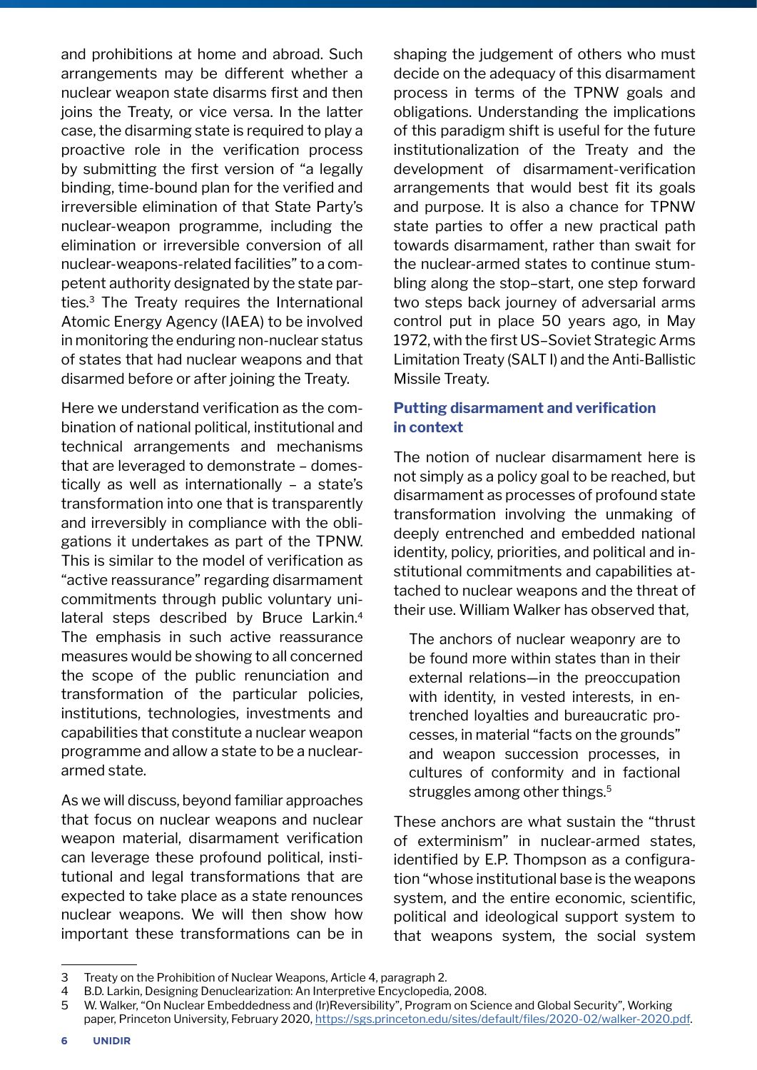and prohibitions at home and abroad. Such arrangements may be different whether a nuclear weapon state disarms first and then joins the Treaty, or vice versa. In the latter case, the disarming state is required to play a proactive role in the verification process by submitting the first version of "a legally binding, time-bound plan for the verified and irreversible elimination of that State Party's nuclear-weapon programme, including the elimination or irreversible conversion of all nuclear-weapons-related facilities" to a competent authority designated by the state parties.[3] The Treaty requires the International Atomic Energy Agency (IAEA) to be involved in monitoring the enduring non-nuclear status of states that had nuclear weapons and that disarmed before or after joining the Treaty.

Here we understand verification as the combination of national political, institutional and technical arrangements and mechanisms that are leveraged to demonstrate – domestically as well as internationally – a state's transformation into one that is transparently and irreversibly in compliance with the obligations it undertakes as part of the TPNW. This is similar to the model of verification as "active reassurance" regarding disarmament commitments through public voluntary unilateral steps described by Bruce Larkin.[4] The emphasis in such active reassurance measures would be showing to all concerned the scope of the public renunciation and transformation of the particular policies, institutions, technologies, investments and capabilities that constitute a nuclear weapon programme and allow a state to be a nuclear-armed state.

As we will discuss, beyond familiar approaches that focus on nuclear weapons and nuclear weapon material, disarmament verification can leverage these profound political, institutional and legal transformations that are expected to take place as a state renounces nuclear weapons. We will then show how important these transformations can be in shaping the judgement of others who must decide on the adequacy of this disarmament process in terms of the TPNW goals and obligations. Understanding the implications of this paradigm shift is useful for the future institutionalization of the Treaty and the development of disarmament-verification arrangements that would best fit its goals and purpose. It is also a chance for TPNW state parties to offer a new practical path towards disarmament, rather than swait for the nuclear-armed states to continue stumbling along the stop–start, one step forward two steps back journey of adversarial arms control put in place 50 years ago, in May 1972, with the first US–Soviet Strategic Arms Limitation Treaty (SALT I) and the Anti-Ballistic Missile Treaty.

## Putting disarmament and verification in context

The notion of nuclear disarmament here is not simply as a policy goal to be reached, but disarmament as processes of profound state transformation involving the unmaking of deeply entrenched and embedded national identity, policy, priorities, and political and institutional commitments and capabilities attached to nuclear weapons and the threat of their use. William Walker has observed that,

> The anchors of nuclear weaponry are to be found more within states than in their external relations—in the preoccupation with identity, in vested interests, in entrenched loyalties and bureaucratic processes, in material "facts on the grounds" and weapon succession processes, in cultures of conformity and in factional struggles among other things.[5]

These anchors are what sustain the "thrust of exterminism" in nuclear-armed states, identified by E.P. Thompson as a configuration "whose institutional base is the weapons system, and the entire economic, scientific, political and ideological support system to that weapons system, the social system

---

3 Treaty on the Prohibition of Nuclear Weapons, Article 4, paragraph 2.

4 B.D. Larkin, Designing Denuclearization: An Interpretive Encyclopedia, 2008.

5 W. Walker, "On Nuclear Embeddedness and (Ir)Reversibility", Program on Science and Global Security", Working paper, Princeton University, February 2020, https://sgs.princeton.edu/sites/default/files/2020-02/walker-2020.pdf.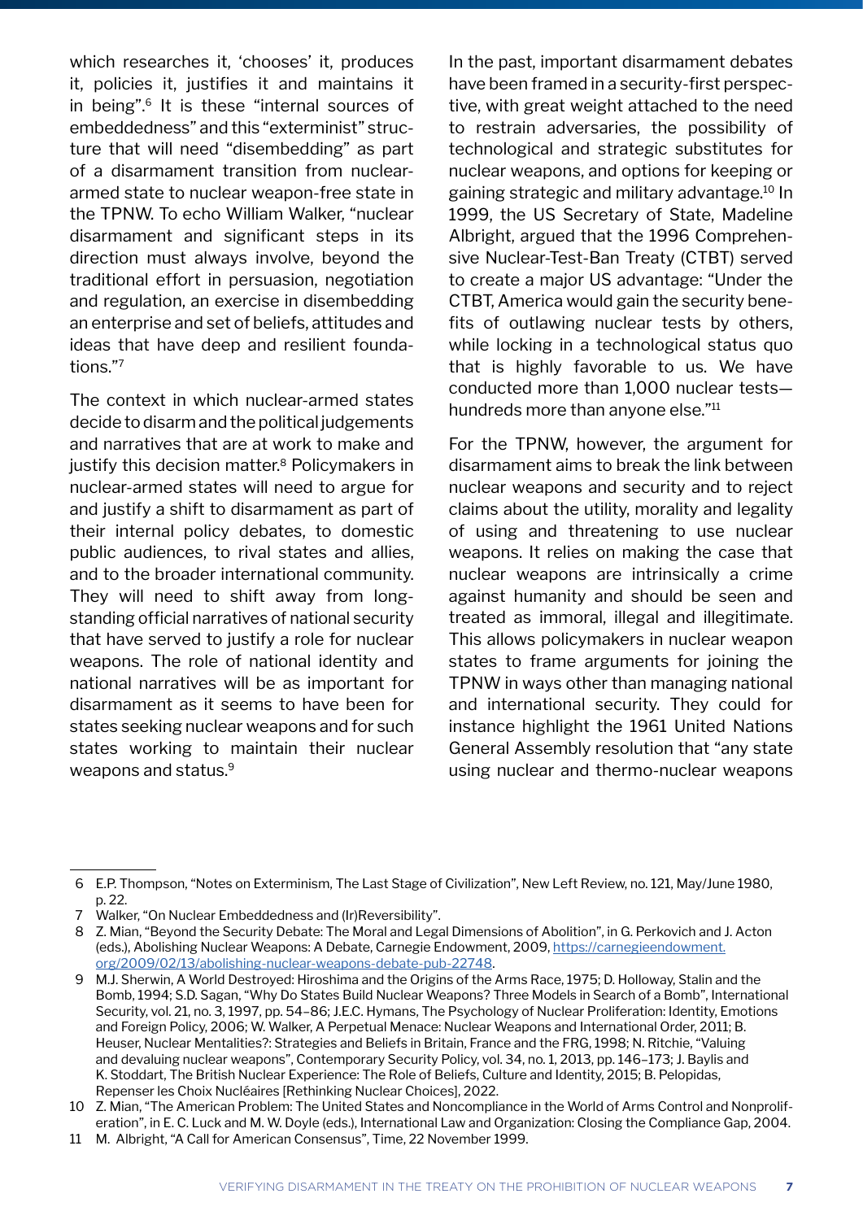which researches it, 'chooses' it, produces it, policies it, justifies it and maintains it in being".[6] It is these "internal sources of embeddedness" and this "exterminist" structure that will need "disembedding" as part of a disarmament transition from nuclear-armed state to nuclear weapon-free state in the TPNW. To echo William Walker, "nuclear disarmament and significant steps in its direction must always involve, beyond the traditional effort in persuasion, negotiation and regulation, an exercise in disembedding an enterprise and set of beliefs, attitudes and ideas that have deep and resilient foundations."[7]

The context in which nuclear-armed states decide to disarm and the political judgements and narratives that are at work to make and justify this decision matter.[8] Policymakers in nuclear-armed states will need to argue for and justify a shift to disarmament as part of their internal policy debates, to domestic public audiences, to rival states and allies, and to the broader international community. They will need to shift away from long-standing official narratives of national security that have served to justify a role for nuclear weapons. The role of national identity and national narratives will be as important for disarmament as it seems to have been for states seeking nuclear weapons and for such states working to maintain their nuclear weapons and status.[9]

In the past, important disarmament debates have been framed in a security-first perspective, with great weight attached to the need to restrain adversaries, the possibility of technological and strategic substitutes for nuclear weapons, and options for keeping or gaining strategic and military advantage.[10] In 1999, the US Secretary of State, Madeline Albright, argued that the 1996 Comprehensive Nuclear-Test-Ban Treaty (CTBT) served to create a major US advantage: "Under the CTBT, America would gain the security benefits of outlawing nuclear tests by others, while locking in a technological status quo that is highly favorable to us. We have conducted more than 1,000 nuclear tests—hundreds more than anyone else."[11]

For the TPNW, however, the argument for disarmament aims to break the link between nuclear weapons and security and to reject claims about the utility, morality and legality of using and threatening to use nuclear weapons. It relies on making the case that nuclear weapons are intrinsically a crime against humanity and should be seen and treated as immoral, illegal and illegitimate. This allows policymakers in nuclear weapon states to frame arguments for joining the TPNW in ways other than managing national and international security. They could for instance highlight the 1961 United Nations General Assembly resolution that "any state using nuclear and thermo-nuclear weapons

---

6 E.P. Thompson, "Notes on Exterminism, The Last Stage of Civilization", New Left Review, no. 121, May/June 1980, p. 22.

7 Walker, "On Nuclear Embeddedness and (Ir)Reversibility".

8 Z. Mian, "Beyond the Security Debate: The Moral and Legal Dimensions of Abolition", in G. Perkovich and J. Acton (eds.), Abolishing Nuclear Weapons: A Debate, Carnegie Endowment, 2009, https://carnegieendowment.org/2009/02/13/abolishing-nuclear-weapons-debate-pub-22748.

9 M.J. Sherwin, A World Destroyed: Hiroshima and the Origins of the Arms Race, 1975; D. Holloway, Stalin and the Bomb, 1994; S.D. Sagan, "Why Do States Build Nuclear Weapons? Three Models in Search of a Bomb", International Security, vol. 21, no. 3, 1997, pp. 54–86; J.E.C. Hymans, The Psychology of Nuclear Proliferation: Identity, Emotions and Foreign Policy, 2006; W. Walker, A Perpetual Menace: Nuclear Weapons and International Order, 2011; B. Heuser, Nuclear Mentalities?: Strategies and Beliefs in Britain, France and the FRG, 1998; N. Ritchie, "Valuing and devaluing nuclear weapons", Contemporary Security Policy, vol. 34, no. 1, 2013, pp. 146–173; J. Baylis and K. Stoddart, The British Nuclear Experience: The Role of Beliefs, Culture and Identity, 2015; B. Pelopidas, Repenser les Choix Nucléaires [Rethinking Nuclear Choices], 2022.

10 Z. Mian, "The American Problem: The United States and Noncompliance in the World of Arms Control and Nonproliferation", in E. C. Luck and M. W. Doyle (eds.), International Law and Organization: Closing the Compliance Gap, 2004.

11 M. Albright, "A Call for American Consensus", Time, 22 November 1999.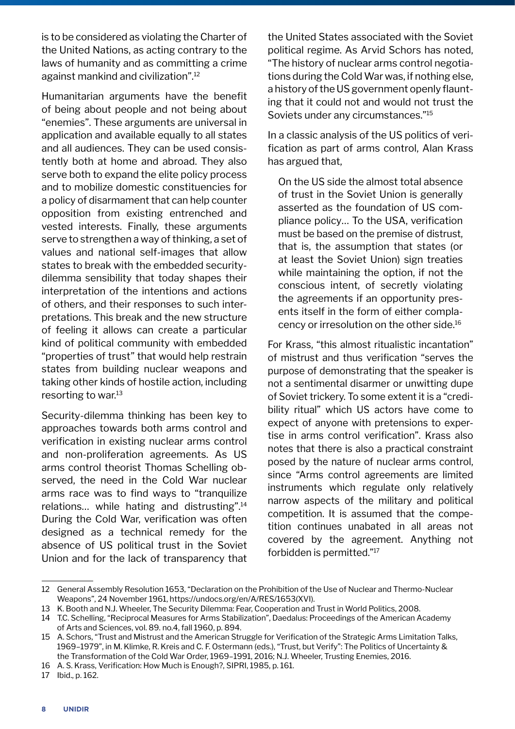is to be considered as violating the Charter of the United Nations, as acting contrary to the laws of humanity and as committing a crime against mankind and civilization".[12]

Humanitarian arguments have the benefit of being about people and not being about "enemies". These arguments are universal in application and available equally to all states and all audiences. They can be used consistently both at home and abroad. They also serve both to expand the elite policy process and to mobilize domestic constituencies for a policy of disarmament that can help counter opposition from existing entrenched and vested interests. Finally, these arguments serve to strengthen a way of thinking, a set of values and national self-images that allow states to break with the embedded security-dilemma sensibility that today shapes their interpretation of the intentions and actions of others, and their responses to such interpretations. This break and the new structure of feeling it allows can create a particular kind of political community with embedded "properties of trust" that would help restrain states from building nuclear weapons and taking other kinds of hostile action, including resorting to war.[13]

Security-dilemma thinking has been key to approaches towards both arms control and verification in existing nuclear arms control and non-proliferation agreements. As US arms control theorist Thomas Schelling observed, the need in the Cold War nuclear arms race was to find ways to "tranquilize relations… while hating and distrusting".[14] During the Cold War, verification was often designed as a technical remedy for the absence of US political trust in the Soviet Union and for the lack of transparency that the United States associated with the Soviet political regime. As Arvid Schors has noted, "The history of nuclear arms control negotiations during the Cold War was, if nothing else, a history of the US government openly flaunting that it could not and would not trust the Soviets under any circumstances."[15]

In a classic analysis of the US politics of verification as part of arms control, Alan Krass has argued that,

> On the US side the almost total absence of trust in the Soviet Union is generally asserted as the foundation of US compliance policy… To the USA, verification must be based on the premise of distrust, that is, the assumption that states (or at least the Soviet Union) sign treaties while maintaining the option, if not the conscious intent, of secretly violating the agreements if an opportunity presents itself in the form of either complacency or irresolution on the other side.[16]

For Krass, "this almost ritualistic incantation" of mistrust and thus verification "serves the purpose of demonstrating that the speaker is not a sentimental disarmer or unwitting dupe of Soviet trickery. To some extent it is a "credibility ritual" which US actors have come to expect of anyone with pretensions to expertise in arms control verification". Krass also notes that there is also a practical constraint posed by the nature of nuclear arms control, since "Arms control agreements are limited instruments which regulate only relatively narrow aspects of the military and political competition. It is assumed that the competition continues unabated in all areas not covered by the agreement. Anything not forbidden is permitted."[17]

---

12 General Assembly Resolution 1653, "Declaration on the Prohibition of the Use of Nuclear and Thermo-Nuclear Weapons", 24 November 1961, https://undocs.org/en/A/RES/1653(XVI).

13 K. Booth and N.J. Wheeler, The Security Dilemma: Fear, Cooperation and Trust in World Politics, 2008.

14 T.C. Schelling, "Reciprocal Measures for Arms Stabilization", Daedalus: Proceedings of the American Academy of Arts and Sciences, vol. 89. no.4, fall 1960, p. 894.

15 A. Schors, "Trust and Mistrust and the American Struggle for Verification of the Strategic Arms Limitation Talks, 1969–1979", in M. Klimke, R. Kreis and C. F. Ostermann (eds.), "Trust, but Verify": The Politics of Uncertainty & the Transformation of the Cold War Order, 1969–1991, 2016; N.J. Wheeler, Trusting Enemies, 2016.

16 A. S. Krass, Verification: How Much is Enough?, SIPRI, 1985, p. 161.

17 Ibid., p. 162.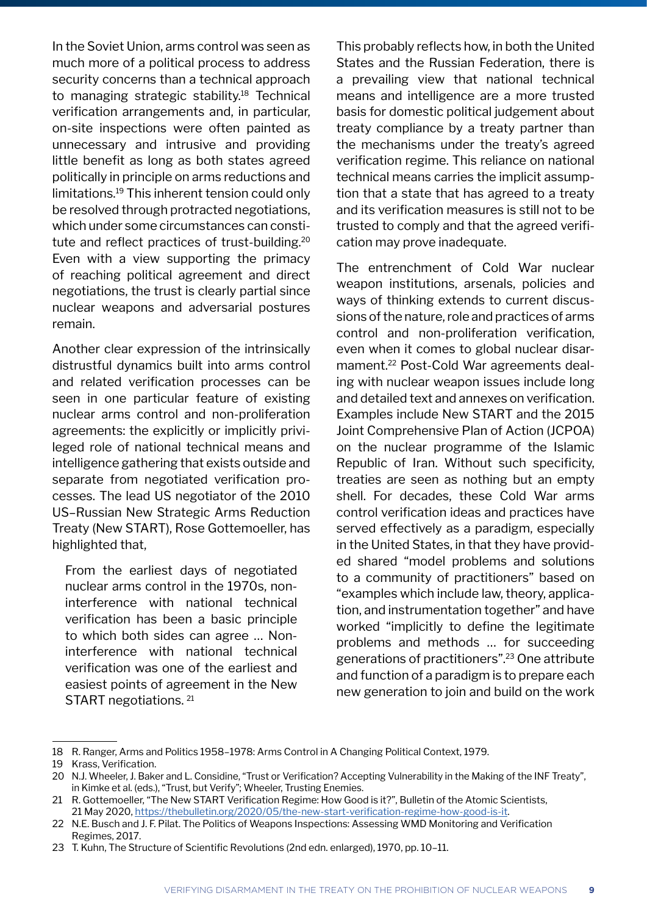In the Soviet Union, arms control was seen as much more of a political process to address security concerns than a technical approach to managing strategic stability.[18] Technical verification arrangements and, in particular, on-site inspections were often painted as unnecessary and intrusive and providing little benefit as long as both states agreed politically in principle on arms reductions and limitations.[19] This inherent tension could only be resolved through protracted negotiations, which under some circumstances can constitute and reflect practices of trust-building.[20] Even with a view supporting the primacy of reaching political agreement and direct negotiations, the trust is clearly partial since nuclear weapons and adversarial postures remain.

Another clear expression of the intrinsically distrustful dynamics built into arms control and related verification processes can be seen in one particular feature of existing nuclear arms control and non-proliferation agreements: the explicitly or implicitly privileged role of national technical means and intelligence gathering that exists outside and separate from negotiated verification processes. The lead US negotiator of the 2010 US–Russian New Strategic Arms Reduction Treaty (New START), Rose Gottemoeller, has highlighted that,

> From the earliest days of negotiated nuclear arms control in the 1970s, non-interference with national technical verification has been a basic principle to which both sides can agree … Non-interference with national technical verification was one of the earliest and easiest points of agreement in the New START negotiations. [21]

This probably reflects how, in both the United States and the Russian Federation, there is a prevailing view that national technical means and intelligence are a more trusted basis for domestic political judgement about treaty compliance by a treaty partner than the mechanisms under the treaty's agreed verification regime. This reliance on national technical means carries the implicit assumption that a state that has agreed to a treaty and its verification measures is still not to be trusted to comply and that the agreed verification may prove inadequate.

The entrenchment of Cold War nuclear weapon institutions, arsenals, policies and ways of thinking extends to current discussions of the nature, role and practices of arms control and non-proliferation verification, even when it comes to global nuclear disarmament.[22] Post-Cold War agreements dealing with nuclear weapon issues include long and detailed text and annexes on verification. Examples include New START and the 2015 Joint Comprehensive Plan of Action (JCPOA) on the nuclear programme of the Islamic Republic of Iran. Without such specificity, treaties are seen as nothing but an empty shell. For decades, these Cold War arms control verification ideas and practices have served effectively as a paradigm, especially in the United States, in that they have provided shared "model problems and solutions to a community of practitioners" based on "examples which include law, theory, application, and instrumentation together" and have worked "implicitly to define the legitimate problems and methods … for succeeding generations of practitioners".[23] One attribute and function of a paradigm is to prepare each new generation to join and build on the work

---

18 R. Ranger, Arms and Politics 1958–1978: Arms Control in A Changing Political Context, 1979.

19 Krass, Verification.

20 N.J. Wheeler, J. Baker and L. Considine, "Trust or Verification? Accepting Vulnerability in the Making of the INF Treaty", in Kimke et al. (eds.), "Trust, but Verify"; Wheeler, Trusting Enemies.

21 R. Gottemoeller, "The New START Verification Regime: How Good is it?", Bulletin of the Atomic Scientists, 21 May 2020, https://thebulletin.org/2020/05/the-new-start-verification-regime-how-good-is-it.

22 N.E. Busch and J. F. Pilat. The Politics of Weapons Inspections: Assessing WMD Monitoring and Verification Regimes, 2017.

23 T. Kuhn, The Structure of Scientific Revolutions (2nd edn. enlarged), 1970, pp. 10–11.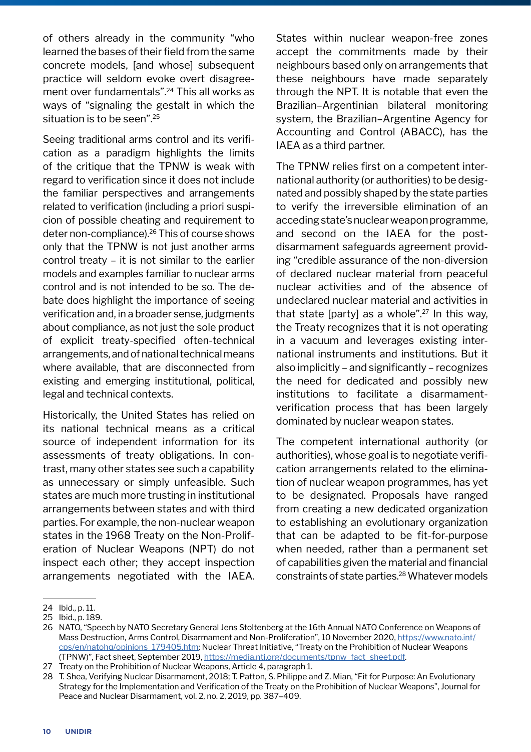of others already in the community "who learned the bases of their field from the same concrete models, [and whose] subsequent practice will seldom evoke overt disagreement over fundamentals".[24] This all works as ways of "signaling the gestalt in which the situation is to be seen".[25]

Seeing traditional arms control and its verification as a paradigm highlights the limits of the critique that the TPNW is weak with regard to verification since it does not include the familiar perspectives and arrangements related to verification (including a priori suspicion of possible cheating and requirement to deter non-compliance).[26] This of course shows only that the TPNW is not just another arms control treaty – it is not similar to the earlier models and examples familiar to nuclear arms control and is not intended to be so. The debate does highlight the importance of seeing verification and, in a broader sense, judgments about compliance, as not just the sole product of explicit treaty-specified often-technical arrangements, and of national technical means where available, that are disconnected from existing and emerging institutional, political, legal and technical contexts.

Historically, the United States has relied on its national technical means as a critical source of independent information for its assessments of treaty obligations. In contrast, many other states see such a capability as unnecessary or simply unfeasible. Such states are much more trusting in institutional arrangements between states and with third parties. For example, the non-nuclear weapon states in the 1968 Treaty on the Non-Proliferation of Nuclear Weapons (NPT) do not inspect each other; they accept inspection arrangements negotiated with the IAEA. States within nuclear weapon-free zones accept the commitments made by their neighbours based only on arrangements that these neighbours have made separately through the NPT. It is notable that even the Brazilian–Argentinian bilateral monitoring system, the Brazilian–Argentine Agency for Accounting and Control (ABACC), has the IAEA as a third partner.

The TPNW relies first on a competent international authority (or authorities) to be designated and possibly shaped by the state parties to verify the irreversible elimination of an acceding state's nuclear weapon programme, and second on the IAEA for the post-disarmament safeguards agreement providing "credible assurance of the non-diversion of declared nuclear material from peaceful nuclear activities and of the absence of undeclared nuclear material and activities in that state [party] as a whole".[27] In this way, the Treaty recognizes that it is not operating in a vacuum and leverages existing international instruments and institutions. But it also implicitly – and significantly – recognizes the need for dedicated and possibly new institutions to facilitate a disarmament-verification process that has been largely dominated by nuclear weapon states.

The competent international authority (or authorities), whose goal is to negotiate verification arrangements related to the elimination of nuclear weapon programmes, has yet to be designated. Proposals have ranged from creating a new dedicated organization to establishing an evolutionary organization that can be adapted to be fit-for-purpose when needed, rather than a permanent set of capabilities given the material and financial constraints of state parties.[28] Whatever models

---

24 Ibid., p. 11.

25 Ibid., p. 189.

26 NATO, "Speech by NATO Secretary General Jens Stoltenberg at the 16th Annual NATO Conference on Weapons of Mass Destruction, Arms Control, Disarmament and Non-Proliferation", 10 November 2020, https://www.nato.int/cps/en/natohq/opinions_179405.htm; Nuclear Threat Initiative, "Treaty on the Prohibition of Nuclear Weapons (TPNW)", Fact sheet, September 2019, https://media.nti.org/documents/tpnw_fact_sheet.pdf.

27 Treaty on the Prohibition of Nuclear Weapons, Article 4, paragraph 1.

28 T. Shea, Verifying Nuclear Disarmament, 2018; T. Patton, S. Philippe and Z. Mian, "Fit for Purpose: An Evolutionary Strategy for the Implementation and Verification of the Treaty on the Prohibition of Nuclear Weapons", Journal for Peace and Nuclear Disarmament, vol. 2, no. 2, 2019, pp. 387–409.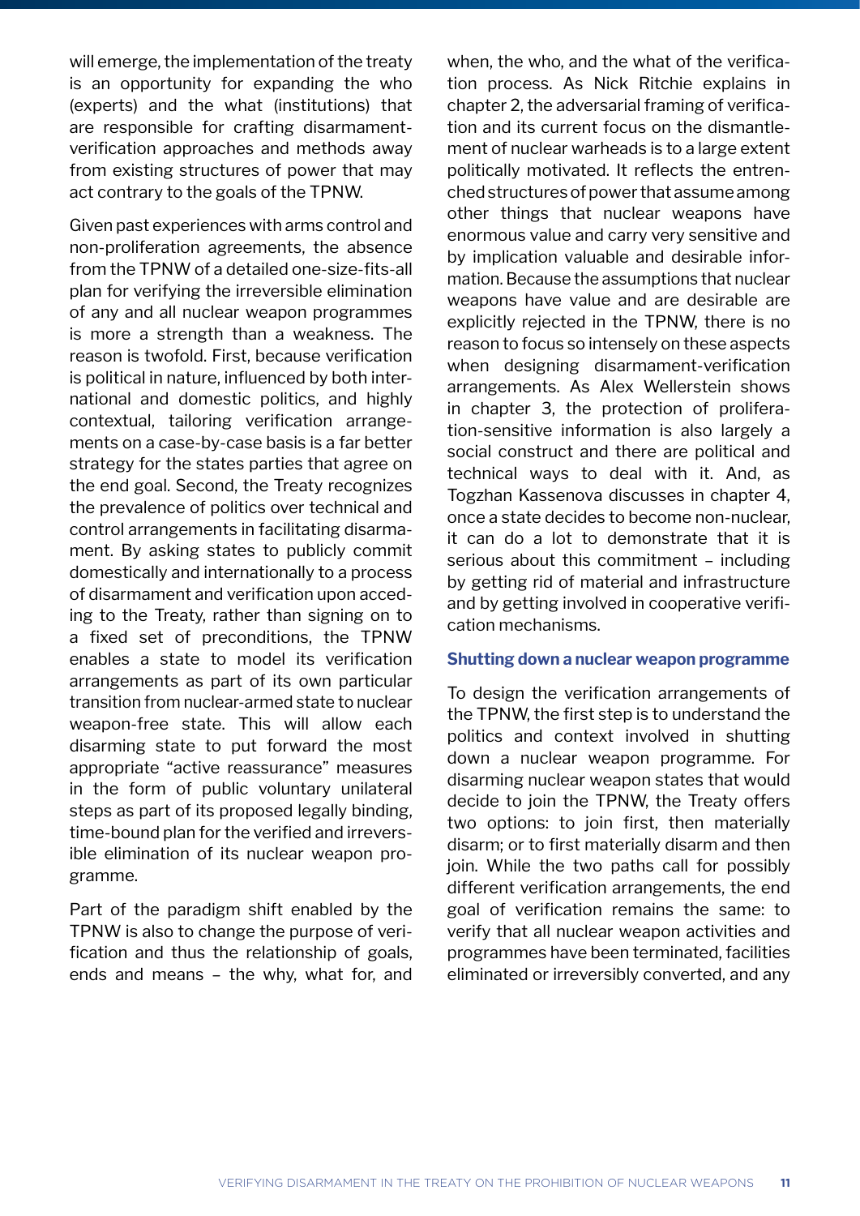will emerge, the implementation of the treaty is an opportunity for expanding the who (experts) and the what (institutions) that are responsible for crafting disarmament-verification approaches and methods away from existing structures of power that may act contrary to the goals of the TPNW.

Given past experiences with arms control and non-proliferation agreements, the absence from the TPNW of a detailed one-size-fits-all plan for verifying the irreversible elimination of any and all nuclear weapon programmes is more a strength than a weakness. The reason is twofold. First, because verification is political in nature, influenced by both international and domestic politics, and highly contextual, tailoring verification arrangements on a case-by-case basis is a far better strategy for the states parties that agree on the end goal. Second, the Treaty recognizes the prevalence of politics over technical and control arrangements in facilitating disarmament. By asking states to publicly commit domestically and internationally to a process of disarmament and verification upon acceding to the Treaty, rather than signing on to a fixed set of preconditions, the TPNW enables a state to model its verification arrangements as part of its own particular transition from nuclear-armed state to nuclear weapon-free state. This will allow each disarming state to put forward the most appropriate "active reassurance" measures in the form of public voluntary unilateral steps as part of its proposed legally binding, time-bound plan for the verified and irreversible elimination of its nuclear weapon programme.

Part of the paradigm shift enabled by the TPNW is also to change the purpose of verification and thus the relationship of goals, ends and means – the why, what for, and when, the who, and the what of the verification process. As Nick Ritchie explains in chapter 2, the adversarial framing of verification and its current focus on the dismantlement of nuclear warheads is to a large extent politically motivated. It reflects the entrenched structures of power that assume among other things that nuclear weapons have enormous value and carry very sensitive and by implication valuable and desirable information. Because the assumptions that nuclear weapons have value and are desirable are explicitly rejected in the TPNW, there is no reason to focus so intensely on these aspects when designing disarmament-verification arrangements. As Alex Wellerstein shows in chapter 3, the protection of proliferation-sensitive information is also largely a social construct and there are political and technical ways to deal with it. And, as Togzhan Kassenova discusses in chapter 4, once a state decides to become non-nuclear, it can do a lot to demonstrate that it is serious about this commitment – including by getting rid of material and infrastructure and by getting involved in cooperative verification mechanisms.

### Shutting down a nuclear weapon programme

To design the verification arrangements of the TPNW, the first step is to understand the politics and context involved in shutting down a nuclear weapon programme. For disarming nuclear weapon states that would decide to join the TPNW, the Treaty offers two options: to join first, then materially disarm; or to first materially disarm and then join. While the two paths call for possibly different verification arrangements, the end goal of verification remains the same: to verify that all nuclear weapon activities and programmes have been terminated, facilities eliminated or irreversibly converted, and any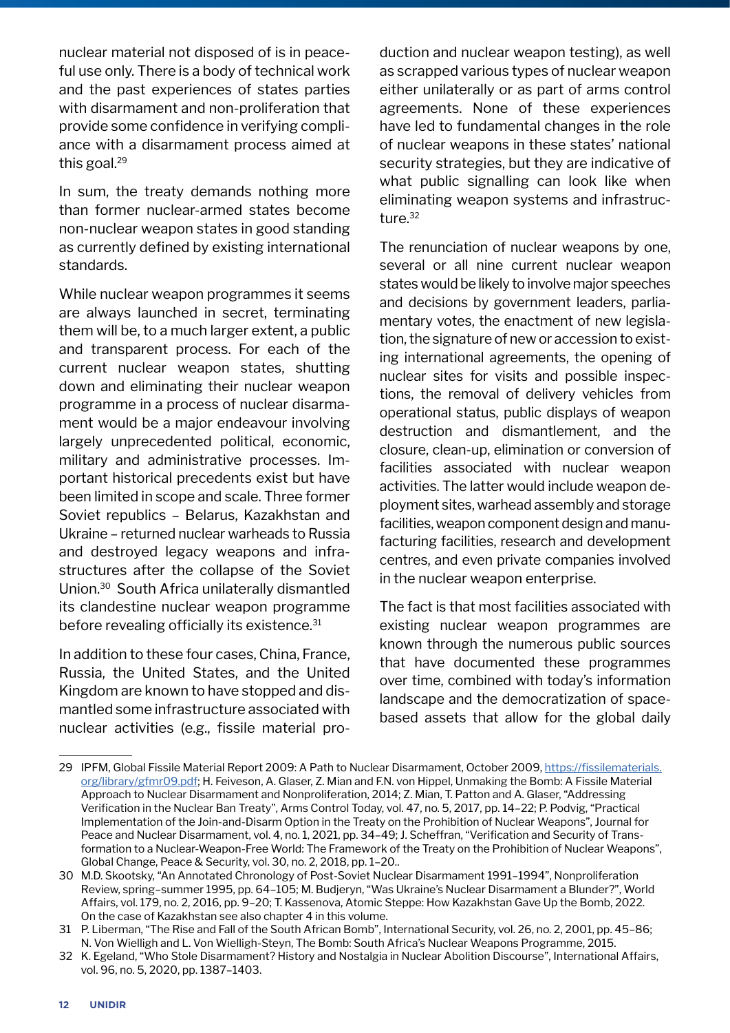nuclear material not disposed of is in peaceful use only. There is a body of technical work and the past experiences of states parties with disarmament and non-proliferation that provide some confidence in verifying compliance with a disarmament process aimed at this goal.[29]

In sum, the treaty demands nothing more than former nuclear-armed states become non-nuclear weapon states in good standing as currently defined by existing international standards.

While nuclear weapon programmes it seems are always launched in secret, terminating them will be, to a much larger extent, a public and transparent process. For each of the current nuclear weapon states, shutting down and eliminating their nuclear weapon programme in a process of nuclear disarmament would be a major endeavour involving largely unprecedented political, economic, military and administrative processes. Important historical precedents exist but have been limited in scope and scale. Three former Soviet republics – Belarus, Kazakhstan and Ukraine – returned nuclear warheads to Russia and destroyed legacy weapons and infrastructures after the collapse of the Soviet Union.[30] South Africa unilaterally dismantled its clandestine nuclear weapon programme before revealing officially its existence.[31]

In addition to these four cases, China, France, Russia, the United States, and the United Kingdom are known to have stopped and dismantled some infrastructure associated with nuclear activities (e.g., fissile material production and nuclear weapon testing), as well as scrapped various types of nuclear weapon either unilaterally or as part of arms control agreements. None of these experiences have led to fundamental changes in the role of nuclear weapons in these states' national security strategies, but they are indicative of what public signalling can look like when eliminating weapon systems and infrastructure.[32]

The renunciation of nuclear weapons by one, several or all nine current nuclear weapon states would be likely to involve major speeches and decisions by government leaders, parliamentary votes, the enactment of new legislation, the signature of new or accession to existing international agreements, the opening of nuclear sites for visits and possible inspections, the removal of delivery vehicles from operational status, public displays of weapon destruction and dismantlement, and the closure, clean-up, elimination or conversion of facilities associated with nuclear weapon activities. The latter would include weapon deployment sites, warhead assembly and storage facilities, weapon component design and manufacturing facilities, research and development centres, and even private companies involved in the nuclear weapon enterprise.

The fact is that most facilities associated with existing nuclear weapon programmes are known through the numerous public sources that have documented these programmes over time, combined with today's information landscape and the democratization of space-based assets that allow for the global daily

---

29 IPFM, Global Fissile Material Report 2009: A Path to Nuclear Disarmament, October 2009, https://fissilematerials.org/library/gfmr09.pdf; H. Feiveson, A. Glaser, Z. Mian and F.N. von Hippel, Unmaking the Bomb: A Fissile Material Approach to Nuclear Disarmament and Nonproliferation, 2014; Z. Mian, T. Patton and A. Glaser, "Addressing Verification in the Nuclear Ban Treaty", Arms Control Today, vol. 47, no. 5, 2017, pp. 14–22; P. Podvig, "Practical Implementation of the Join-and-Disarm Option in the Treaty on the Prohibition of Nuclear Weapons", Journal for Peace and Nuclear Disarmament, vol. 4, no. 1, 2021, pp. 34–49; J. Scheffran, "Verification and Security of Transformation to a Nuclear-Weapon-Free World: The Framework of the Treaty on the Prohibition of Nuclear Weapons", Global Change, Peace & Security, vol. 30, no. 2, 2018, pp. 1–20..

30 M.D. Skootsky, "An Annotated Chronology of Post-Soviet Nuclear Disarmament 1991–1994", Nonproliferation Review, spring–summer 1995, pp. 64–105; M. Budjeryn, "Was Ukraine's Nuclear Disarmament a Blunder?", World Affairs, vol. 179, no. 2, 2016, pp. 9–20; T. Kassenova, Atomic Steppe: How Kazakhstan Gave Up the Bomb, 2022. On the case of Kazakhstan see also chapter 4 in this volume.

31 P. Liberman, "The Rise and Fall of the South African Bomb", International Security, vol. 26, no. 2, 2001, pp. 45–86; N. Von Wielligh and L. Von Wielligh-Steyn, The Bomb: South Africa's Nuclear Weapons Programme, 2015.

32 K. Egeland, "Who Stole Disarmament? History and Nostalgia in Nuclear Abolition Discourse", International Affairs, vol. 96, no. 5, 2020, pp. 1387–1403.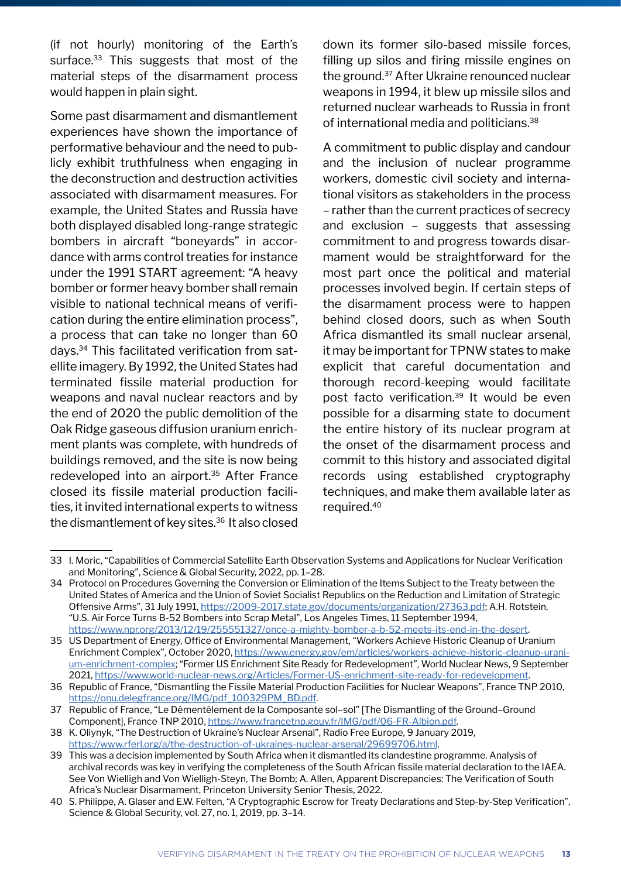(if not hourly) monitoring of the Earth's surface.[33] This suggests that most of the material steps of the disarmament process would happen in plain sight.

Some past disarmament and dismantlement experiences have shown the importance of performative behaviour and the need to publicly exhibit truthfulness when engaging in the deconstruction and destruction activities associated with disarmament measures. For example, the United States and Russia have both displayed disabled long-range strategic bombers in aircraft "boneyards" in accordance with arms control treaties for instance under the 1991 START agreement: "A heavy bomber or former heavy bomber shall remain visible to national technical means of verification during the entire elimination process", a process that can take no longer than 60 days.[34] This facilitated verification from satellite imagery. By 1992, the United States had terminated fissile material production for weapons and naval nuclear reactors and by the end of 2020 the public demolition of the Oak Ridge gaseous diffusion uranium enrichment plants was complete, with hundreds of buildings removed, and the site is now being redeveloped into an airport.[35] After France closed its fissile material production facilities, it invited international experts to witness the dismantlement of key sites.[36] It also closed down its former silo-based missile forces, filling up silos and firing missile engines on the ground.[37] After Ukraine renounced nuclear weapons in 1994, it blew up missile silos and returned nuclear warheads to Russia in front of international media and politicians.[38]

A commitment to public display and candour and the inclusion of nuclear programme workers, domestic civil society and international visitors as stakeholders in the process – rather than the current practices of secrecy and exclusion – suggests that assessing commitment to and progress towards disarmament would be straightforward for the most part once the political and material processes involved begin. If certain steps of the disarmament process were to happen behind closed doors, such as when South Africa dismantled its small nuclear arsenal, it may be important for TPNW states to make explicit that careful documentation and thorough record-keeping would facilitate post facto verification.[39] It would be even possible for a disarming state to document the entire history of its nuclear program at the onset of the disarmament process and commit to this history and associated digital records using established cryptography techniques, and make them available later as required.[40]

---

33 I. Moric, "Capabilities of Commercial Satellite Earth Observation Systems and Applications for Nuclear Verification and Monitoring", Science & Global Security, 2022, pp. 1–28.

34 Protocol on Procedures Governing the Conversion or Elimination of the Items Subject to the Treaty between the United States of America and the Union of Soviet Socialist Republics on the Reduction and Limitation of Strategic Offensive Arms", 31 July 1991, https://2009-2017.state.gov/documents/organization/27363.pdf; A.H. Rotstein, "U.S. Air Force Turns B-52 Bombers into Scrap Metal", Los Angeles Times, 11 September 1994, https://www.npr.org/2013/12/19/255551327/once-a-mighty-bomber-a-b-52-meets-its-end-in-the-desert.

35 US Department of Energy, Office of Environmental Management, "Workers Achieve Historic Cleanup of Uranium Enrichment Complex", October 2020, https://www.energy.gov/em/articles/workers-achieve-historic-cleanup-uranium-enrichment-complex; "Former US Enrichment Site Ready for Redevelopment", World Nuclear News, 9 September 2021, https://www.world-nuclear-news.org/Articles/Former-US-enrichment-site-ready-for-redevelopment.

36 Republic of France, "Dismantling the Fissile Material Production Facilities for Nuclear Weapons", France TNP 2010, https://onu.delegfrance.org/IMG/pdf_100329PM_BD.pdf.

37 Republic of France, "Le Démentèlement de la Composante sol–sol" [The Dismantling of the Ground–Ground Component], France TNP 2010, https://www.francetnp.gouv.fr/IMG/pdf/06-FR-Albion.pdf.

38 K. Oliynyk, "The Destruction of Ukraine's Nuclear Arsenal", Radio Free Europe, 9 January 2019, https://www.rferl.org/a/the-destruction-of-ukraines-nuclear-arsenal/29699706.html.

39 This was a decision implemented by South Africa when it dismantled its clandestine programme. Analysis of archival records was key in verifying the completeness of the South African fissile material declaration to the IAEA. See Von Wielligh and Von Wielligh-Steyn, The Bomb; A. Allen, Apparent Discrepancies: The Verification of South Africa's Nuclear Disarmament, Princeton University Senior Thesis, 2022.

40 S. Philippe, A. Glaser and E.W. Felten, "A Cryptographic Escrow for Treaty Declarations and Step-by-Step Verification", Science & Global Security, vol. 27, no. 1, 2019, pp. 3–14.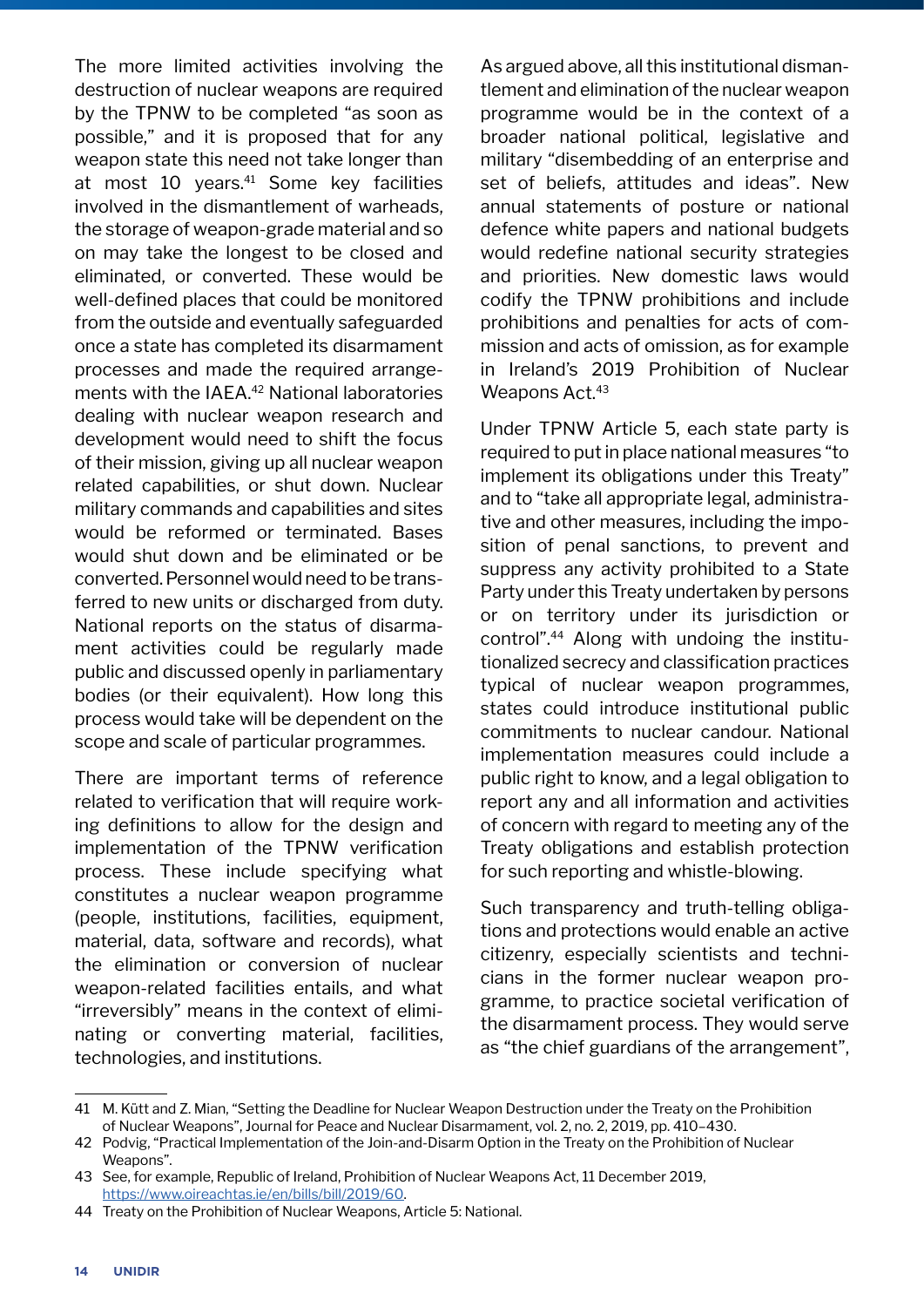The more limited activities involving the destruction of nuclear weapons are required by the TPNW to be completed "as soon as possible," and it is proposed that for any weapon state this need not take longer than at most 10 years.[41] Some key facilities involved in the dismantlement of warheads, the storage of weapon-grade material and so on may take the longest to be closed and eliminated, or converted. These would be well-defined places that could be monitored from the outside and eventually safeguarded once a state has completed its disarmament processes and made the required arrangements with the IAEA.[42] National laboratories dealing with nuclear weapon research and development would need to shift the focus of their mission, giving up all nuclear weapon related capabilities, or shut down. Nuclear military commands and capabilities and sites would be reformed or terminated. Bases would shut down and be eliminated or be converted. Personnel would need to be transferred to new units or discharged from duty. National reports on the status of disarmament activities could be regularly made public and discussed openly in parliamentary bodies (or their equivalent). How long this process would take will be dependent on the scope and scale of particular programmes.

There are important terms of reference related to verification that will require working definitions to allow for the design and implementation of the TPNW verification process. These include specifying what constitutes a nuclear weapon programme (people, institutions, facilities, equipment, material, data, software and records), what the elimination or conversion of nuclear weapon-related facilities entails, and what "irreversibly" means in the context of eliminating or converting material, facilities, technologies, and institutions.

As argued above, all this institutional dismantlement and elimination of the nuclear weapon programme would be in the context of a broader national political, legislative and military "disembedding of an enterprise and set of beliefs, attitudes and ideas". New annual statements of posture or national defence white papers and national budgets would redefine national security strategies and priorities. New domestic laws would codify the TPNW prohibitions and include prohibitions and penalties for acts of commission and acts of omission, as for example in Ireland's 2019 Prohibition of Nuclear Weapons Act.[43]

Under TPNW Article 5, each state party is required to put in place national measures "to implement its obligations under this Treaty" and to "take all appropriate legal, administrative and other measures, including the imposition of penal sanctions, to prevent and suppress any activity prohibited to a State Party under this Treaty undertaken by persons or on territory under its jurisdiction or control".[44] Along with undoing the institutionalized secrecy and classification practices typical of nuclear weapon programmes, states could introduce institutional public commitments to nuclear candour. National implementation measures could include a public right to know, and a legal obligation to report any and all information and activities of concern with regard to meeting any of the Treaty obligations and establish protection for such reporting and whistle-blowing.

Such transparency and truth-telling obligations and protections would enable an active citizenry, especially scientists and technicians in the former nuclear weapon programme, to practice societal verification of the disarmament process. They would serve as "the chief guardians of the arrangement",

---

41 M. Kütt and Z. Mian, "Setting the Deadline for Nuclear Weapon Destruction under the Treaty on the Prohibition of Nuclear Weapons", Journal for Peace and Nuclear Disarmament, vol. 2, no. 2, 2019, pp. 410–430.

42 Podvig, "Practical Implementation of the Join-and-Disarm Option in the Treaty on the Prohibition of Nuclear Weapons".

43 See, for example, Republic of Ireland, Prohibition of Nuclear Weapons Act, 11 December 2019, https://www.oireachtas.ie/en/bills/bill/2019/60.

44 Treaty on the Prohibition of Nuclear Weapons, Article 5: National.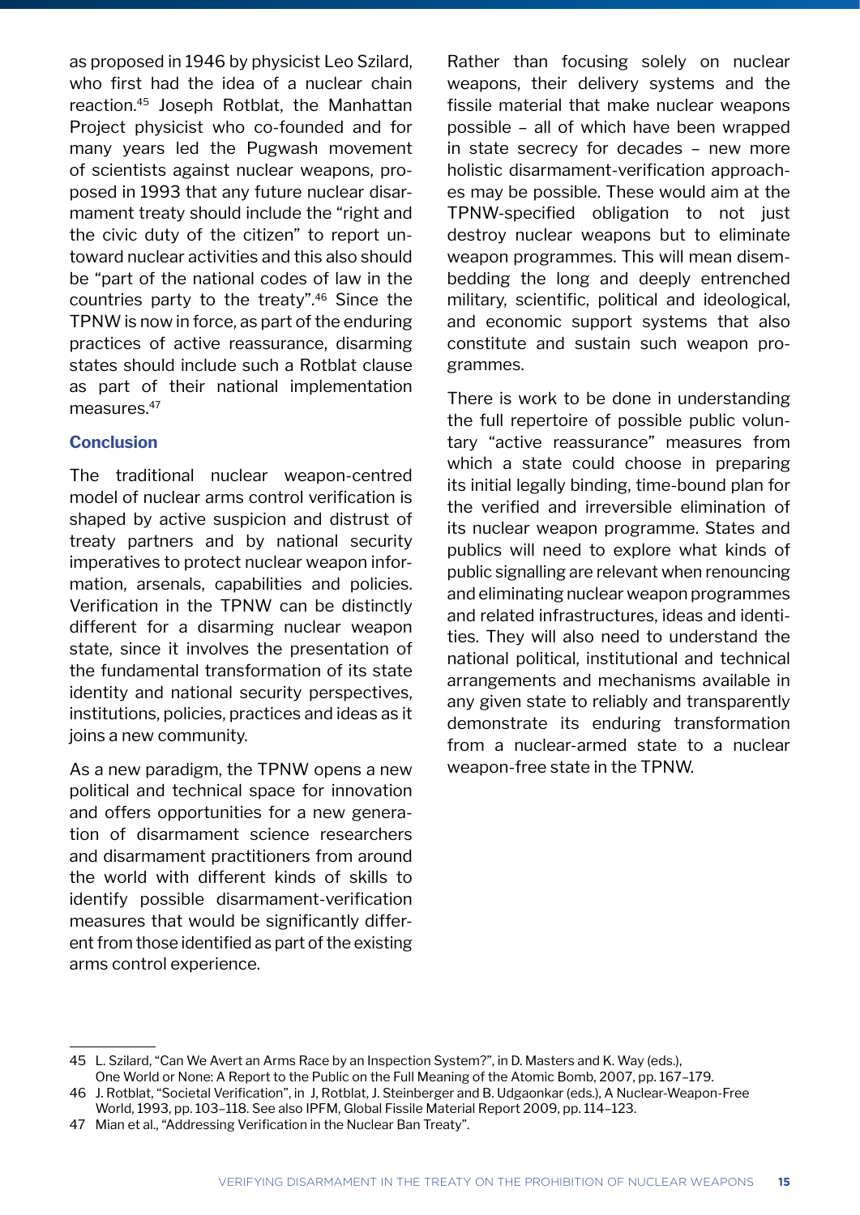as proposed in 1946 by physicist Leo Szilard, who first had the idea of a nuclear chain reaction.[45] Joseph Rotblat, the Manhattan Project physicist who co-founded and for many years led the Pugwash movement of scientists against nuclear weapons, proposed in 1993 that any future nuclear disarmament treaty should include the "right and the civic duty of the citizen" to report untoward nuclear activities and this also should be "part of the national codes of law in the countries party to the treaty".[46] Since the TPNW is now in force, as part of the enduring practices of active reassurance, disarming states should include such a Rotblat clause as part of their national implementation measures.[47]

### Conclusion

The traditional nuclear weapon-centred model of nuclear arms control verification is shaped by active suspicion and distrust of treaty partners and by national security imperatives to protect nuclear weapon information, arsenals, capabilities and policies. Verification in the TPNW can be distinctly different for a disarming nuclear weapon state, since it involves the presentation of the fundamental transformation of its state identity and national security perspectives, institutions, policies, practices and ideas as it joins a new community.

As a new paradigm, the TPNW opens a new political and technical space for innovation and offers opportunities for a new generation of disarmament science researchers and disarmament practitioners from around the world with different kinds of skills to identify possible disarmament-verification measures that would be significantly different from those identified as part of the existing arms control experience.

Rather than focusing solely on nuclear weapons, their delivery systems and the fissile material that make nuclear weapons possible – all of which have been wrapped in state secrecy for decades – new more holistic disarmament-verification approaches may be possible. These would aim at the TPNW-specified obligation to not just destroy nuclear weapons but to eliminate weapon programmes. This will mean disembedding the long and deeply entrenched military, scientific, political and ideological, and economic support systems that also constitute and sustain such weapon programmes.

There is work to be done in understanding the full repertoire of possible public voluntary "active reassurance" measures from which a state could choose in preparing its initial legally binding, time-bound plan for the verified and irreversible elimination of its nuclear weapon programme. States and publics will need to explore what kinds of public signalling are relevant when renouncing and eliminating nuclear weapon programmes and related infrastructures, ideas and identities. They will also need to understand the national political, institutional and technical arrangements and mechanisms available in any given state to reliably and transparently demonstrate its enduring transformation from a nuclear-armed state to a nuclear weapon-free state in the TPNW.

---

45 L. Szilard, "Can We Avert an Arms Race by an Inspection System?", in D. Masters and K. Way (eds.), One World or None: A Report to the Public on the Full Meaning of the Atomic Bomb, 2007, pp. 167–179.

46 J. Rotblat, "Societal Verification", in J. Rotblat, J. Steinberger and B. Udgaonkar (eds.), A Nuclear-Weapon-Free World, 1993, pp. 103–118. See also IPFM, Global Fissile Material Report 2009, pp. 114–123.

47 Mian et al., "Addressing Verification in the Nuclear Ban Treaty".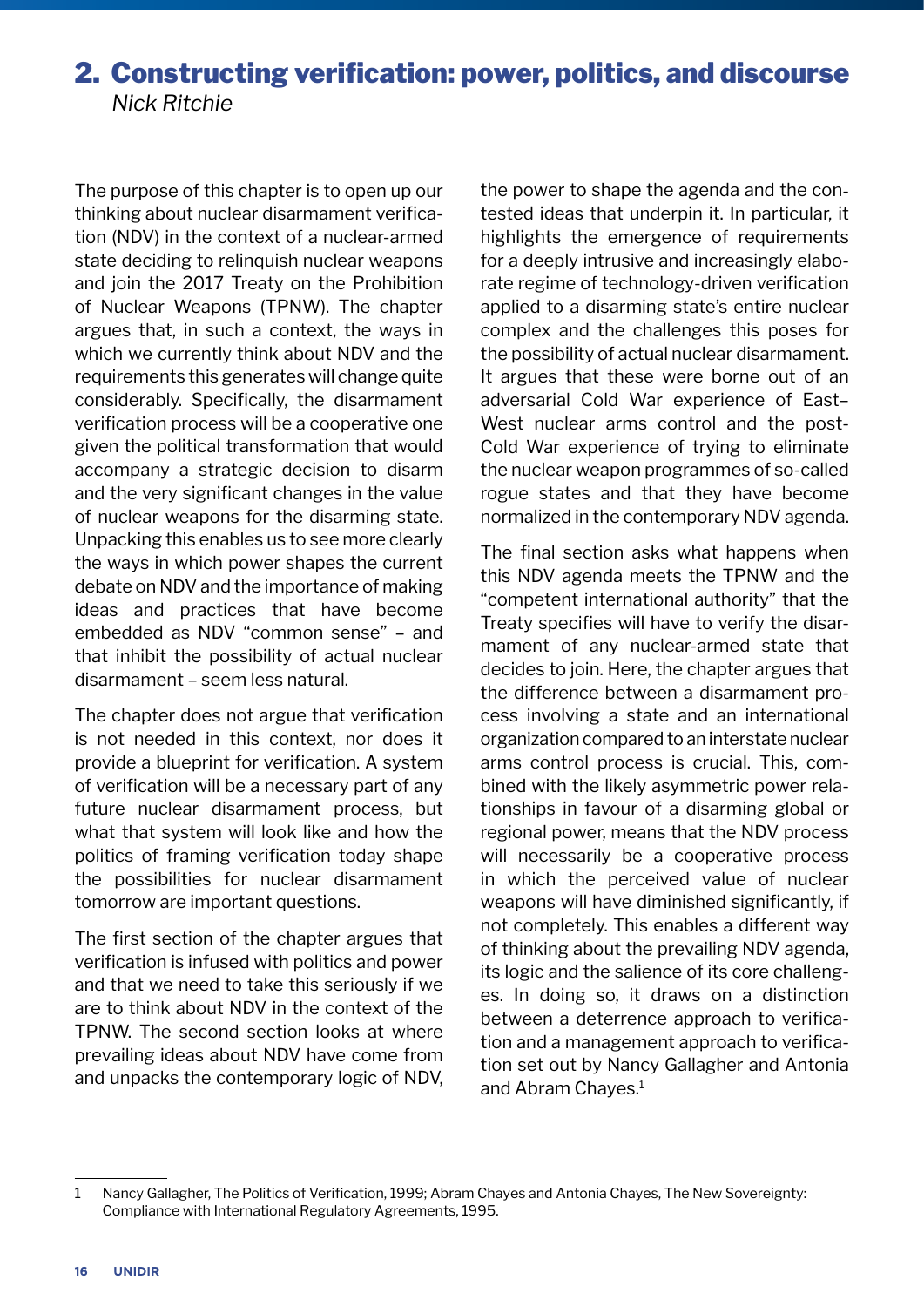## 2. Constructing verification: power, politics, and discourse

*Nick Ritchie*

The purpose of this chapter is to open up our thinking about nuclear disarmament verification (NDV) in the context of a nuclear-armed state deciding to relinquish nuclear weapons and join the 2017 Treaty on the Prohibition of Nuclear Weapons (TPNW). The chapter argues that, in such a context, the ways in which we currently think about NDV and the requirements this generates will change quite considerably. Specifically, the disarmament verification process will be a cooperative one given the political transformation that would accompany a strategic decision to disarm and the very significant changes in the value of nuclear weapons for the disarming state. Unpacking this enables us to see more clearly the ways in which power shapes the current debate on NDV and the importance of making ideas and practices that have become embedded as NDV "common sense" – and that inhibit the possibility of actual nuclear disarmament – seem less natural.

The chapter does not argue that verification is not needed in this context, nor does it provide a blueprint for verification. A system of verification will be a necessary part of any future nuclear disarmament process, but what that system will look like and how the politics of framing verification today shape the possibilities for nuclear disarmament tomorrow are important questions.

The first section of the chapter argues that verification is infused with politics and power and that we need to take this seriously if we are to think about NDV in the context of the TPNW. The second section looks at where prevailing ideas about NDV have come from and unpacks the contemporary logic of NDV, the power to shape the agenda and the contested ideas that underpin it. In particular, it highlights the emergence of requirements for a deeply intrusive and increasingly elaborate regime of technology-driven verification applied to a disarming state's entire nuclear complex and the challenges this poses for the possibility of actual nuclear disarmament. It argues that these were borne out of an adversarial Cold War experience of East–West nuclear arms control and the post-Cold War experience of trying to eliminate the nuclear weapon programmes of so-called rogue states and that they have become normalized in the contemporary NDV agenda.

The final section asks what happens when this NDV agenda meets the TPNW and the "competent international authority" that the Treaty specifies will have to verify the disarmament of any nuclear-armed state that decides to join. Here, the chapter argues that the difference between a disarmament process involving a state and an international organization compared to an interstate nuclear arms control process is crucial. This, combined with the likely asymmetric power relationships in favour of a disarming global or regional power, means that the NDV process will necessarily be a cooperative process in which the perceived value of nuclear weapons will have diminished significantly, if not completely. This enables a different way of thinking about the prevailing NDV agenda, its logic and the salience of its core challenges. In doing so, it draws on a distinction between a deterrence approach to verification and a management approach to verification set out by Nancy Gallagher and Antonia and Abram Chayes.[1]

---

1 Nancy Gallagher, The Politics of Verification, 1999; Abram Chayes and Antonia Chayes, The New Sovereignty: Compliance with International Regulatory Agreements, 1995.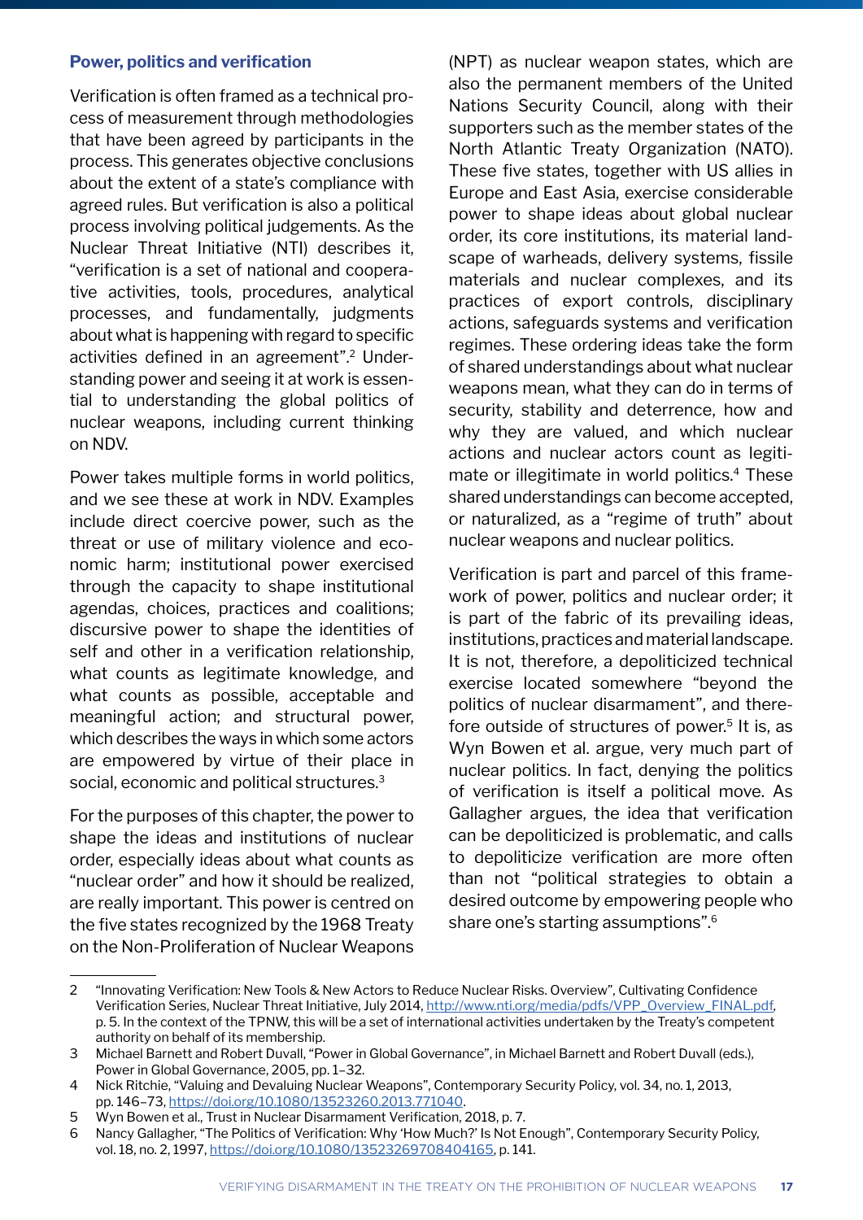### Power, politics and verification

Verification is often framed as a technical process of measurement through methodologies that have been agreed by participants in the process. This generates objective conclusions about the extent of a state's compliance with agreed rules. But verification is also a political process involving political judgements. As the Nuclear Threat Initiative (NTI) describes it, "verification is a set of national and cooperative activities, tools, procedures, analytical processes, and fundamentally, judgments about what is happening with regard to specific activities defined in an agreement".[2] Understanding power and seeing it at work is essential to understanding the global politics of nuclear weapons, including current thinking on NDV.

Power takes multiple forms in world politics, and we see these at work in NDV. Examples include direct coercive power, such as the threat or use of military violence and economic harm; institutional power exercised through the capacity to shape institutional agendas, choices, practices and coalitions; discursive power to shape the identities of self and other in a verification relationship, what counts as legitimate knowledge, and what counts as possible, acceptable and meaningful action; and structural power, which describes the ways in which some actors are empowered by virtue of their place in social, economic and political structures.[3]

For the purposes of this chapter, the power to shape the ideas and institutions of nuclear order, especially ideas about what counts as "nuclear order" and how it should be realized, are really important. This power is centred on the five states recognized by the 1968 Treaty on the Non-Proliferation of Nuclear Weapons (NPT) as nuclear weapon states, which are also the permanent members of the United Nations Security Council, along with their supporters such as the member states of the North Atlantic Treaty Organization (NATO). These five states, together with US allies in Europe and East Asia, exercise considerable power to shape ideas about global nuclear order, its core institutions, its material landscape of warheads, delivery systems, fissile materials and nuclear complexes, and its practices of export controls, disciplinary actions, safeguards systems and verification regimes. These ordering ideas take the form of shared understandings about what nuclear weapons mean, what they can do in terms of security, stability and deterrence, how and why they are valued, and which nuclear actions and nuclear actors count as legitimate or illegitimate in world politics.[4] These shared understandings can become accepted, or naturalized, as a "regime of truth" about nuclear weapons and nuclear politics.

Verification is part and parcel of this framework of power, politics and nuclear order; it is part of the fabric of its prevailing ideas, institutions, practices and material landscape. It is not, therefore, a depoliticized technical exercise located somewhere "beyond the politics of nuclear disarmament", and therefore outside of structures of power.[5] It is, as Wyn Bowen et al. argue, very much part of nuclear politics. In fact, denying the politics of verification is itself a political move. As Gallagher argues, the idea that verification can be depoliticized is problematic, and calls to depoliticize verification are more often than not "political strategies to obtain a desired outcome by empowering people who share one's starting assumptions".[6]

---

2 "Innovating Verification: New Tools & New Actors to Reduce Nuclear Risks. Overview", Cultivating Confidence Verification Series, Nuclear Threat Initiative, July 2014, http://www.nti.org/media/pdfs/VPP_Overview_FINAL.pdf, p. 5. In the context of the TPNW, this will be a set of international activities undertaken by the Treaty's competent authority on behalf of its membership.

3 Michael Barnett and Robert Duvall, "Power in Global Governance", in Michael Barnett and Robert Duvall (eds.), Power in Global Governance, 2005, pp. 1–32.

4 Nick Ritchie, "Valuing and Devaluing Nuclear Weapons", Contemporary Security Policy, vol. 34, no. 1, 2013, pp. 146–73, https://doi.org/10.1080/13523260.2013.771040.

5 Wyn Bowen et al., Trust in Nuclear Disarmament Verification, 2018, p. 7.

6 Nancy Gallagher, "The Politics of Verification: Why 'How Much?' Is Not Enough", Contemporary Security Policy, vol. 18, no. 2, 1997, https://doi.org/10.1080/13523269708404165, p. 141.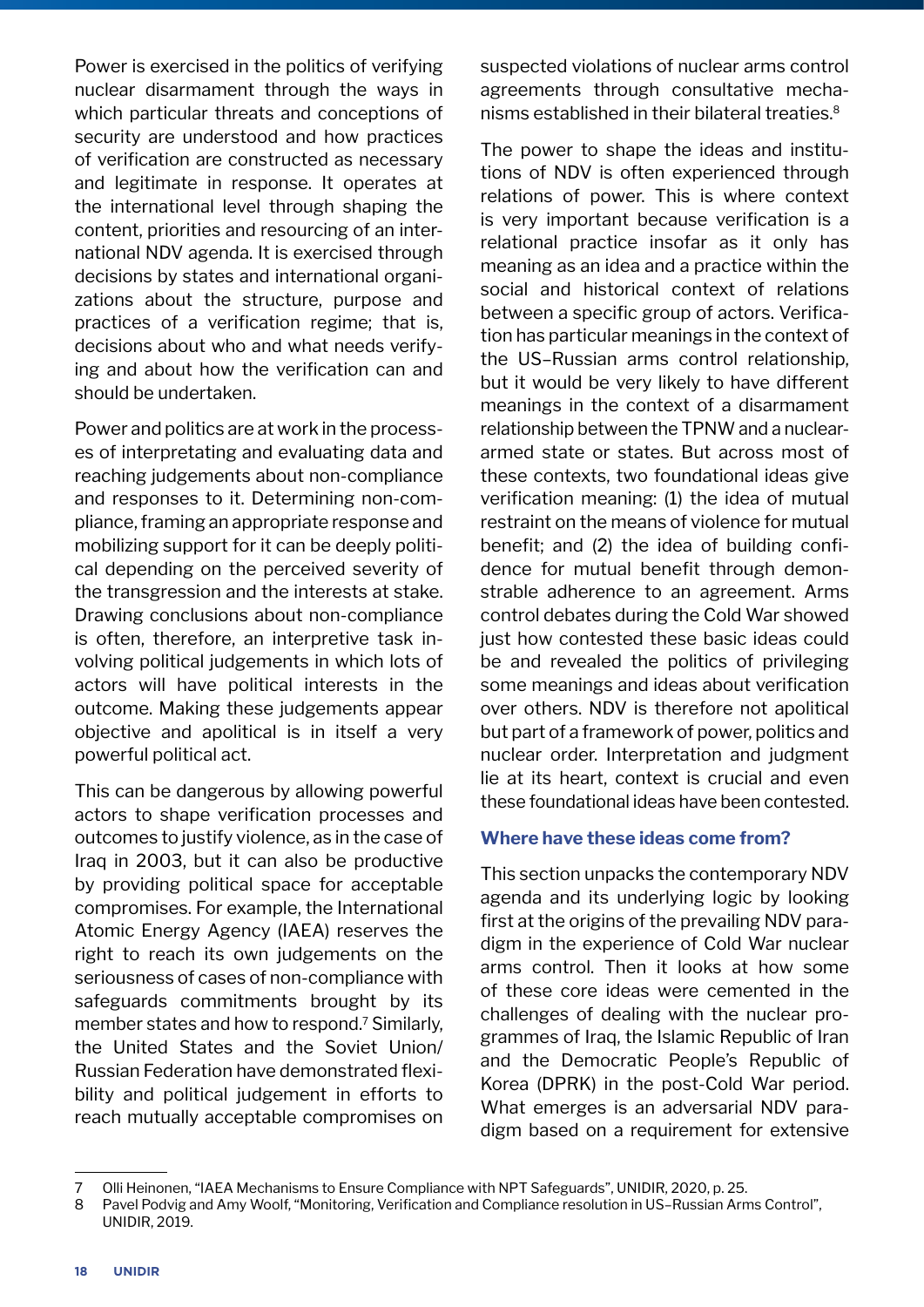Power is exercised in the politics of verifying nuclear disarmament through the ways in which particular threats and conceptions of security are understood and how practices of verification are constructed as necessary and legitimate in response. It operates at the international level through shaping the content, priorities and resourcing of an international NDV agenda. It is exercised through decisions by states and international organizations about the structure, purpose and practices of a verification regime; that is, decisions about who and what needs verifying and about how the verification can and should be undertaken.

Power and politics are at work in the processes of interpretating and evaluating data and reaching judgements about non-compliance and responses to it. Determining non-compliance, framing an appropriate response and mobilizing support for it can be deeply political depending on the perceived severity of the transgression and the interests at stake. Drawing conclusions about non-compliance is often, therefore, an interpretive task involving political judgements in which lots of actors will have political interests in the outcome. Making these judgements appear objective and apolitical is in itself a very powerful political act.

This can be dangerous by allowing powerful actors to shape verification processes and outcomes to justify violence, as in the case of Iraq in 2003, but it can also be productive by providing political space for acceptable compromises. For example, the International Atomic Energy Agency (IAEA) reserves the right to reach its own judgements on the seriousness of cases of non-compliance with safeguards commitments brought by its member states and how to respond.[7] Similarly, the United States and the Soviet Union/Russian Federation have demonstrated flexibility and political judgement in efforts to reach mutually acceptable compromises on suspected violations of nuclear arms control agreements through consultative mechanisms established in their bilateral treaties.[8]

The power to shape the ideas and institutions of NDV is often experienced through relations of power. This is where context is very important because verification is a relational practice insofar as it only has meaning as an idea and a practice within the social and historical context of relations between a specific group of actors. Verification has particular meanings in the context of the US–Russian arms control relationship, but it would be very likely to have different meanings in the context of a disarmament relationship between the TPNW and a nuclear-armed state or states. But across most of these contexts, two foundational ideas give verification meaning: (1) the idea of mutual restraint on the means of violence for mutual benefit; and (2) the idea of building confidence for mutual benefit through demonstrable adherence to an agreement. Arms control debates during the Cold War showed just how contested these basic ideas could be and revealed the politics of privileging some meanings and ideas about verification over others. NDV is therefore not apolitical but part of a framework of power, politics and nuclear order. Interpretation and judgment lie at its heart, context is crucial and even these foundational ideas have been contested.

### Where have these ideas come from?

This section unpacks the contemporary NDV agenda and its underlying logic by looking first at the origins of the prevailing NDV paradigm in the experience of Cold War nuclear arms control. Then it looks at how some of these core ideas were cemented in the challenges of dealing with the nuclear programmes of Iraq, the Islamic Republic of Iran and the Democratic People's Republic of Korea (DPRK) in the post-Cold War period. What emerges is an adversarial NDV paradigm based on a requirement for extensive

---

7 Olli Heinonen, "IAEA Mechanisms to Ensure Compliance with NPT Safeguards", UNIDIR, 2020, p. 25.

8 Pavel Podvig and Amy Woolf, "Monitoring, Verification and Compliance resolution in US–Russian Arms Control", UNIDIR, 2019.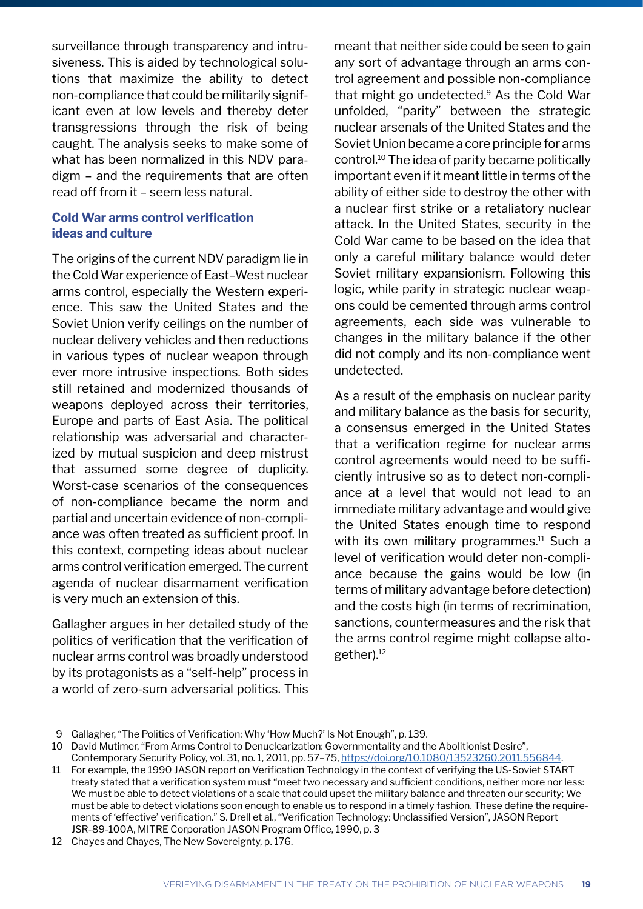surveillance through transparency and intrusiveness. This is aided by technological solutions that maximize the ability to detect non-compliance that could be militarily significant even at low levels and thereby deter transgressions through the risk of being caught. The analysis seeks to make some of what has been normalized in this NDV paradigm – and the requirements that are often read off from it – seem less natural.

### Cold War arms control verification ideas and culture

The origins of the current NDV paradigm lie in the Cold War experience of East–West nuclear arms control, especially the Western experience. This saw the United States and the Soviet Union verify ceilings on the number of nuclear delivery vehicles and then reductions in various types of nuclear weapon through ever more intrusive inspections. Both sides still retained and modernized thousands of weapons deployed across their territories, Europe and parts of East Asia. The political relationship was adversarial and characterized by mutual suspicion and deep mistrust that assumed some degree of duplicity. Worst-case scenarios of the consequences of non-compliance became the norm and partial and uncertain evidence of non-compliance was often treated as sufficient proof. In this context, competing ideas about nuclear arms control verification emerged. The current agenda of nuclear disarmament verification is very much an extension of this.

Gallagher argues in her detailed study of the politics of verification that the verification of nuclear arms control was broadly understood by its protagonists as a "self-help" process in a world of zero-sum adversarial politics. This meant that neither side could be seen to gain any sort of advantage through an arms control agreement and possible non-compliance that might go undetected.[9] As the Cold War unfolded, "parity" between the strategic nuclear arsenals of the United States and the Soviet Union became a core principle for arms control.[10] The idea of parity became politically important even if it meant little in terms of the ability of either side to destroy the other with a nuclear first strike or a retaliatory nuclear attack. In the United States, security in the Cold War came to be based on the idea that only a careful military balance would deter Soviet military expansionism. Following this logic, while parity in strategic nuclear weapons could be cemented through arms control agreements, each side was vulnerable to changes in the military balance if the other did not comply and its non-compliance went undetected.

As a result of the emphasis on nuclear parity and military balance as the basis for security, a consensus emerged in the United States that a verification regime for nuclear arms control agreements would need to be sufficiently intrusive so as to detect non-compliance at a level that would not lead to an immediate military advantage and would give the United States enough time to respond with its own military programmes.[11] Such a level of verification would deter non-compliance because the gains would be low (in terms of military advantage before detection) and the costs high (in terms of recrimination, sanctions, countermeasures and the risk that the arms control regime might collapse altogether).[12]

---

9 Gallagher, "The Politics of Verification: Why 'How Much?' Is Not Enough", p. 139.

10 David Mutimer, "From Arms Control to Denuclearization: Governmentality and the Abolitionist Desire", Contemporary Security Policy, vol. 31, no. 1, 2011, pp. 57–75, https://doi.org/10.1080/13523260.2011.556844.

11 For example, the 1990 JASON report on Verification Technology in the context of verifying the US-Soviet START treaty stated that a verification system must "meet two necessary and sufficient conditions, neither more nor less: We must be able to detect violations of a scale that could upset the military balance and threaten our security; We must be able to detect violations soon enough to enable us to respond in a timely fashion. These define the requirements of 'effective' verification." S. Drell et al., "Verification Technology: Unclassified Version", JASON Report JSR-89-100A, MITRE Corporation JASON Program Office, 1990, p. 3

12 Chayes and Chayes, The New Sovereignty, p. 176.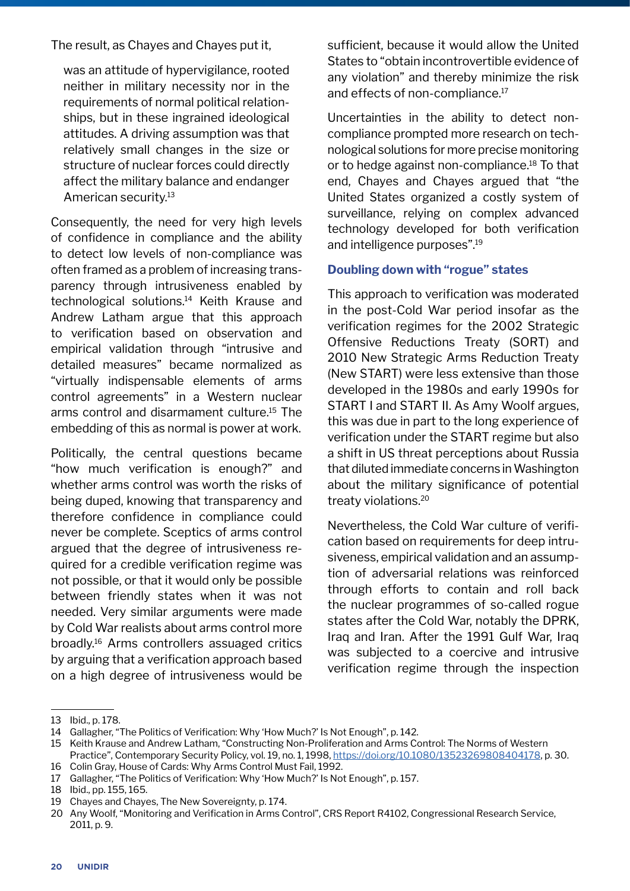The result, as Chayes and Chayes put it,

> was an attitude of hypervigilance, rooted neither in military necessity nor in the requirements of normal political relationships, but in these ingrained ideological attitudes. A driving assumption was that relatively small changes in the size or structure of nuclear forces could directly affect the military balance and endanger American security.[13]

Consequently, the need for very high levels of confidence in compliance and the ability to detect low levels of non-compliance was often framed as a problem of increasing transparency through intrusiveness enabled by technological solutions.[14] Keith Krause and Andrew Latham argue that this approach to verification based on observation and empirical validation through "intrusive and detailed measures" became normalized as "virtually indispensable elements of arms control agreements" in a Western nuclear arms control and disarmament culture.[15] The embedding of this as normal is power at work.

Politically, the central questions became "how much verification is enough?" and whether arms control was worth the risks of being duped, knowing that transparency and therefore confidence in compliance could never be complete. Sceptics of arms control argued that the degree of intrusiveness required for a credible verification regime was not possible, or that it would only be possible between friendly states when it was not needed. Very similar arguments were made by Cold War realists about arms control more broadly.[16] Arms controllers assuaged critics by arguing that a verification approach based on a high degree of intrusiveness would be sufficient, because it would allow the United States to "obtain incontrovertible evidence of any violation" and thereby minimize the risk and effects of non-compliance.[17]

Uncertainties in the ability to detect non-compliance prompted more research on technological solutions for more precise monitoring or to hedge against non-compliance.[18] To that end, Chayes and Chayes argued that "the United States organized a costly system of surveillance, relying on complex advanced technology developed for both verification and intelligence purposes".[19]

### Doubling down with "rogue" states

This approach to verification was moderated in the post-Cold War period insofar as the verification regimes for the 2002 Strategic Offensive Reductions Treaty (SORT) and 2010 New Strategic Arms Reduction Treaty (New START) were less extensive than those developed in the 1980s and early 1990s for START I and START II. As Amy Woolf argues, this was due in part to the long experience of verification under the START regime but also a shift in US threat perceptions about Russia that diluted immediate concerns in Washington about the military significance of potential treaty violations.[20]

Nevertheless, the Cold War culture of verification based on requirements for deep intrusiveness, empirical validation and an assumption of adversarial relations was reinforced through efforts to contain and roll back the nuclear programmes of so-called rogue states after the Cold War, notably the DPRK, Iraq and Iran. After the 1991 Gulf War, Iraq was subjected to a coercive and intrusive verification regime through the inspection

---

13 Ibid., p. 178.

14 Gallagher, "The Politics of Verification: Why 'How Much?' Is Not Enough", p. 142.

15 Keith Krause and Andrew Latham, "Constructing Non-Proliferation and Arms Control: The Norms of Western Practice", Contemporary Security Policy, vol. 19, no. 1, 1998, https://doi.org/10.1080/13523269808404178, p. 30.

16 Colin Gray, House of Cards: Why Arms Control Must Fail, 1992.

17 Gallagher, "The Politics of Verification: Why 'How Much?' Is Not Enough", p. 157.

18 Ibid., pp. 155, 165.

19 Chayes and Chayes, The New Sovereignty, p. 174.

20 Any Woolf, "Monitoring and Verification in Arms Control", CRS Report R4102, Congressional Research Service, 2011, p. 9.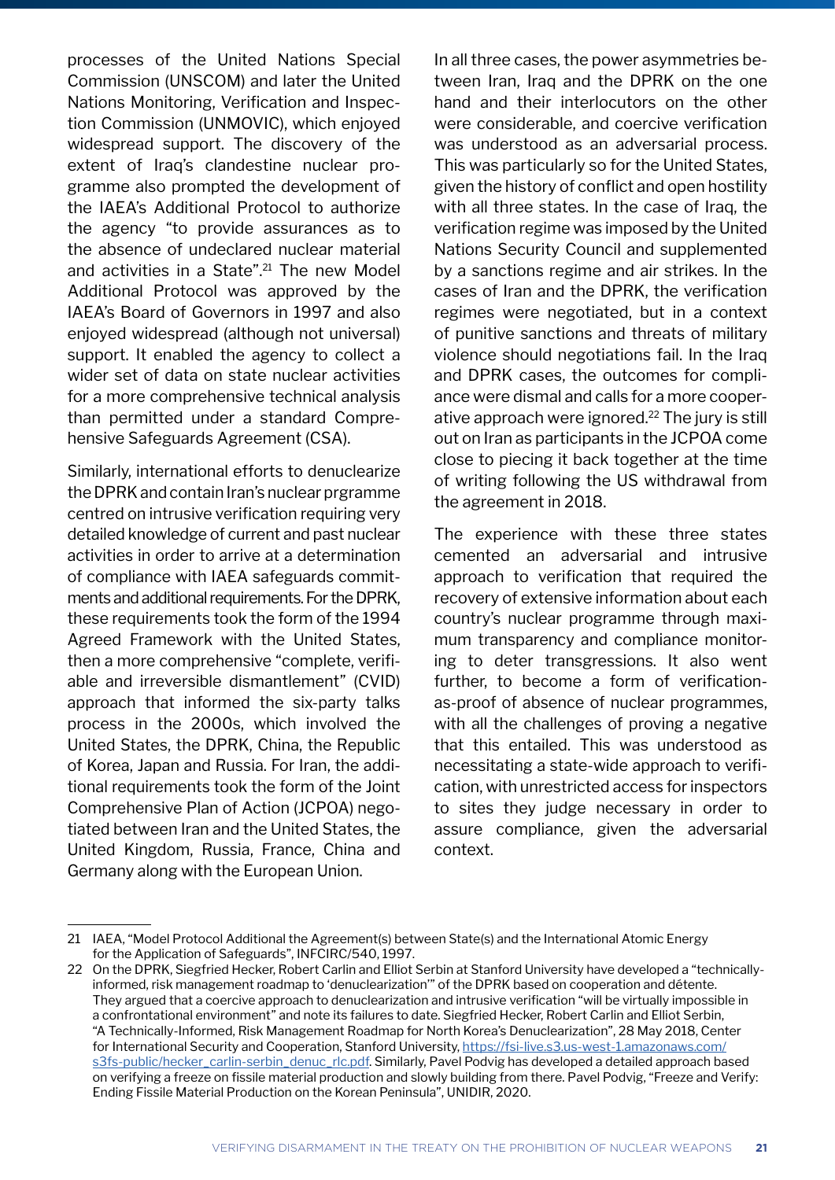processes of the United Nations Special Commission (UNSCOM) and later the United Nations Monitoring, Verification and Inspection Commission (UNMOVIC), which enjoyed widespread support. The discovery of the extent of Iraq's clandestine nuclear programme also prompted the development of the IAEA's Additional Protocol to authorize the agency "to provide assurances as to the absence of undeclared nuclear material and activities in a State".[21] The new Model Additional Protocol was approved by the IAEA's Board of Governors in 1997 and also enjoyed widespread (although not universal) support. It enabled the agency to collect a wider set of data on state nuclear activities for a more comprehensive technical analysis than permitted under a standard Comprehensive Safeguards Agreement (CSA).

Similarly, international efforts to denuclearize the DPRK and contain Iran's nuclear prgramme centred on intrusive verification requiring very detailed knowledge of current and past nuclear activities in order to arrive at a determination of compliance with IAEA safeguards commitments and additional requirements. For the DPRK, these requirements took the form of the 1994 Agreed Framework with the United States, then a more comprehensive "complete, verifiable and irreversible dismantlement" (CVID) approach that informed the six-party talks process in the 2000s, which involved the United States, the DPRK, China, the Republic of Korea, Japan and Russia. For Iran, the additional requirements took the form of the Joint Comprehensive Plan of Action (JCPOA) negotiated between Iran and the United States, the United Kingdom, Russia, France, China and Germany along with the European Union.

In all three cases, the power asymmetries between Iran, Iraq and the DPRK on the one hand and their interlocutors on the other were considerable, and coercive verification was understood as an adversarial process. This was particularly so for the United States, given the history of conflict and open hostility with all three states. In the case of Iraq, the verification regime was imposed by the United Nations Security Council and supplemented by a sanctions regime and air strikes. In the cases of Iran and the DPRK, the verification regimes were negotiated, but in a context of punitive sanctions and threats of military violence should negotiations fail. In the Iraq and DPRK cases, the outcomes for compliance were dismal and calls for a more cooperative approach were ignored.[22] The jury is still out on Iran as participants in the JCPOA come close to piecing it back together at the time of writing following the US withdrawal from the agreement in 2018.

The experience with these three states cemented an adversarial and intrusive approach to verification that required the recovery of extensive information about each country's nuclear programme through maximum transparency and compliance monitoring to deter transgressions. It also went further, to become a form of verification-as-proof of absence of nuclear programmes, with all the challenges of proving a negative that this entailed. This was understood as necessitating a state-wide approach to verification, with unrestricted access for inspectors to sites they judge necessary in order to assure compliance, given the adversarial context.

---

21 IAEA, "Model Protocol Additional the Agreement(s) between State(s) and the International Atomic Energy for the Application of Safeguards", INFCIRC/540, 1997.

22 On the DPRK, Siegfried Hecker, Robert Carlin and Elliot Serbin at Stanford University have developed a "technically-informed, risk management roadmap to 'denuclearization'" of the DPRK based on cooperation and détente. They argued that a coercive approach to denuclearization and intrusive verification "will be virtually impossible in a confrontational environment" and note its failures to date. Siegfried Hecker, Robert Carlin and Elliot Serbin, "A Technically-Informed, Risk Management Roadmap for North Korea's Denuclearization", 28 May 2018, Center for International Security and Cooperation, Stanford University, https://fsi-live.s3.us-west-1.amazonaws.com/s3fs-public/hecker_carlin-serbin_denuc_rlc.pdf. Similarly, Pavel Podvig has developed a detailed approach based on verifying a freeze on fissile material production and slowly building from there. Pavel Podvig, "Freeze and Verify: Ending Fissile Material Production on the Korean Peninsula", UNIDIR, 2020.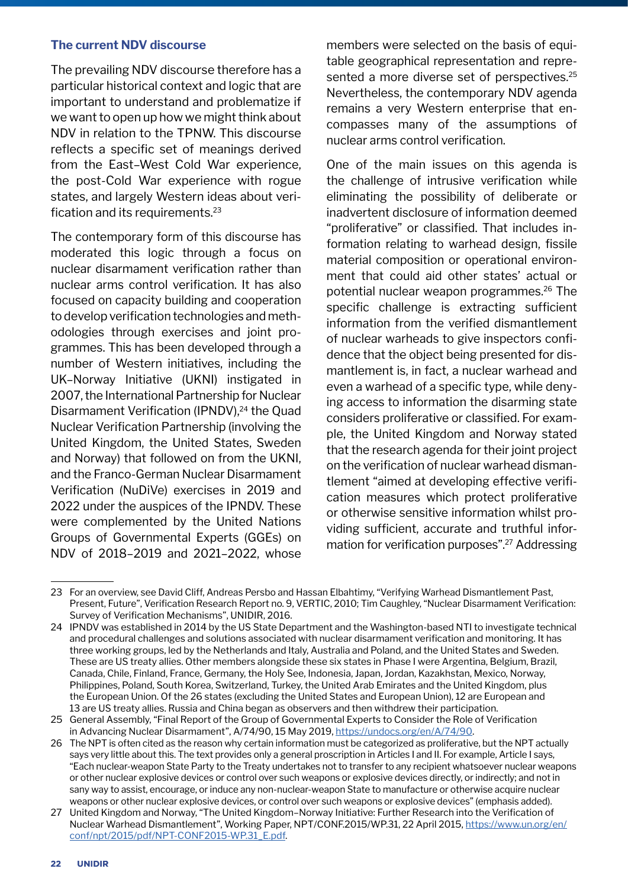### The current NDV discourse

The prevailing NDV discourse therefore has a particular historical context and logic that are important to understand and problematize if we want to open up how we might think about NDV in relation to the TPNW. This discourse reflects a specific set of meanings derived from the East–West Cold War experience, the post-Cold War experience with rogue states, and largely Western ideas about verification and its requirements.[23]

The contemporary form of this discourse has moderated this logic through a focus on nuclear disarmament verification rather than nuclear arms control verification. It has also focused on capacity building and cooperation to develop verification technologies and methodologies through exercises and joint programmes. This has been developed through a number of Western initiatives, including the UK–Norway Initiative (UKNI) instigated in 2007, the International Partnership for Nuclear Disarmament Verification (IPNDV),[24] the Quad Nuclear Verification Partnership (involving the United Kingdom, the United States, Sweden and Norway) that followed on from the UKNI, and the Franco-German Nuclear Disarmament Verification (NuDiVe) exercises in 2019 and 2022 under the auspices of the IPNDV. These were complemented by the United Nations Groups of Governmental Experts (GGEs) on NDV of 2018–2019 and 2021–2022, whose members were selected on the basis of equitable geographical representation and represented a more diverse set of perspectives.[25] Nevertheless, the contemporary NDV agenda remains a very Western enterprise that encompasses many of the assumptions of nuclear arms control verification.

One of the main issues on this agenda is the challenge of intrusive verification while eliminating the possibility of deliberate or inadvertent disclosure of information deemed "proliferative" or classified. That includes information relating to warhead design, fissile material composition or operational environment that could aid other states' actual or potential nuclear weapon programmes.[26] The specific challenge is extracting sufficient information from the verified dismantlement of nuclear warheads to give inspectors confidence that the object being presented for dismantlement is, in fact, a nuclear warhead and even a warhead of a specific type, while denying access to information the disarming state considers proliferative or classified. For example, the United Kingdom and Norway stated that the research agenda for their joint project on the verification of nuclear warhead dismantlement "aimed at developing effective verification measures which protect proliferative or otherwise sensitive information whilst providing sufficient, accurate and truthful information for verification purposes".[27] Addressing

---

23 For an overview, see David Cliff, Andreas Persbo and Hassan Elbahtimy, "Verifying Warhead Dismantlement Past, Present, Future", Verification Research Report no. 9, VERTIC, 2010; Tim Caughley, "Nuclear Disarmament Verification: Survey of Verification Mechanisms", UNIDIR, 2016.

24 IPNDV was established in 2014 by the US State Department and the Washington-based NTI to investigate technical and procedural challenges and solutions associated with nuclear disarmament verification and monitoring. It has three working groups, led by the Netherlands and Italy, Australia and Poland, and the United States and Sweden. These are US treaty allies. Other members alongside these six states in Phase I were Argentina, Belgium, Brazil, Canada, Chile, Finland, France, Germany, the Holy See, Indonesia, Japan, Jordan, Kazakhstan, Mexico, Norway, Philippines, Poland, South Korea, Switzerland, Turkey, the United Arab Emirates and the United Kingdom, plus the European Union. Of the 26 states (excluding the United States and European Union), 12 are European and 13 are US treaty allies. Russia and China began as observers and then withdrew their participation.

25 General Assembly, "Final Report of the Group of Governmental Experts to Consider the Role of Verification in Advancing Nuclear Disarmament", A/74/90, 15 May 2019, https://undocs.org/en/A/74/90.

26 The NPT is often cited as the reason why certain information must be categorized as proliferative, but the NPT actually says very little about this. The text provides only a general proscription in Articles I and II. For example, Article I says, "Each nuclear-weapon State Party to the Treaty undertakes not to transfer to any recipient whatsoever nuclear weapons or other nuclear explosive devices or control over such weapons or explosive devices directly, or indirectly; and not in sany way to assist, encourage, or induce any non-nuclear-weapon State to manufacture or otherwise acquire nuclear weapons or other nuclear explosive devices, or control over such weapons or explosive devices" (emphasis added).

27 United Kingdom and Norway, "The United Kingdom–Norway Initiative: Further Research into the Verification of Nuclear Warhead Dismantlement", Working Paper, NPT/CONF.2015/WP.31, 22 April 2015, https://www.un.org/en/conf/npt/2015/pdf/NPT-CONF2015-WP.31_E.pdf.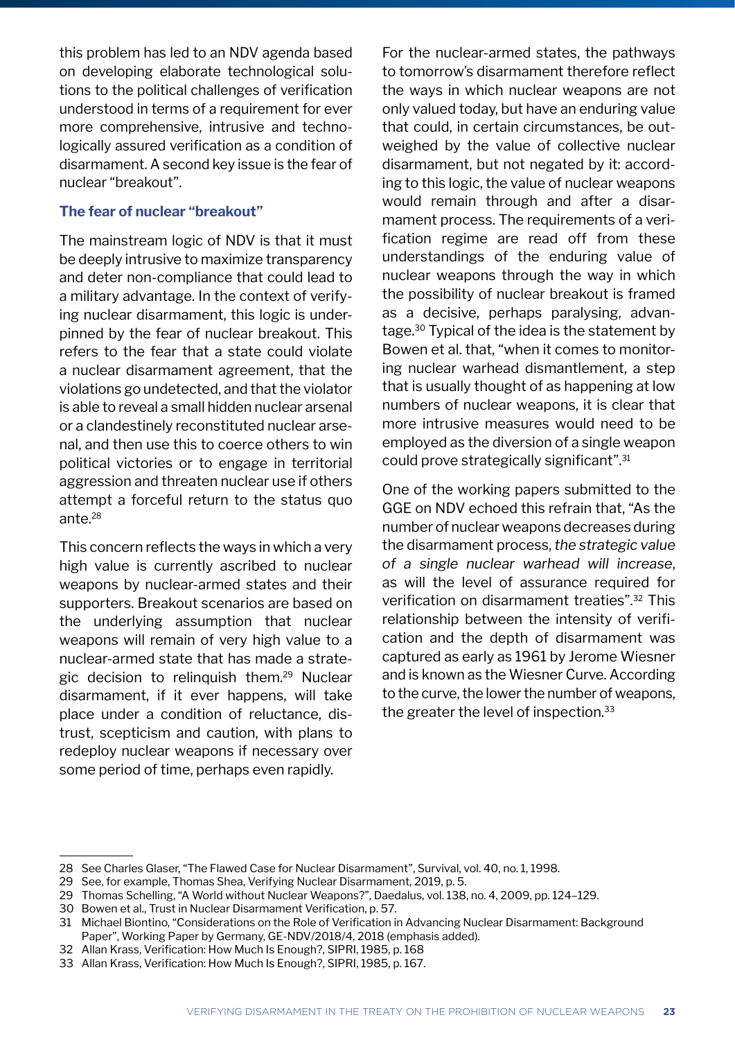this problem has led to an NDV agenda based on developing elaborate technological solutions to the political challenges of verification understood in terms of a requirement for ever more comprehensive, intrusive and technologically assured verification as a condition of disarmament. A second key issue is the fear of nuclear "breakout".

### The fear of nuclear "breakout"

The mainstream logic of NDV is that it must be deeply intrusive to maximize transparency and deter non-compliance that could lead to a military advantage. In the context of verifying nuclear disarmament, this logic is underpinned by the fear of nuclear breakout. This refers to the fear that a state could violate a nuclear disarmament agreement, that the violations go undetected, and that the violator is able to reveal a small hidden nuclear arsenal or a clandestinely reconstituted nuclear arsenal, and then use this to coerce others to win political victories or to engage in territorial aggression and threaten nuclear use if others attempt a forceful return to the status quo ante.[28]

This concern reflects the ways in which a very high value is currently ascribed to nuclear weapons by nuclear-armed states and their supporters. Breakout scenarios are based on the underlying assumption that nuclear weapons will remain of very high value to a nuclear-armed state that has made a strategic decision to relinquish them.[29] Nuclear disarmament, if it ever happens, will take place under a condition of reluctance, distrust, scepticism and caution, with plans to redeploy nuclear weapons if necessary over some period of time, perhaps even rapidly.

For the nuclear-armed states, the pathways to tomorrow's disarmament therefore reflect the ways in which nuclear weapons are not only valued today, but have an enduring value that could, in certain circumstances, be outweighed by the value of collective nuclear disarmament, but not negated by it: according to this logic, the value of nuclear weapons would remain through and after a disarmament process. The requirements of a verification regime are read off from these understandings of the enduring value of nuclear weapons through the way in which the possibility of nuclear breakout is framed as a decisive, perhaps paralysing, advantage.[30] Typical of the idea is the statement by Bowen et al. that, "when it comes to monitoring nuclear warhead dismantlement, a step that is usually thought of as happening at low numbers of nuclear weapons, it is clear that more intrusive measures would need to be employed as the diversion of a single weapon could prove strategically significant".[31]

One of the working papers submitted to the GGE on NDV echoed this refrain that, "As the number of nuclear weapons decreases during the disarmament process, *the strategic value of a single nuclear warhead will increase*, as will the level of assurance required for verification on disarmament treaties".[32] This relationship between the intensity of verification and the depth of disarmament was captured as early as 1961 by Jerome Wiesner and is known as the Wiesner Curve. According to the curve, the lower the number of weapons, the greater the level of inspection.[33]

---

28 See Charles Glaser, "The Flawed Case for Nuclear Disarmament", Survival, vol. 40, no. 1, 1998.

29 See, for example, Thomas Shea, Verifying Nuclear Disarmament, 2019, p. 5.

29 Thomas Schelling, "A World without Nuclear Weapons?", Daedalus, vol. 138, no. 4, 2009, pp. 124–129.

30 Bowen et al., Trust in Nuclear Disarmament Verification, p. 57.

31 Michael Biontino, "Considerations on the Role of Verification in Advancing Nuclear Disarmament: Background Paper", Working Paper by Germany, GE-NDV/2018/4, 2018 (emphasis added).

32 Allan Krass, Verification: How Much Is Enough?, SIPRI, 1985, p. 168

33 Allan Krass, Verification: How Much Is Enough?, SIPRI, 1985, p. 167.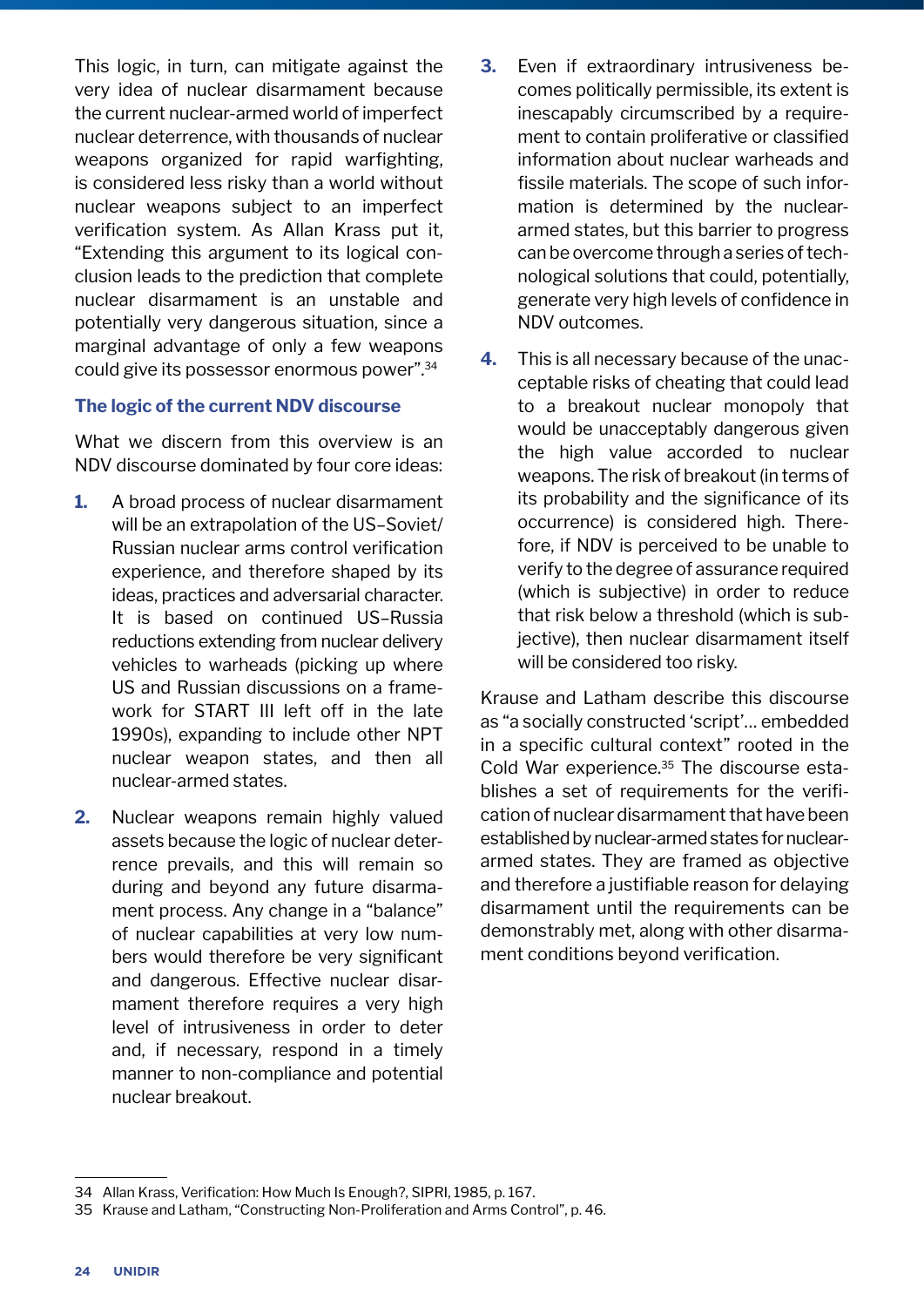This logic, in turn, can mitigate against the very idea of nuclear disarmament because the current nuclear-armed world of imperfect nuclear deterrence, with thousands of nuclear weapons organized for rapid warfighting, is considered less risky than a world without nuclear weapons subject to an imperfect verification system. As Allan Krass put it, "Extending this argument to its logical conclusion leads to the prediction that complete nuclear disarmament is an unstable and potentially very dangerous situation, since a marginal advantage of only a few weapons could give its possessor enormous power".[34]

### The logic of the current NDV discourse

What we discern from this overview is an NDV discourse dominated by four core ideas:

1. A broad process of nuclear disarmament will be an extrapolation of the US–Soviet/Russian nuclear arms control verification experience, and therefore shaped by its ideas, practices and adversarial character. It is based on continued US–Russia reductions extending from nuclear delivery vehicles to warheads (picking up where US and Russian discussions on a framework for START III left off in the late 1990s), expanding to include other NPT nuclear weapon states, and then all nuclear-armed states.

2. Nuclear weapons remain highly valued assets because the logic of nuclear deterrence prevails, and this will remain so during and beyond any future disarmament process. Any change in a "balance" of nuclear capabilities at very low numbers would therefore be very significant and dangerous. Effective nuclear disarmament therefore requires a very high level of intrusiveness in order to deter and, if necessary, respond in a timely manner to non-compliance and potential nuclear breakout.

3. Even if extraordinary intrusiveness becomes politically permissible, its extent is inescapably circumscribed by a requirement to contain proliferative or classified information about nuclear warheads and fissile materials. The scope of such information is determined by the nuclear-armed states, but this barrier to progress can be overcome through a series of technological solutions that could, potentially, generate very high levels of confidence in NDV outcomes.

4. This is all necessary because of the unacceptable risks of cheating that could lead to a breakout nuclear monopoly that would be unacceptably dangerous given the high value accorded to nuclear weapons. The risk of breakout (in terms of its probability and the significance of its occurrence) is considered high. Therefore, if NDV is perceived to be unable to verify to the degree of assurance required (which is subjective) in order to reduce that risk below a threshold (which is subjective), then nuclear disarmament itself will be considered too risky.

Krause and Latham describe this discourse as "a socially constructed 'script'… embedded in a specific cultural context" rooted in the Cold War experience.[35] The discourse establishes a set of requirements for the verification of nuclear disarmament that have been established by nuclear-armed states for nuclear-armed states. They are framed as objective and therefore a justifiable reason for delaying disarmament until the requirements can be demonstrably met, along with other disarmament conditions beyond verification.

---

34 Allan Krass, Verification: How Much Is Enough?, SIPRI, 1985, p. 167.

35 Krause and Latham, "Constructing Non-Proliferation and Arms Control", p. 46.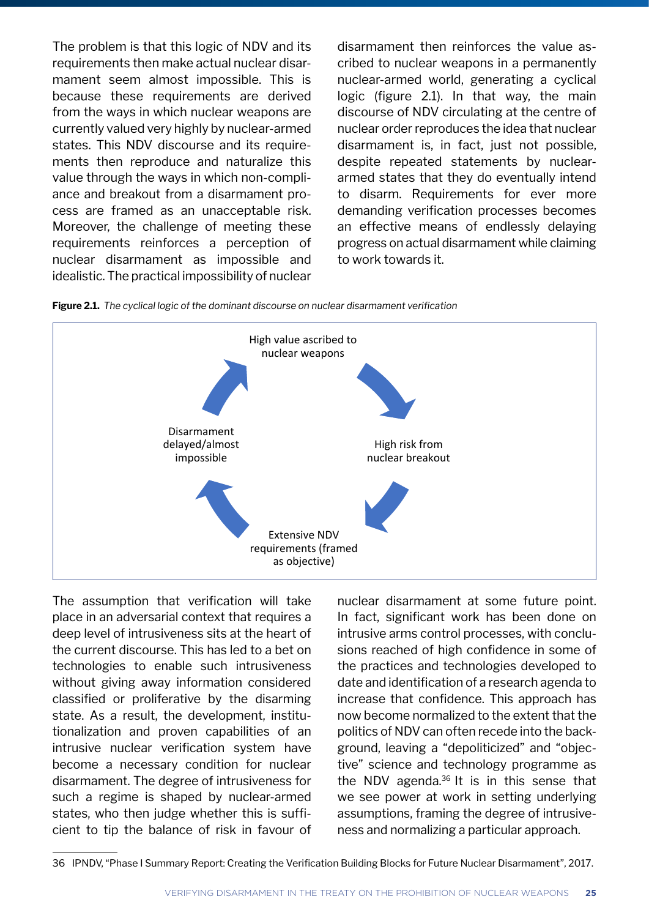The problem is that this logic of NDV and its requirements then make actual nuclear disarmament seem almost impossible. This is because these requirements are derived from the ways in which nuclear weapons are currently valued very highly by nuclear-armed states. This NDV discourse and its requirements then reproduce and naturalize this value through the ways in which non-compliance and breakout from a disarmament process are framed as an unacceptable risk. Moreover, the challenge of meeting these requirements reinforces a perception of nuclear disarmament as impossible and idealistic. The practical impossibility of nuclear disarmament then reinforces the value ascribed to nuclear weapons in a permanently nuclear-armed world, generating a cyclical logic (figure 2.1). In that way, the main discourse of NDV circulating at the centre of nuclear order reproduces the idea that nuclear disarmament is, in fact, just not possible, despite repeated statements by nuclear-armed states that they do eventually intend to disarm. Requirements for ever more demanding verification processes becomes an effective means of endlessly delaying progress on actual disarmament while claiming to work towards it.

**Figure 2.1.** *The cyclical logic of the dominant discourse on nuclear disarmament verification*

High value ascribed to nuclear weapons → High risk from nuclear breakout → Extensive NDV requirements (framed as objective) → Disarmament delayed/almost impossible → High value ascribed to nuclear weapons

The assumption that verification will take place in an adversarial context that requires a deep level of intrusiveness sits at the heart of the current discourse. This has led to a bet on technologies to enable such intrusiveness without giving away information considered classified or proliferative by the disarming state. As a result, the development, institutionalization and proven capabilities of an intrusive nuclear verification system have become a necessary condition for nuclear disarmament. The degree of intrusiveness for such a regime is shaped by nuclear-armed states, who then judge whether this is sufficient to tip the balance of risk in favour of nuclear disarmament at some future point. In fact, significant work has been done on intrusive arms control processes, with conclusions reached of high confidence in some of the practices and technologies developed to date and identification of a research agenda to increase that confidence. This approach has now become normalized to the extent that the politics of NDV can often recede into the background, leaving a "depoliticized" and "objective" science and technology programme as the NDV agenda.[36] It is in this sense that we see power at work in setting underlying assumptions, framing the degree of intrusiveness and normalizing a particular approach.

36 IPNDV, "Phase I Summary Report: Creating the Verification Building Blocks for Future Nuclear Disarmament", 2017.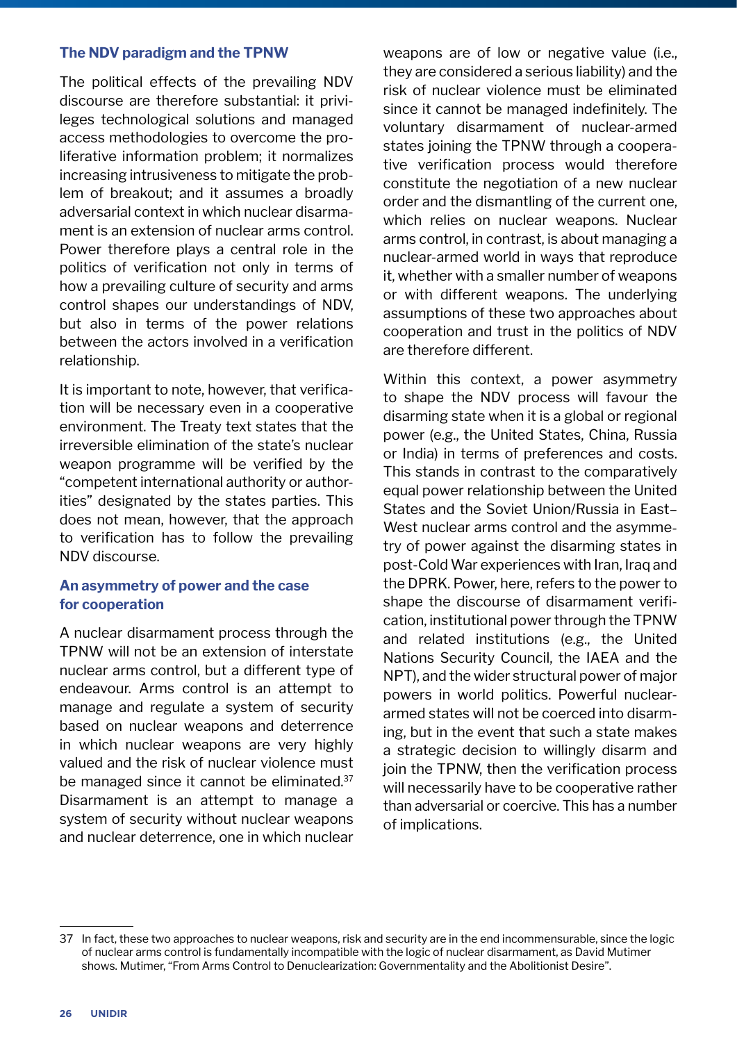### The NDV paradigm and the TPNW

The political effects of the prevailing NDV discourse are therefore substantial: it privileges technological solutions and managed access methodologies to overcome the proliferative information problem; it normalizes increasing intrusiveness to mitigate the problem of breakout; and it assumes a broadly adversarial context in which nuclear disarmament is an extension of nuclear arms control. Power therefore plays a central role in the politics of verification not only in terms of how a prevailing culture of security and arms control shapes our understandings of NDV, but also in terms of the power relations between the actors involved in a verification relationship.

It is important to note, however, that verification will be necessary even in a cooperative environment. The Treaty text states that the irreversible elimination of the state's nuclear weapon programme will be verified by the "competent international authority or authorities" designated by the states parties. This does not mean, however, that the approach to verification has to follow the prevailing NDV discourse.

### An asymmetry of power and the case for cooperation

A nuclear disarmament process through the TPNW will not be an extension of interstate nuclear arms control, but a different type of endeavour. Arms control is an attempt to manage and regulate a system of security based on nuclear weapons and deterrence in which nuclear weapons are very highly valued and the risk of nuclear violence must be managed since it cannot be eliminated.[37] Disarmament is an attempt to manage a system of security without nuclear weapons and nuclear deterrence, one in which nuclear weapons are of low or negative value (i.e., they are considered a serious liability) and the risk of nuclear violence must be eliminated since it cannot be managed indefinitely. The voluntary disarmament of nuclear-armed states joining the TPNW through a cooperative verification process would therefore constitute the negotiation of a new nuclear order and the dismantling of the current one, which relies on nuclear weapons. Nuclear arms control, in contrast, is about managing a nuclear-armed world in ways that reproduce it, whether with a smaller number of weapons or with different weapons. The underlying assumptions of these two approaches about cooperation and trust in the politics of NDV are therefore different.

Within this context, a power asymmetry to shape the NDV process will favour the disarming state when it is a global or regional power (e.g., the United States, China, Russia or India) in terms of preferences and costs. This stands in contrast to the comparatively equal power relationship between the United States and the Soviet Union/Russia in East–West nuclear arms control and the asymmetry of power against the disarming states in post-Cold War experiences with Iran, Iraq and the DPRK. Power, here, refers to the power to shape the discourse of disarmament verification, institutional power through the TPNW and related institutions (e.g., the United Nations Security Council, the IAEA and the NPT), and the wider structural power of major powers in world politics. Powerful nuclear-armed states will not be coerced into disarming, but in the event that such a state makes a strategic decision to willingly disarm and join the TPNW, then the verification process will necessarily have to be cooperative rather than adversarial or coercive. This has a number of implications.

---

37 In fact, these two approaches to nuclear weapons, risk and security are in the end incommensurable, since the logic of nuclear arms control is fundamentally incompatible with the logic of nuclear disarmament, as David Mutimer shows. Mutimer, "From Arms Control to Denuclearization: Governmentality and the Abolitionist Desire".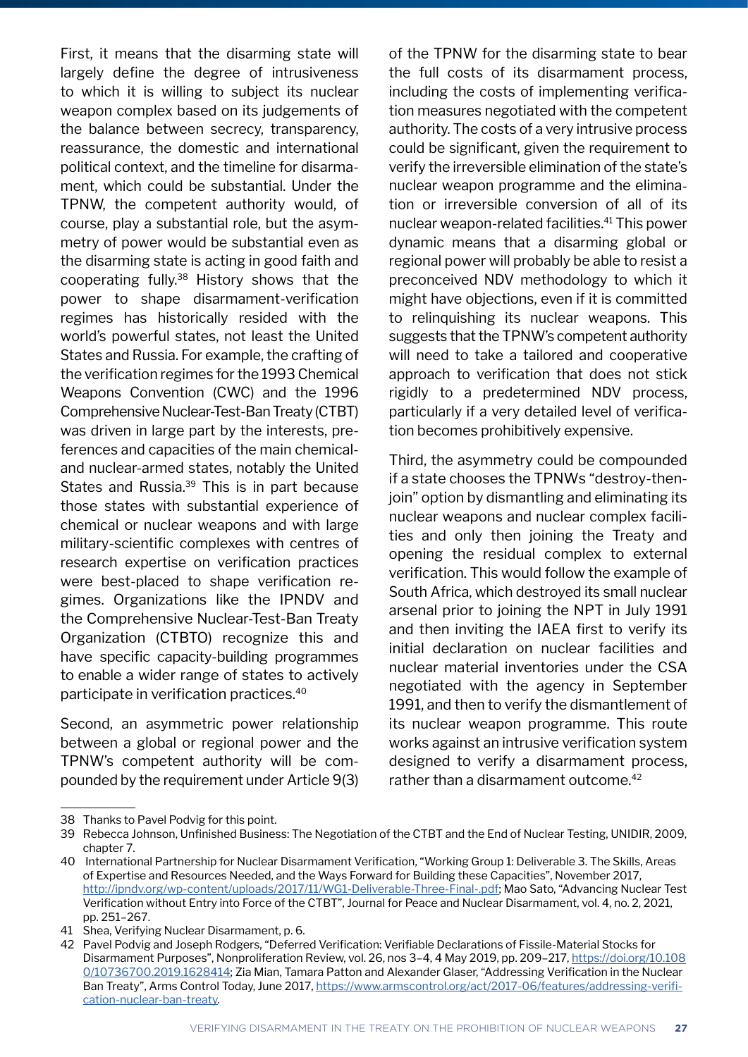First, it means that the disarming state will largely define the degree of intrusiveness to which it is willing to subject its nuclear weapon complex based on its judgements of the balance between secrecy, transparency, reassurance, the domestic and international political context, and the timeline for disarmament, which could be substantial. Under the TPNW, the competent authority would, of course, play a substantial role, but the asymmetry of power would be substantial even as the disarming state is acting in good faith and cooperating fully.[38] History shows that the power to shape disarmament-verification regimes has historically resided with the world's powerful states, not least the United States and Russia. For example, the crafting of the verification regimes for the 1993 Chemical Weapons Convention (CWC) and the 1996 Comprehensive Nuclear-Test-Ban Treaty (CTBT) was driven in large part by the interests, preferences and capacities of the main chemical- and nuclear-armed states, notably the United States and Russia.[39] This is in part because those states with substantial experience of chemical or nuclear weapons and with large military-scientific complexes with centres of research expertise on verification practices were best-placed to shape verification regimes. Organizations like the IPNDV and the Comprehensive Nuclear-Test-Ban Treaty Organization (CTBTO) recognize this and have specific capacity-building programmes to enable a wider range of states to actively participate in verification practices.[40]

Second, an asymmetric power relationship between a global or regional power and the TPNW's competent authority will be compounded by the requirement under Article 9(3) of the TPNW for the disarming state to bear the full costs of its disarmament process, including the costs of implementing verification measures negotiated with the competent authority. The costs of a very intrusive process could be significant, given the requirement to verify the irreversible elimination of the state's nuclear weapon programme and the elimination or irreversible conversion of all of its nuclear weapon-related facilities.[41] This power dynamic means that a disarming global or regional power will probably be able to resist a preconceived NDV methodology to which it might have objections, even if it is committed to relinquishing its nuclear weapons. This suggests that the TPNW's competent authority will need to take a tailored and cooperative approach to verification that does not stick rigidly to a predetermined NDV process, particularly if a very detailed level of verification becomes prohibitively expensive.

Third, the asymmetry could be compounded if a state chooses the TPNWs "destroy-then-join" option by dismantling and eliminating its nuclear weapons and nuclear complex facilities and only then joining the Treaty and opening the residual complex to external verification. This would follow the example of South Africa, which destroyed its small nuclear arsenal prior to joining the NPT in July 1991 and then inviting the IAEA first to verify its initial declaration on nuclear facilities and nuclear material inventories under the CSA negotiated with the agency in September 1991, and then to verify the dismantlement of its nuclear weapon programme. This route works against an intrusive verification system designed to verify a disarmament process, rather than a disarmament outcome.[42]

---

38 Thanks to Pavel Podvig for this point.

39 Rebecca Johnson, Unfinished Business: The Negotiation of the CTBT and the End of Nuclear Testing, UNIDIR, 2009, chapter 7.

40 International Partnership for Nuclear Disarmament Verification, "Working Group 1: Deliverable 3. The Skills, Areas of Expertise and Resources Needed, and the Ways Forward for Building these Capacities", November 2017, http://ipndv.org/wp-content/uploads/2017/11/WG1-Deliverable-Three-Final-.pdf; Mao Sato, "Advancing Nuclear Test Verification without Entry into Force of the CTBT", Journal for Peace and Nuclear Disarmament, vol. 4, no. 2, 2021, pp. 251–267.

41 Shea, Verifying Nuclear Disarmament, p. 6.

42 Pavel Podvig and Joseph Rodgers, "Deferred Verification: Verifiable Declarations of Fissile-Material Stocks for Disarmament Purposes", Nonproliferation Review, vol. 26, nos 3–4, 4 May 2019, pp. 209–217, https://doi.org/10.1080/10736700.2019.1628414; Zia Mian, Tamara Patton and Alexander Glaser, "Addressing Verification in the Nuclear Ban Treaty", Arms Control Today, June 2017, https://www.armscontrol.org/act/2017-06/features/addressing-verification-nuclear-ban-treaty.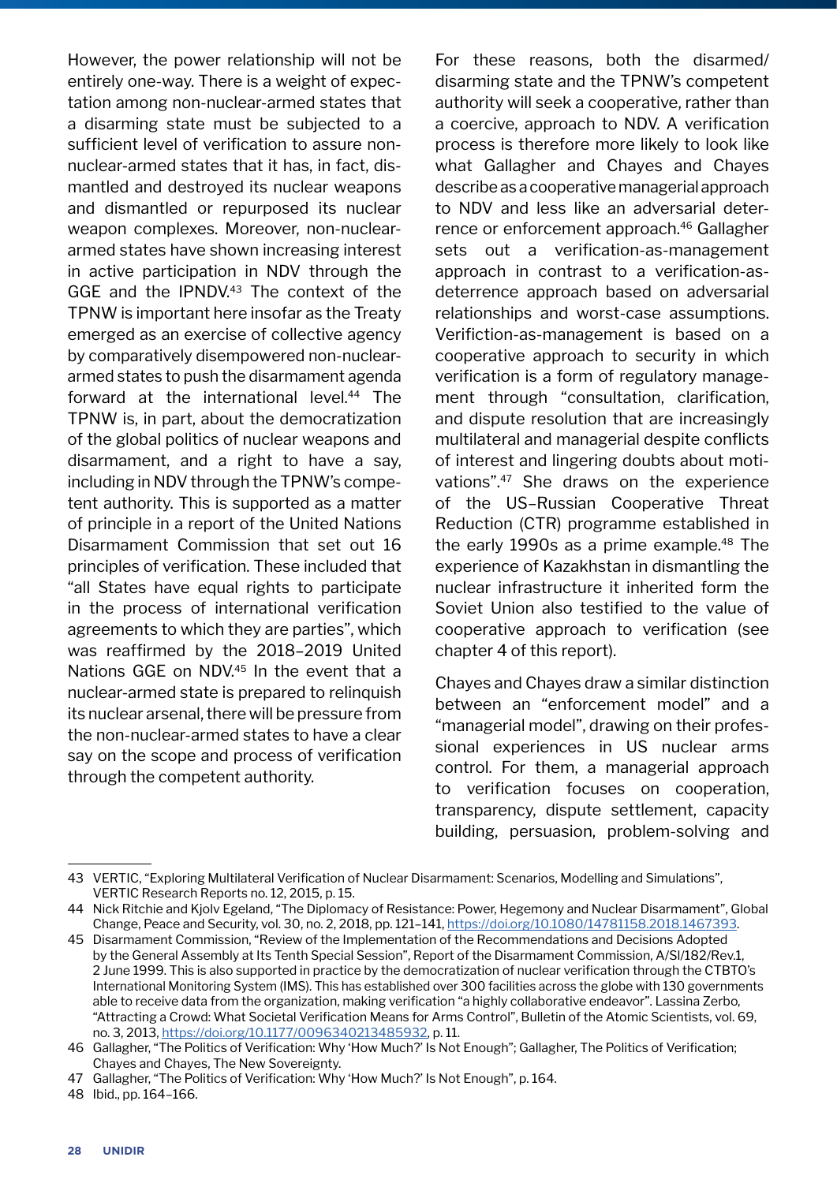However, the power relationship will not be entirely one-way. There is a weight of expectation among non-nuclear-armed states that a disarming state must be subjected to a sufficient level of verification to assure non-nuclear-armed states that it has, in fact, dismantled and destroyed its nuclear weapons and dismantled or repurposed its nuclear weapon complexes. Moreover, non-nuclear-armed states have shown increasing interest in active participation in NDV through the GGE and the IPNDV.[43] The context of the TPNW is important here insofar as the Treaty emerged as an exercise of collective agency by comparatively disempowered non-nuclear-armed states to push the disarmament agenda forward at the international level.[44] The TPNW is, in part, about the democratization of the global politics of nuclear weapons and disarmament, and a right to have a say, including in NDV through the TPNW's competent authority. This is supported as a matter of principle in a report of the United Nations Disarmament Commission that set out 16 principles of verification. These included that "all States have equal rights to participate in the process of international verification agreements to which they are parties", which was reaffirmed by the 2018–2019 United Nations GGE on NDV.[45] In the event that a nuclear-armed state is prepared to relinquish its nuclear arsenal, there will be pressure from the non-nuclear-armed states to have a clear say on the scope and process of verification through the competent authority.

For these reasons, both the disarmed/disarming state and the TPNW's competent authority will seek a cooperative, rather than a coercive, approach to NDV. A verification process is therefore more likely to look like what Gallagher and Chayes and Chayes describe as a cooperative managerial approach to NDV and less like an adversarial deterrence or enforcement approach.[46] Gallagher sets out a verification-as-management approach in contrast to a verification-as-deterrence approach based on adversarial relationships and worst-case assumptions. Verifiction-as-management is based on a cooperative approach to security in which verification is a form of regulatory management through "consultation, clarification, and dispute resolution that are increasingly multilateral and managerial despite conflicts of interest and lingering doubts about motivations".[47] She draws on the experience of the US–Russian Cooperative Threat Reduction (CTR) programme established in the early 1990s as a prime example.[48] The experience of Kazakhstan in dismantling the nuclear infrastructure it inherited form the Soviet Union also testified to the value of cooperative approach to verification (see chapter 4 of this report).

Chayes and Chayes draw a similar distinction between an "enforcement model" and a "managerial model", drawing on their professional experiences in US nuclear arms control. For them, a managerial approach to verification focuses on cooperation, transparency, dispute settlement, capacity building, persuasion, problem-solving and

---

43 VERTIC, "Exploring Multilateral Verification of Nuclear Disarmament: Scenarios, Modelling and Simulations", VERTIC Research Reports no. 12, 2015, p. 15.

44 Nick Ritchie and Kjolv Egeland, "The Diplomacy of Resistance: Power, Hegemony and Nuclear Disarmament", Global Change, Peace and Security, vol. 30, no. 2, 2018, pp. 121–141, https://doi.org/10.1080/14781158.2018.1467393.

45 Disarmament Commission, "Review of the Implementation of the Recommendations and Decisions Adopted by the General Assembly at Its Tenth Special Session", Report of the Disarmament Commission, A/Sl/182/Rev.1, 2 June 1999. This is also supported in practice by the democratization of nuclear verification through the CTBTO's International Monitoring System (IMS). This has established over 300 facilities across the globe with 130 governments able to receive data from the organization, making verification "a highly collaborative endeavor". Lassina Zerbo, "Attracting a Crowd: What Societal Verification Means for Arms Control", Bulletin of the Atomic Scientists, vol. 69, no. 3, 2013, https://doi.org/10.1177/0096340213485932, p. 11.

46 Gallagher, "The Politics of Verification: Why 'How Much?' Is Not Enough"; Gallagher, The Politics of Verification; Chayes and Chayes, The New Sovereignty.

47 Gallagher, "The Politics of Verification: Why 'How Much?' Is Not Enough", p. 164.

48 Ibid., pp. 164–166.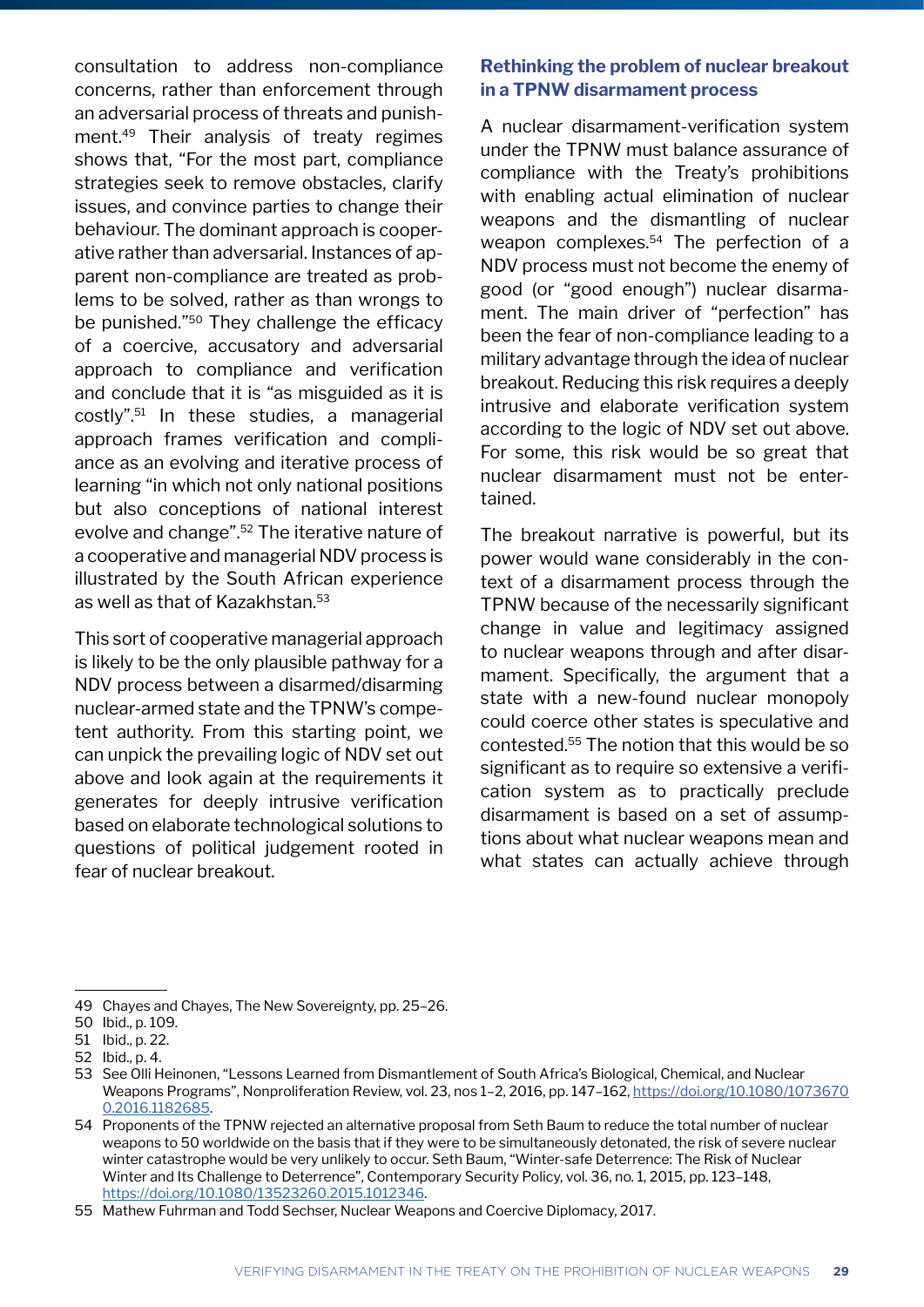consultation to address non-compliance concerns, rather than enforcement through an adversarial process of threats and punishment.[49] Their analysis of treaty regimes shows that, "For the most part, compliance strategies seek to remove obstacles, clarify issues, and convince parties to change their behaviour. The dominant approach is cooperative rather than adversarial. Instances of apparent non-compliance are treated as problems to be solved, rather as than wrongs to be punished."[50] They challenge the efficacy of a coercive, accusatory and adversarial approach to compliance and verification and conclude that it is "as misguided as it is costly".[51] In these studies, a managerial approach frames verification and compliance as an evolving and iterative process of learning "in which not only national positions but also conceptions of national interest evolve and change".[52] The iterative nature of a cooperative and managerial NDV process is illustrated by the South African experience as well as that of Kazakhstan.[53]

This sort of cooperative managerial approach is likely to be the only plausible pathway for a NDV process between a disarmed/disarming nuclear-armed state and the TPNW's competent authority. From this starting point, we can unpick the prevailing logic of NDV set out above and look again at the requirements it generates for deeply intrusive verification based on elaborate technological solutions to questions of political judgement rooted in fear of nuclear breakout.

## Rethinking the problem of nuclear breakout in a TPNW disarmament process

A nuclear disarmament-verification system under the TPNW must balance assurance of compliance with the Treaty's prohibitions with enabling actual elimination of nuclear weapons and the dismantling of nuclear weapon complexes.[54] The perfection of a NDV process must not become the enemy of good (or "good enough") nuclear disarmament. The main driver of "perfection" has been the fear of non-compliance leading to a military advantage through the idea of nuclear breakout. Reducing this risk requires a deeply intrusive and elaborate verification system according to the logic of NDV set out above. For some, this risk would be so great that nuclear disarmament must not be entertained.

The breakout narrative is powerful, but its power would wane considerably in the context of a disarmament process through the TPNW because of the necessarily significant change in value and legitimacy assigned to nuclear weapons through and after disarmament. Specifically, the argument that a state with a new-found nuclear monopoly could coerce other states is speculative and contested.[55] The notion that this would be so significant as to require so extensive a verification system as to practically preclude disarmament is based on a set of assumptions about what nuclear weapons mean and what states can actually achieve through

---

49 Chayes and Chayes, The New Sovereignty, pp. 25–26.

50 Ibid., p. 109.

51 Ibid., p. 22.

52 Ibid., p. 4.

53 See Olli Heinonen, "Lessons Learned from Dismantlement of South Africa's Biological, Chemical, and Nuclear Weapons Programs", Nonproliferation Review, vol. 23, nos 1–2, 2016, pp. 147–162, https://doi.org/10.1080/10736700.2016.1182685.

54 Proponents of the TPNW rejected an alternative proposal from Seth Baum to reduce the total number of nuclear weapons to 50 worldwide on the basis that if they were to be simultaneously detonated, the risk of severe nuclear winter catastrophe would be very unlikely to occur. Seth Baum, "Winter-safe Deterrence: The Risk of Nuclear Winter and Its Challenge to Deterrence", Contemporary Security Policy, vol. 36, no. 1, 2015, pp. 123–148, https://doi.org/10.1080/13523260.2015.1012346.

55 Mathew Fuhrman and Todd Sechser, Nuclear Weapons and Coercive Diplomacy, 2017.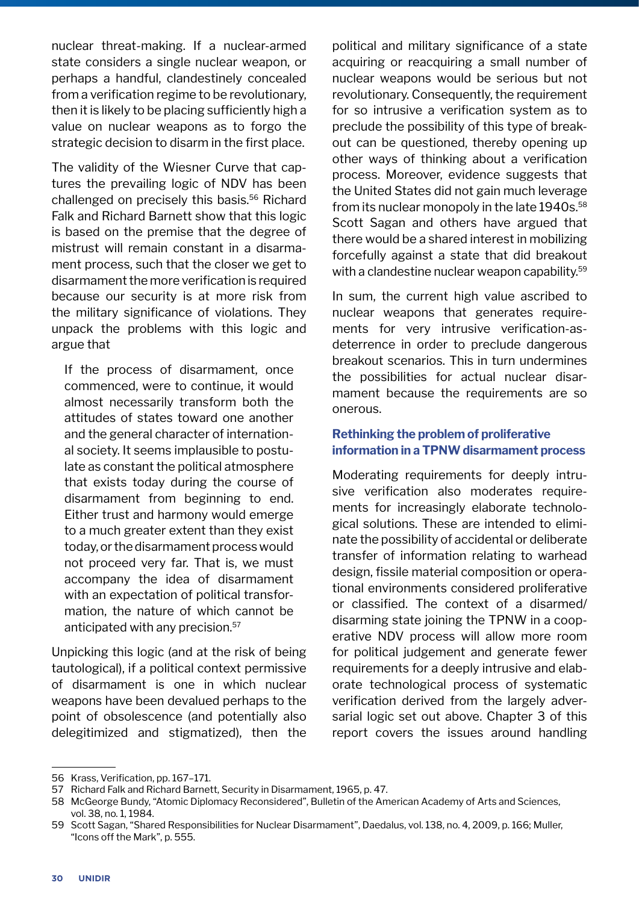nuclear threat-making. If a nuclear-armed state considers a single nuclear weapon, or perhaps a handful, clandestinely concealed from a verification regime to be revolutionary, then it is likely to be placing sufficiently high a value on nuclear weapons as to forgo the strategic decision to disarm in the first place.

The validity of the Wiesner Curve that captures the prevailing logic of NDV has been challenged on precisely this basis.[56] Richard Falk and Richard Barnett show that this logic is based on the premise that the degree of mistrust will remain constant in a disarmament process, such that the closer we get to disarmament the more verification is required because our security is at more risk from the military significance of violations. They unpack the problems with this logic and argue that

> If the process of disarmament, once commenced, were to continue, it would almost necessarily transform both the attitudes of states toward one another and the general character of international society. It seems implausible to postulate as constant the political atmosphere that exists today during the course of disarmament from beginning to end. Either trust and harmony would emerge to a much greater extent than they exist today, or the disarmament process would not proceed very far. That is, we must accompany the idea of disarmament with an expectation of political transformation, the nature of which cannot be anticipated with any precision.[57]

Unpicking this logic (and at the risk of being tautological), if a political context permissive of disarmament is one in which nuclear weapons have been devalued perhaps to the point of obsolescence (and potentially also delegitimized and stigmatized), then the political and military significance of a state acquiring or reacquiring a small number of nuclear weapons would be serious but not revolutionary. Consequently, the requirement for so intrusive a verification system as to preclude the possibility of this type of breakout can be questioned, thereby opening up other ways of thinking about a verification process. Moreover, evidence suggests that the United States did not gain much leverage from its nuclear monopoly in the late 1940s.[58] Scott Sagan and others have argued that there would be a shared interest in mobilizing forcefully against a state that did breakout with a clandestine nuclear weapon capability.[59]

In sum, the current high value ascribed to nuclear weapons that generates requirements for very intrusive verification-as-deterrence in order to preclude dangerous breakout scenarios. This in turn undermines the possibilities for actual nuclear disarmament because the requirements are so onerous.

### Rethinking the problem of proliferative information in a TPNW disarmament process

Moderating requirements for deeply intrusive verification also moderates requirements for increasingly elaborate technological solutions. These are intended to eliminate the possibility of accidental or deliberate transfer of information relating to warhead design, fissile material composition or operational environments considered proliferative or classified. The context of a disarmed/disarming state joining the TPNW in a cooperative NDV process will allow more room for political judgement and generate fewer requirements for a deeply intrusive and elaborate technological process of systematic verification derived from the largely adversarial logic set out above. Chapter 3 of this report covers the issues around handling

---

56 Krass, Verification, pp. 167–171.

57 Richard Falk and Richard Barnett, Security in Disarmament, 1965, p. 47.

58 McGeorge Bundy, "Atomic Diplomacy Reconsidered", Bulletin of the American Academy of Arts and Sciences, vol. 38, no. 1, 1984.

59 Scott Sagan, "Shared Responsibilities for Nuclear Disarmament", Daedalus, vol. 138, no. 4, 2009, p. 166; Muller, "Icons off the Mark", p. 555.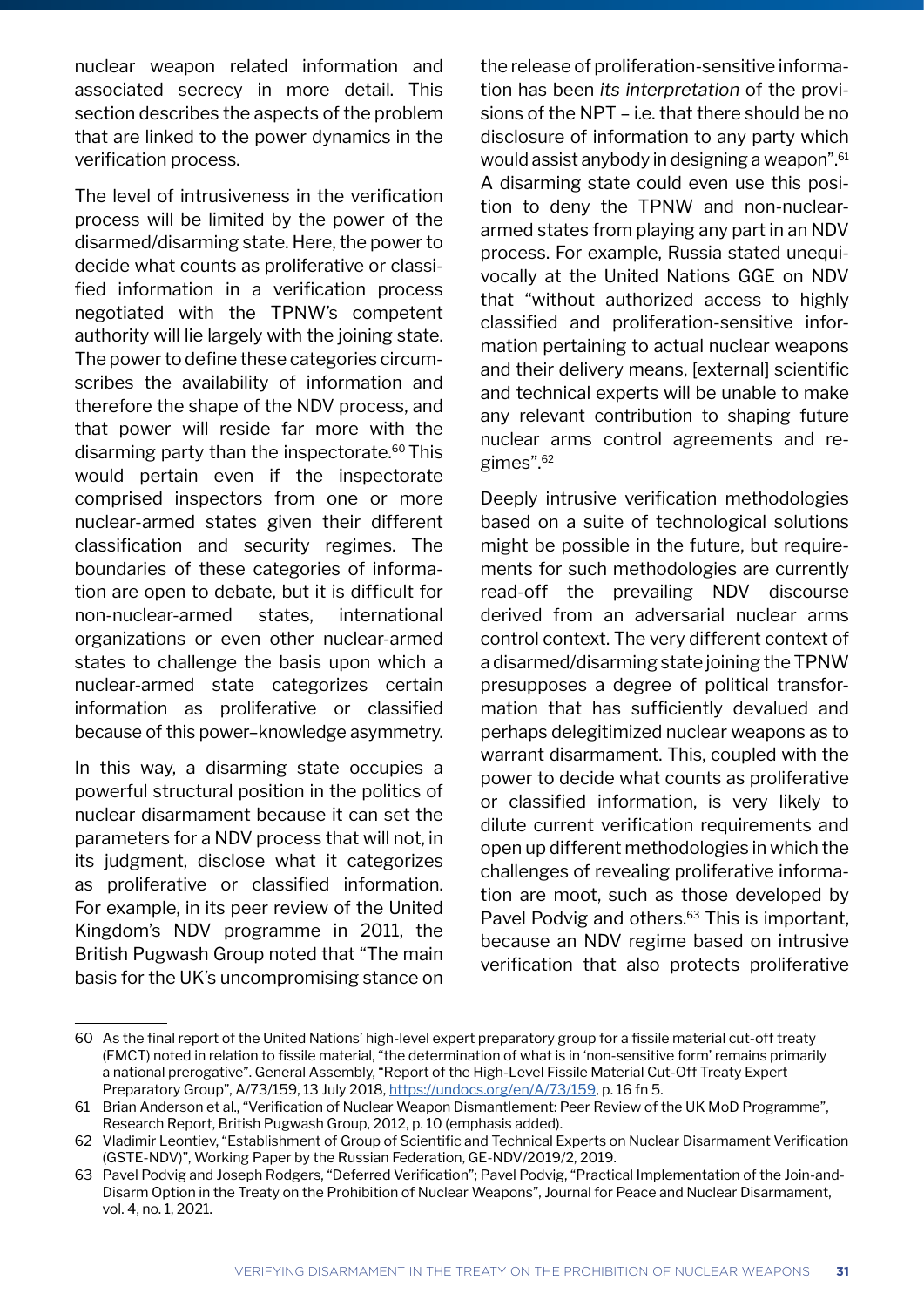nuclear weapon related information and associated secrecy in more detail. This section describes the aspects of the problem that are linked to the power dynamics in the verification process.

The level of intrusiveness in the verification process will be limited by the power of the disarmed/disarming state. Here, the power to decide what counts as proliferative or classified information in a verification process negotiated with the TPNW's competent authority will lie largely with the joining state. The power to define these categories circumscribes the availability of information and therefore the shape of the NDV process, and that power will reside far more with the disarming party than the inspectorate.[60] This would pertain even if the inspectorate comprised inspectors from one or more nuclear-armed states given their different classification and security regimes. The boundaries of these categories of information are open to debate, but it is difficult for non-nuclear-armed states, international organizations or even other nuclear-armed states to challenge the basis upon which a nuclear-armed state categorizes certain information as proliferative or classified because of this power–knowledge asymmetry.

In this way, a disarming state occupies a powerful structural position in the politics of nuclear disarmament because it can set the parameters for a NDV process that will not, in its judgment, disclose what it categorizes as proliferative or classified information. For example, in its peer review of the United Kingdom's NDV programme in 2011, the British Pugwash Group noted that "The main basis for the UK's uncompromising stance on the release of proliferation-sensitive information has been *its interpretation* of the provisions of the NPT – i.e. that there should be no disclosure of information to any party which would assist anybody in designing a weapon".[61] A disarming state could even use this position to deny the TPNW and non-nuclear-armed states from playing any part in an NDV process. For example, Russia stated unequivocally at the United Nations GGE on NDV that "without authorized access to highly classified and proliferation-sensitive information pertaining to actual nuclear weapons and their delivery means, [external] scientific and technical experts will be unable to make any relevant contribution to shaping future nuclear arms control agreements and regimes".[62]

Deeply intrusive verification methodologies based on a suite of technological solutions might be possible in the future, but requirements for such methodologies are currently read-off the prevailing NDV discourse derived from an adversarial nuclear arms control context. The very different context of a disarmed/disarming state joining the TPNW presupposes a degree of political transformation that has sufficiently devalued and perhaps delegitimized nuclear weapons as to warrant disarmament. This, coupled with the power to decide what counts as proliferative or classified information, is very likely to dilute current verification requirements and open up different methodologies in which the challenges of revealing proliferative information are moot, such as those developed by Pavel Podvig and others.[63] This is important, because an NDV regime based on intrusive verification that also protects proliferative

---

60 As the final report of the United Nations' high-level expert preparatory group for a fissile material cut-off treaty (FMCT) noted in relation to fissile material, "the determination of what is in 'non-sensitive form' remains primarily a national prerogative". General Assembly, "Report of the High-Level Fissile Material Cut-Off Treaty Expert Preparatory Group", A/73/159, 13 July 2018, https://undocs.org/en/A/73/159, p. 16 fn 5.

61 Brian Anderson et al., "Verification of Nuclear Weapon Dismantlement: Peer Review of the UK MoD Programme", Research Report, British Pugwash Group, 2012, p. 10 (emphasis added).

62 Vladimir Leontiev, "Establishment of Group of Scientific and Technical Experts on Nuclear Disarmament Verification (GSTE-NDV)", Working Paper by the Russian Federation, GE-NDV/2019/2, 2019.

63 Pavel Podvig and Joseph Rodgers, "Deferred Verification"; Pavel Podvig, "Practical Implementation of the Join-and-Disarm Option in the Treaty on the Prohibition of Nuclear Weapons", Journal for Peace and Nuclear Disarmament, vol. 4, no. 1, 2021.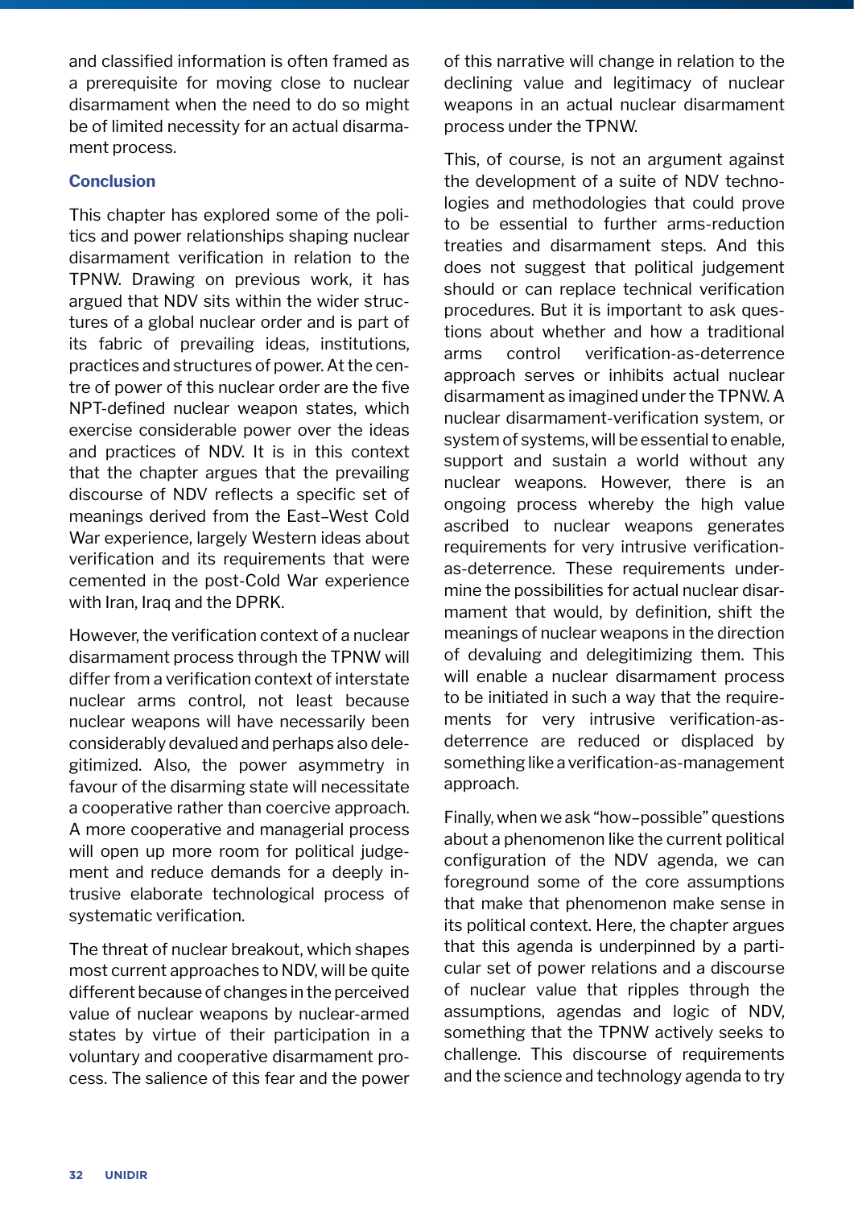and classified information is often framed as a prerequisite for moving close to nuclear disarmament when the need to do so might be of limited necessity for an actual disarmament process.

### Conclusion

This chapter has explored some of the politics and power relationships shaping nuclear disarmament verification in relation to the TPNW. Drawing on previous work, it has argued that NDV sits within the wider structures of a global nuclear order and is part of its fabric of prevailing ideas, institutions, practices and structures of power. At the centre of power of this nuclear order are the five NPT-defined nuclear weapon states, which exercise considerable power over the ideas and practices of NDV. It is in this context that the chapter argues that the prevailing discourse of NDV reflects a specific set of meanings derived from the East–West Cold War experience, largely Western ideas about verification and its requirements that were cemented in the post-Cold War experience with Iran, Iraq and the DPRK.

However, the verification context of a nuclear disarmament process through the TPNW will differ from a verification context of interstate nuclear arms control, not least because nuclear weapons will have necessarily been considerably devalued and perhaps also delegitimized. Also, the power asymmetry in favour of the disarming state will necessitate a cooperative rather than coercive approach. A more cooperative and managerial process will open up more room for political judgement and reduce demands for a deeply intrusive elaborate technological process of systematic verification.

The threat of nuclear breakout, which shapes most current approaches to NDV, will be quite different because of changes in the perceived value of nuclear weapons by nuclear-armed states by virtue of their participation in a voluntary and cooperative disarmament process. The salience of this fear and the power of this narrative will change in relation to the declining value and legitimacy of nuclear weapons in an actual nuclear disarmament process under the TPNW.

This, of course, is not an argument against the development of a suite of NDV technologies and methodologies that could prove to be essential to further arms-reduction treaties and disarmament steps. And this does not suggest that political judgement should or can replace technical verification procedures. But it is important to ask questions about whether and how a traditional arms control verification-as-deterrence approach serves or inhibits actual nuclear disarmament as imagined under the TPNW. A nuclear disarmament-verification system, or system of systems, will be essential to enable, support and sustain a world without any nuclear weapons. However, there is an ongoing process whereby the high value ascribed to nuclear weapons generates requirements for very intrusive verification-as-deterrence. These requirements undermine the possibilities for actual nuclear disarmament that would, by definition, shift the meanings of nuclear weapons in the direction of devaluing and delegitimizing them. This will enable a nuclear disarmament process to be initiated in such a way that the requirements for very intrusive verification-as-deterrence are reduced or displaced by something like a verification-as-management approach.

Finally, when we ask "how–possible" questions about a phenomenon like the current political configuration of the NDV agenda, we can foreground some of the core assumptions that make that phenomenon make sense in its political context. Here, the chapter argues that this agenda is underpinned by a particular set of power relations and a discourse of nuclear value that ripples through the assumptions, agendas and logic of NDV, something that the TPNW actively seeks to challenge. This discourse of requirements and the science and technology agenda to try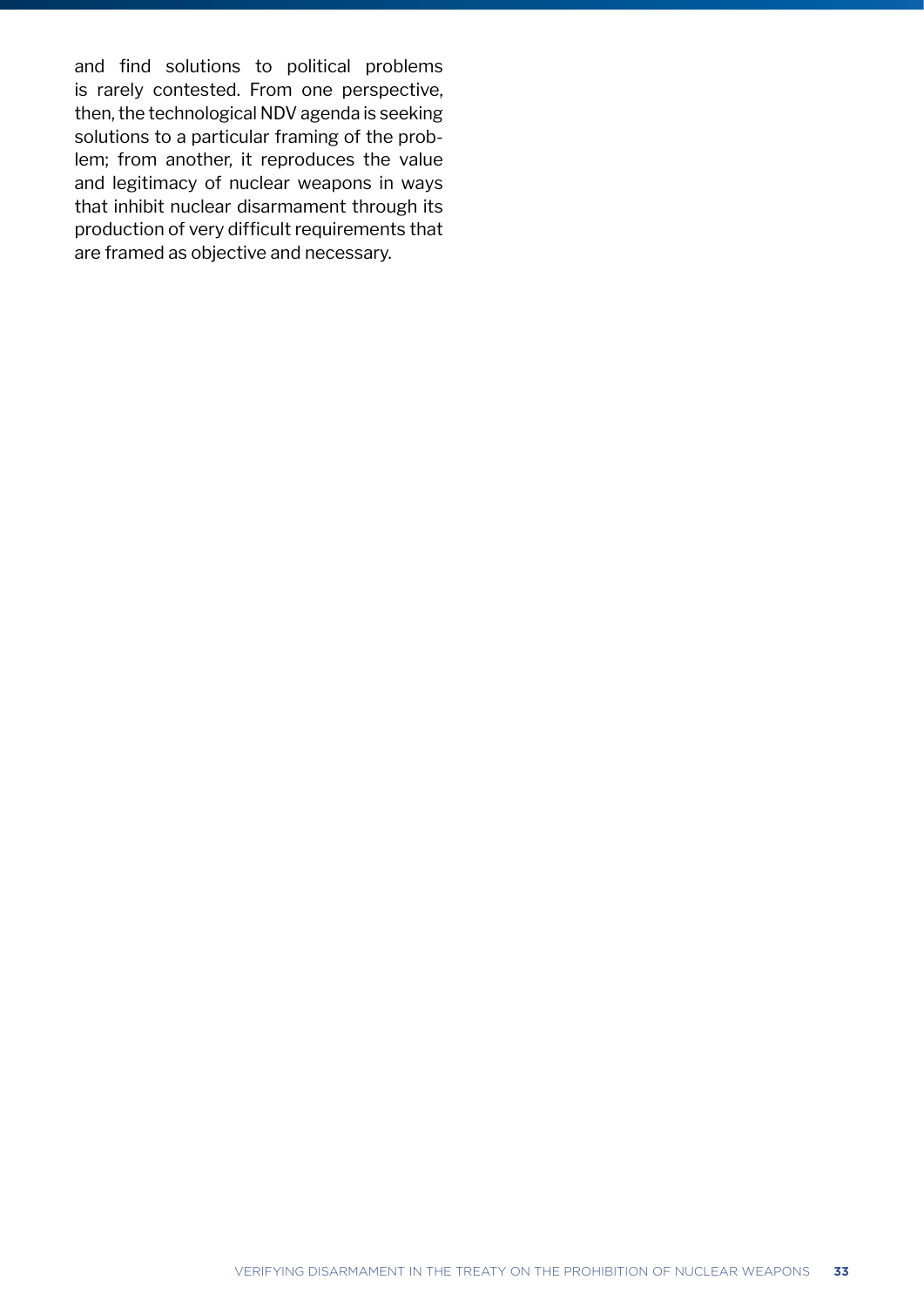and find solutions to political problems is rarely contested. From one perspective, then, the technological NDV agenda is seeking solutions to a particular framing of the problem; from another, it reproduces the value and legitimacy of nuclear weapons in ways that inhibit nuclear disarmament through its production of very difficult requirements that are framed as objective and necessary.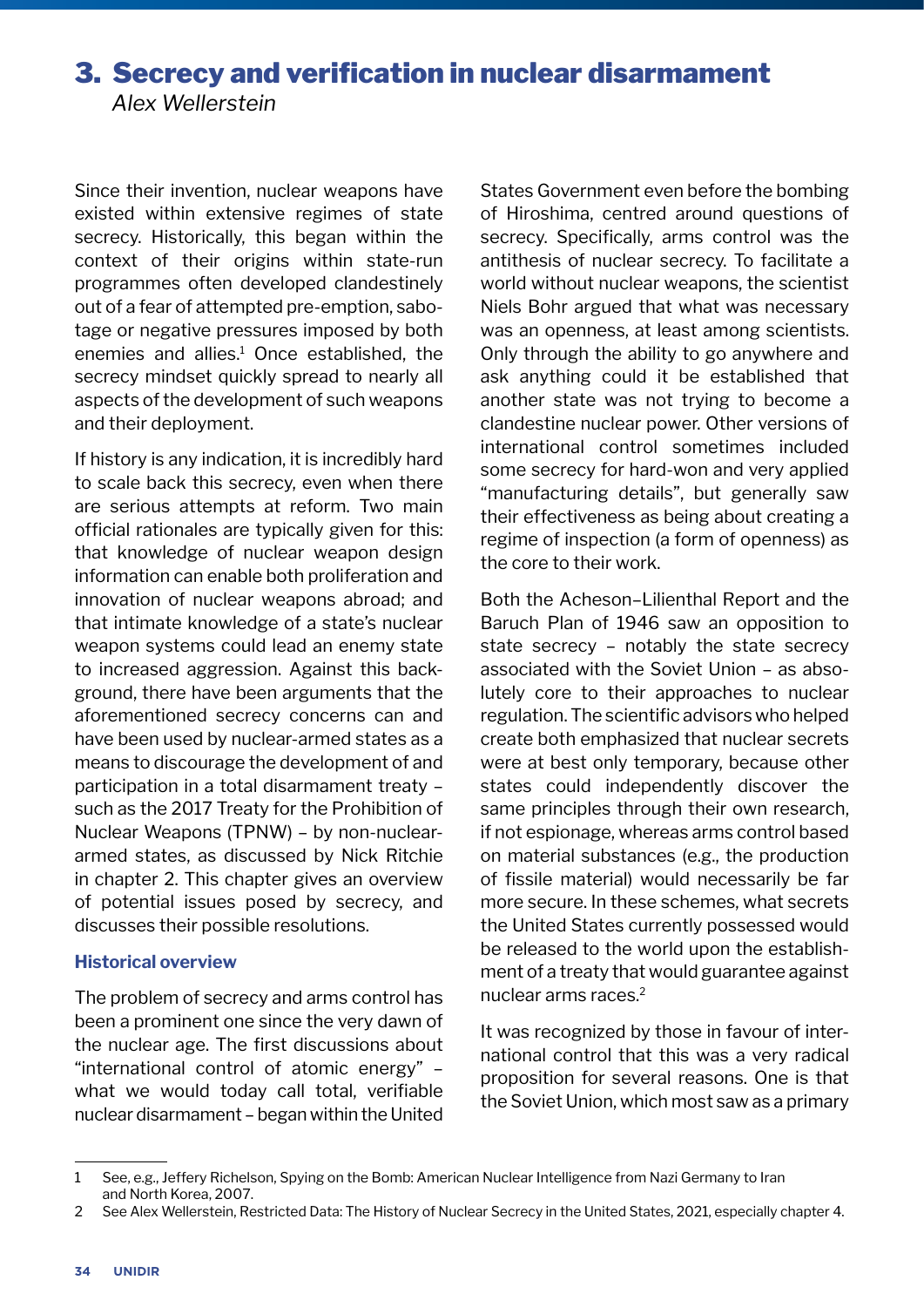# 3. Secrecy and verification in nuclear disarmament

*Alex Wellerstein*

Since their invention, nuclear weapons have existed within extensive regimes of state secrecy. Historically, this began within the context of their origins within state-run programmes often developed clandestinely out of a fear of attempted pre-emption, sabotage or negative pressures imposed by both enemies and allies.[1] Once established, the secrecy mindset quickly spread to nearly all aspects of the development of such weapons and their deployment.

If history is any indication, it is incredibly hard to scale back this secrecy, even when there are serious attempts at reform. Two main official rationales are typically given for this: that knowledge of nuclear weapon design information can enable both proliferation and innovation of nuclear weapons abroad; and that intimate knowledge of a state's nuclear weapon systems could lead an enemy state to increased aggression. Against this background, there have been arguments that the aforementioned secrecy concerns can and have been used by nuclear-armed states as a means to discourage the development of and participation in a total disarmament treaty – such as the 2017 Treaty for the Prohibition of Nuclear Weapons (TPNW) – by non-nuclear-armed states, as discussed by Nick Ritchie in chapter 2. This chapter gives an overview of potential issues posed by secrecy, and discusses their possible resolutions.

## Historical overview

The problem of secrecy and arms control has been a prominent one since the very dawn of the nuclear age. The first discussions about "international control of atomic energy" – what we would today call total, verifiable nuclear disarmament – began within the United States Government even before the bombing of Hiroshima, centred around questions of secrecy. Specifically, arms control was the antithesis of nuclear secrecy. To facilitate a world without nuclear weapons, the scientist Niels Bohr argued that what was necessary was an openness, at least among scientists. Only through the ability to go anywhere and ask anything could it be established that another state was not trying to become a clandestine nuclear power. Other versions of international control sometimes included some secrecy for hard-won and very applied "manufacturing details", but generally saw their effectiveness as being about creating a regime of inspection (a form of openness) as the core to their work.

Both the Acheson–Lilienthal Report and the Baruch Plan of 1946 saw an opposition to state secrecy – notably the state secrecy associated with the Soviet Union – as absolutely core to their approaches to nuclear regulation. The scientific advisors who helped create both emphasized that nuclear secrets were at best only temporary, because other states could independently discover the same principles through their own research, if not espionage, whereas arms control based on material substances (e.g., the production of fissile material) would necessarily be far more secure. In these schemes, what secrets the United States currently possessed would be released to the world upon the establishment of a treaty that would guarantee against nuclear arms races.[2]

It was recognized by those in favour of international control that this was a very radical proposition for several reasons. One is that the Soviet Union, which most saw as a primary

---

1 See, e.g., Jeffery Richelson, Spying on the Bomb: American Nuclear Intelligence from Nazi Germany to Iran and North Korea, 2007.

2 See Alex Wellerstein, Restricted Data: The History of Nuclear Secrecy in the United States, 2021, especially chapter 4.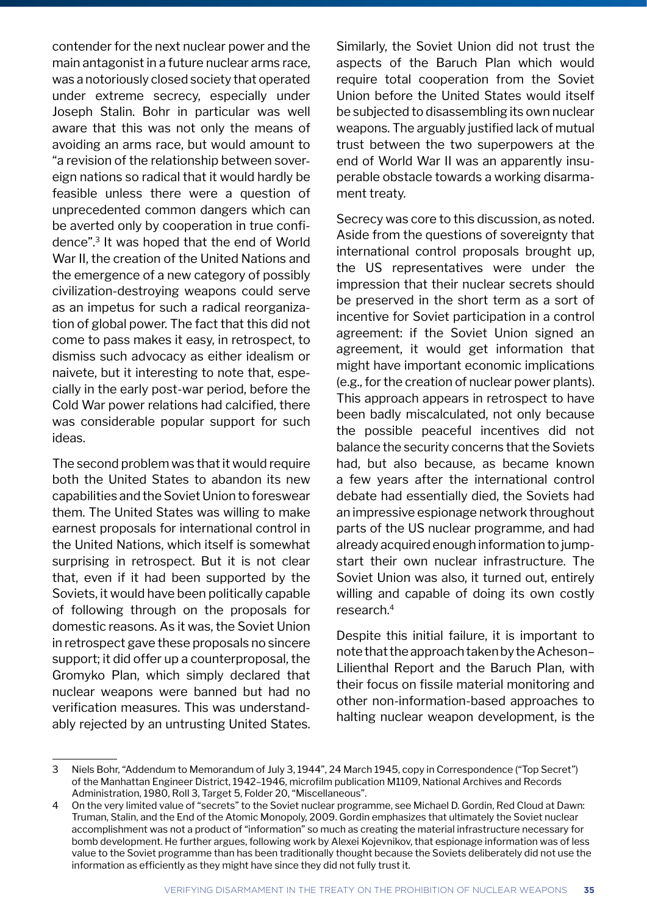contender for the next nuclear power and the main antagonist in a future nuclear arms race, was a notoriously closed society that operated under extreme secrecy, especially under Joseph Stalin. Bohr in particular was well aware that this was not only the means of avoiding an arms race, but would amount to "a revision of the relationship between sovereign nations so radical that it would hardly be feasible unless there were a question of unprecedented common dangers which can be averted only by cooperation in true confidence".[3] It was hoped that the end of World War II, the creation of the United Nations and the emergence of a new category of possibly civilization-destroying weapons could serve as an impetus for such a radical reorganization of global power. The fact that this did not come to pass makes it easy, in retrospect, to dismiss such advocacy as either idealism or naivete, but it interesting to note that, especially in the early post-war period, before the Cold War power relations had calcified, there was considerable popular support for such ideas.

The second problem was that it would require both the United States to abandon its new capabilities and the Soviet Union to foreswear them. The United States was willing to make earnest proposals for international control in the United Nations, which itself is somewhat surprising in retrospect. But it is not clear that, even if it had been supported by the Soviets, it would have been politically capable of following through on the proposals for domestic reasons. As it was, the Soviet Union in retrospect gave these proposals no sincere support; it did offer up a counterproposal, the Gromyko Plan, which simply declared that nuclear weapons were banned but had no verification measures. This was understandably rejected by an untrusting United States. Similarly, the Soviet Union did not trust the aspects of the Baruch Plan which would require total cooperation from the Soviet Union before the United States would itself be subjected to disassembling its own nuclear weapons. The arguably justified lack of mutual trust between the two superpowers at the end of World War II was an apparently insuperable obstacle towards a working disarmament treaty.

Secrecy was core to this discussion, as noted. Aside from the questions of sovereignty that international control proposals brought up, the US representatives were under the impression that their nuclear secrets should be preserved in the short term as a sort of incentive for Soviet participation in a control agreement: if the Soviet Union signed an agreement, it would get information that might have important economic implications (e.g., for the creation of nuclear power plants). This approach appears in retrospect to have been badly miscalculated, not only because the possible peaceful incentives did not balance the security concerns that the Soviets had, but also because, as became known a few years after the international control debate had essentially died, the Soviets had an impressive espionage network throughout parts of the US nuclear programme, and had already acquired enough information to jump-start their own nuclear infrastructure. The Soviet Union was also, it turned out, entirely willing and capable of doing its own costly research.[4]

Despite this initial failure, it is important to note that the approach taken by the Acheson–Lilienthal Report and the Baruch Plan, with their focus on fissile material monitoring and other non-information-based approaches to halting nuclear weapon development, is the

---

3 Niels Bohr, "Addendum to Memorandum of July 3, 1944", 24 March 1945, copy in Correspondence ("Top Secret") of the Manhattan Engineer District, 1942–1946, microfilm publication M1109, National Archives and Records Administration, 1980, Roll 3, Target 5, Folder 20, "Miscellaneous".

4 On the very limited value of "secrets" to the Soviet nuclear programme, see Michael D. Gordin, Red Cloud at Dawn: Truman, Stalin, and the End of the Atomic Monopoly, 2009. Gordin emphasizes that ultimately the Soviet nuclear accomplishment was not a product of "information" so much as creating the material infrastructure necessary for bomb development. He further argues, following work by Alexei Kojevnikov, that espionage information was of less value to the Soviet programme than has been traditionally thought because the Soviets deliberately did not use the information as efficiently as they might have since they did not fully trust it.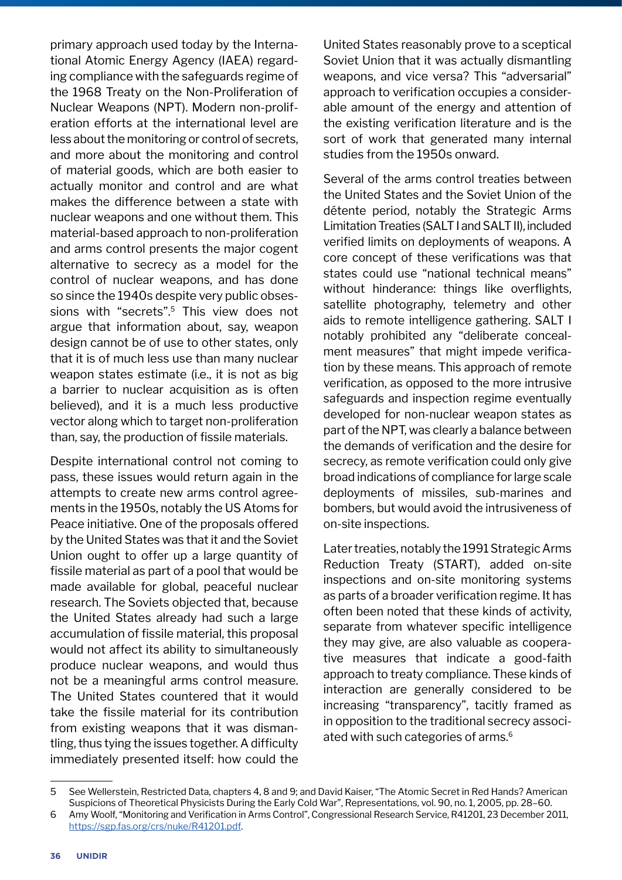primary approach used today by the International Atomic Energy Agency (IAEA) regarding compliance with the safeguards regime of the 1968 Treaty on the Non-Proliferation of Nuclear Weapons (NPT). Modern non-proliferation efforts at the international level are less about the monitoring or control of secrets, and more about the monitoring and control of material goods, which are both easier to actually monitor and control and are what makes the difference between a state with nuclear weapons and one without them. This material-based approach to non-proliferation and arms control presents the major cogent alternative to secrecy as a model for the control of nuclear weapons, and has done so since the 1940s despite very public obsessions with "secrets".[5] This view does not argue that information about, say, weapon design cannot be of use to other states, only that it is of much less use than many nuclear weapon states estimate (i.e., it is not as big a barrier to nuclear acquisition as is often believed), and it is a much less productive vector along which to target non-proliferation than, say, the production of fissile materials.

Despite international control not coming to pass, these issues would return again in the attempts to create new arms control agreements in the 1950s, notably the US Atoms for Peace initiative. One of the proposals offered by the United States was that it and the Soviet Union ought to offer up a large quantity of fissile material as part of a pool that would be made available for global, peaceful nuclear research. The Soviets objected that, because the United States already had such a large accumulation of fissile material, this proposal would not affect its ability to simultaneously produce nuclear weapons, and would thus not be a meaningful arms control measure. The United States countered that it would take the fissile material for its contribution from existing weapons that it was dismantling, thus tying the issues together. A difficulty immediately presented itself: how could the United States reasonably prove to a sceptical Soviet Union that it was actually dismantling weapons, and vice versa? This "adversarial" approach to verification occupies a considerable amount of the energy and attention of the existing verification literature and is the sort of work that generated many internal studies from the 1950s onward.

Several of the arms control treaties between the United States and the Soviet Union of the détente period, notably the Strategic Arms Limitation Treaties (SALT I and SALT II), included verified limits on deployments of weapons. A core concept of these verifications was that states could use "national technical means" without hinderance: things like overflights, satellite photography, telemetry and other aids to remote intelligence gathering. SALT I notably prohibited any "deliberate concealment measures" that might impede verification by these means. This approach of remote verification, as opposed to the more intrusive safeguards and inspection regime eventually developed for non-nuclear weapon states as part of the NPT, was clearly a balance between the demands of verification and the desire for secrecy, as remote verification could only give broad indications of compliance for large scale deployments of missiles, sub-marines and bombers, but would avoid the intrusiveness of on-site inspections.

Later treaties, notably the 1991 Strategic Arms Reduction Treaty (START), added on-site inspections and on-site monitoring systems as parts of a broader verification regime. It has often been noted that these kinds of activity, separate from whatever specific intelligence they may give, are also valuable as cooperative measures that indicate a good-faith approach to treaty compliance. These kinds of interaction are generally considered to be increasing "transparency", tacitly framed as in opposition to the traditional secrecy associated with such categories of arms.[6]

---

5 See Wellerstein, Restricted Data, chapters 4, 8 and 9; and David Kaiser, "The Atomic Secret in Red Hands? American Suspicions of Theoretical Physicists During the Early Cold War", Representations, vol. 90, no. 1, 2005, pp. 28–60.

6 Amy Woolf, "Monitoring and Verification in Arms Control", Congressional Research Service, R41201, 23 December 2011, https://sgp.fas.org/crs/nuke/R41201.pdf.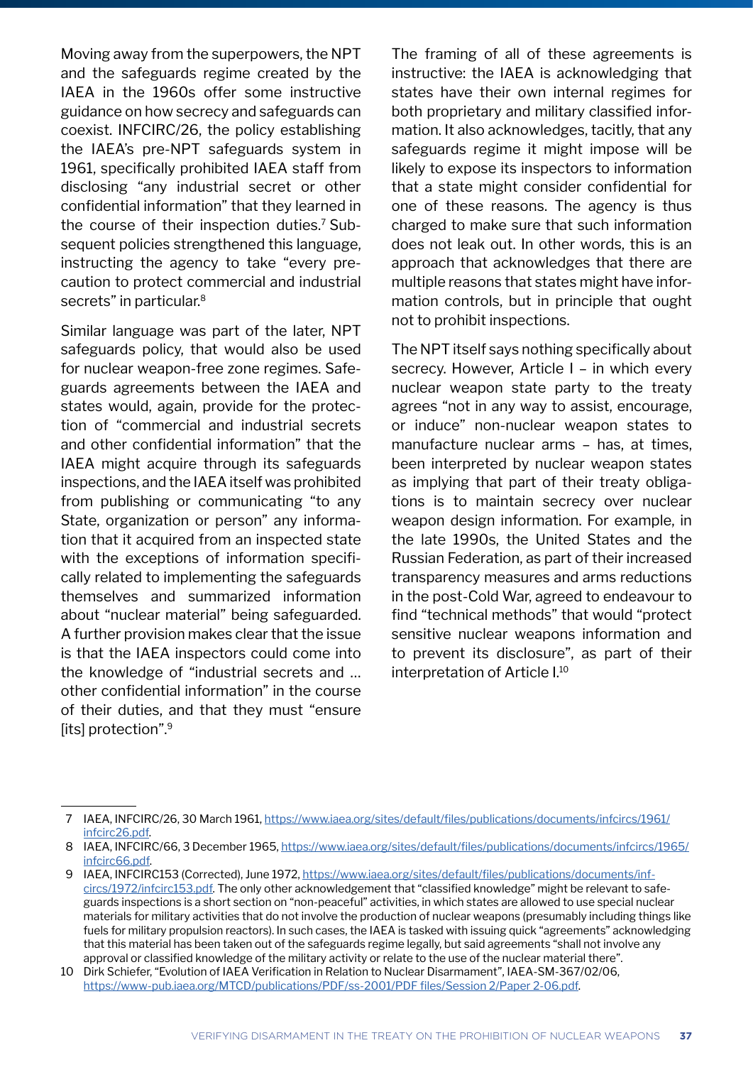Moving away from the superpowers, the NPT and the safeguards regime created by the IAEA in the 1960s offer some instructive guidance on how secrecy and safeguards can coexist. INFCIRC/26, the policy establishing the IAEA's pre-NPT safeguards system in 1961, specifically prohibited IAEA staff from disclosing "any industrial secret or other confidential information" that they learned in the course of their inspection duties.[7] Subsequent policies strengthened this language, instructing the agency to take "every precaution to protect commercial and industrial secrets" in particular.[8]

Similar language was part of the later, NPT safeguards policy, that would also be used for nuclear weapon-free zone regimes. Safeguards agreements between the IAEA and states would, again, provide for the protection of "commercial and industrial secrets and other confidential information" that the IAEA might acquire through its safeguards inspections, and the IAEA itself was prohibited from publishing or communicating "to any State, organization or person" any information that it acquired from an inspected state with the exceptions of information specifically related to implementing the safeguards themselves and summarized information about "nuclear material" being safeguarded. A further provision makes clear that the issue is that the IAEA inspectors could come into the knowledge of "industrial secrets and … other confidential information" in the course of their duties, and that they must "ensure [its] protection".[9]

The framing of all of these agreements is instructive: the IAEA is acknowledging that states have their own internal regimes for both proprietary and military classified information. It also acknowledges, tacitly, that any safeguards regime it might impose will be likely to expose its inspectors to information that a state might consider confidential for one of these reasons. The agency is thus charged to make sure that such information does not leak out. In other words, this is an approach that acknowledges that there are multiple reasons that states might have information controls, but in principle that ought not to prohibit inspections.

The NPT itself says nothing specifically about secrecy. However, Article I – in which every nuclear weapon state party to the treaty agrees "not in any way to assist, encourage, or induce" non-nuclear weapon states to manufacture nuclear arms – has, at times, been interpreted by nuclear weapon states as implying that part of their treaty obligations is to maintain secrecy over nuclear weapon design information. For example, in the late 1990s, the United States and the Russian Federation, as part of their increased transparency measures and arms reductions in the post-Cold War, agreed to endeavour to find "technical methods" that would "protect sensitive nuclear weapons information and to prevent its disclosure", as part of their interpretation of Article I.[10]

---

7 IAEA, INFCIRC/26, 30 March 1961, https://www.iaea.org/sites/default/files/publications/documents/infcircs/1961/infcirc26.pdf.

8 IAEA, INFCIRC/66, 3 December 1965, https://www.iaea.org/sites/default/files/publications/documents/infcircs/1965/infcirc66.pdf.

9 IAEA, INFCIRC153 (Corrected), June 1972, https://www.iaea.org/sites/default/files/publications/documents/infcircs/1972/infcirc153.pdf. The only other acknowledgement that "classified knowledge" might be relevant to safeguards inspections is a short section on "non-peaceful" activities, in which states are allowed to use special nuclear materials for military activities that do not involve the production of nuclear weapons (presumably including things like fuels for military propulsion reactors). In such cases, the IAEA is tasked with issuing quick "agreements" acknowledging that this material has been taken out of the safeguards regime legally, but said agreements "shall not involve any approval or classified knowledge of the military activity or relate to the use of the nuclear material there".

10 Dirk Schiefer, "Evolution of IAEA Verification in Relation to Nuclear Disarmament", IAEA-SM-367/02/06, https://www-pub.iaea.org/MTCD/publications/PDF/ss-2001/PDF files/Session 2/Paper 2-06.pdf.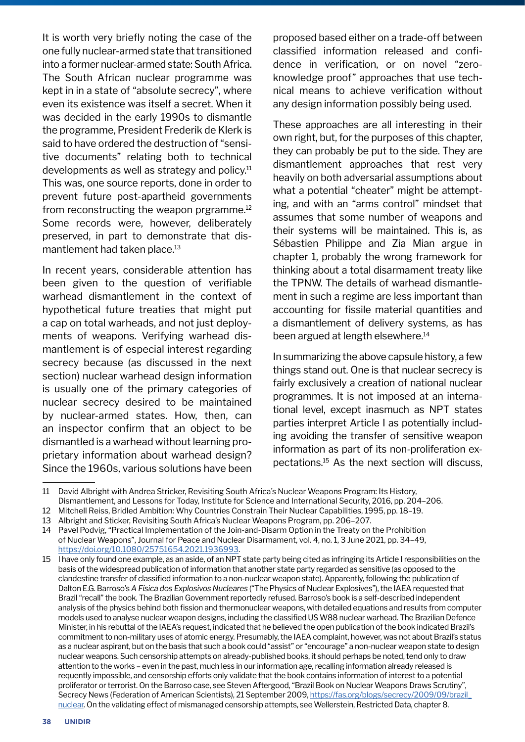It is worth very briefly noting the case of the one fully nuclear-armed state that transitioned into a former nuclear-armed state: South Africa. The South African nuclear programme was kept in in a state of "absolute secrecy", where even its existence was itself a secret. When it was decided in the early 1990s to dismantle the programme, President Frederik de Klerk is said to have ordered the destruction of "sensitive documents" relating both to technical developments as well as strategy and policy.[11] This was, one source reports, done in order to prevent future post-apartheid governments from reconstructing the weapon prgramme.[12] Some records were, however, deliberately preserved, in part to demonstrate that dismantlement had taken place.[13]

In recent years, considerable attention has been given to the question of verifiable warhead dismantlement in the context of hypothetical future treaties that might put a cap on total warheads, and not just deployments of weapons. Verifying warhead dismantlement is of especial interest regarding secrecy because (as discussed in the next section) nuclear warhead design information is usually one of the primary categories of nuclear secrecy desired to be maintained by nuclear-armed states. How, then, can an inspector confirm that an object to be dismantled is a warhead without learning proprietary information about warhead design? Since the 1960s, various solutions have been proposed based either on a trade-off between classified information released and confidence in verification, or on novel "zero-knowledge proof" approaches that use technical means to achieve verification without any design information possibly being used.

These approaches are all interesting in their own right, but, for the purposes of this chapter, they can probably be put to the side. They are dismantlement approaches that rest very heavily on both adversarial assumptions about what a potential "cheater" might be attempting, and with an "arms control" mindset that assumes that some number of weapons and their systems will be maintained. This is, as Sébastien Philippe and Zia Mian argue in chapter 1, probably the wrong framework for thinking about a total disarmament treaty like the TPNW. The details of warhead dismantlement in such a regime are less important than accounting for fissile material quantities and a dismantlement of delivery systems, as has been argued at length elsewhere.[14]

In summarizing the above capsule history, a few things stand out. One is that nuclear secrecy is fairly exclusively a creation of national nuclear programmes. It is not imposed at an international level, except inasmuch as NPT states parties interpret Article I as potentially including avoiding the transfer of sensitive weapon information as part of its non-proliferation expectations.[15] As the next section will discuss,

---

11 David Albright with Andrea Stricker, Revisiting South Africa's Nuclear Weapons Program: Its History, Dismantlement, and Lessons for Today, Institute for Science and International Security, 2016, pp. 204–206.

12 Mitchell Reiss, Bridled Ambition: Why Countries Constrain Their Nuclear Capabilities, 1995, pp. 18–19.

13 Albright and Sticker, Revisiting South Africa's Nuclear Weapons Program, pp. 206–207.

14 Pavel Podvig, "Practical Implementation of the Join-and-Disarm Option in the Treaty on the Prohibition of Nuclear Weapons", Journal for Peace and Nuclear Disarmament, vol. 4, no. 1, 3 June 2021, pp. 34–49, https://doi.org/10.1080/25751654.2021.1936993.

15 I have only found one example, as an aside, of an NPT state party being cited as infringing its Article I responsibilities on the basis of the widespread publication of information that another state party regarded as sensitive (as opposed to the clandestine transfer of classified information to a non-nuclear weapon state). Apparently, following the publication of Dalton E.G. Barroso's *A Física dos Explosivos Nucleares* ("The Physics of Nuclear Explosives"), the IAEA requested that Brazil "recall" the book. The Brazilian Government reportedly refused. Barroso's book is a self-described independent analysis of the physics behind both fission and thermonuclear weapons, with detailed equations and results from computer models used to analyse nuclear weapon designs, including the classified US W88 nuclear warhead. The Brazilian Defence Minister, in his rebuttal of the IAEA's request, indicated that he believed the open publication of the book indicated Brazil's commitment to non-military uses of atomic energy. Presumably, the IAEA complaint, however, was not about Brazil's status as a nuclear aspirant, but on the basis that such a book could "assist" or "encourage" a non-nuclear weapon state to design nuclear weapons. Such censorship attempts on already-published books, it should perhaps be noted, tend only to draw attention to the works – even in the past, much less in our information age, recalling information already released is requently impossible, and censorship efforts only validate that the book contains information of interest to a potential proliferator or terrorist. On the Barroso case, see Steven Aftergood, "Brazil Book on Nuclear Weapons Draws Scrutiny", Secrecy News (Federation of American Scientists), 21 September 2009, https://fas.org/blogs/secrecy/2009/09/brazil_nuclear. On the validating effect of mismanaged censorship attempts, see Wellerstein, Restricted Data, chapter 8.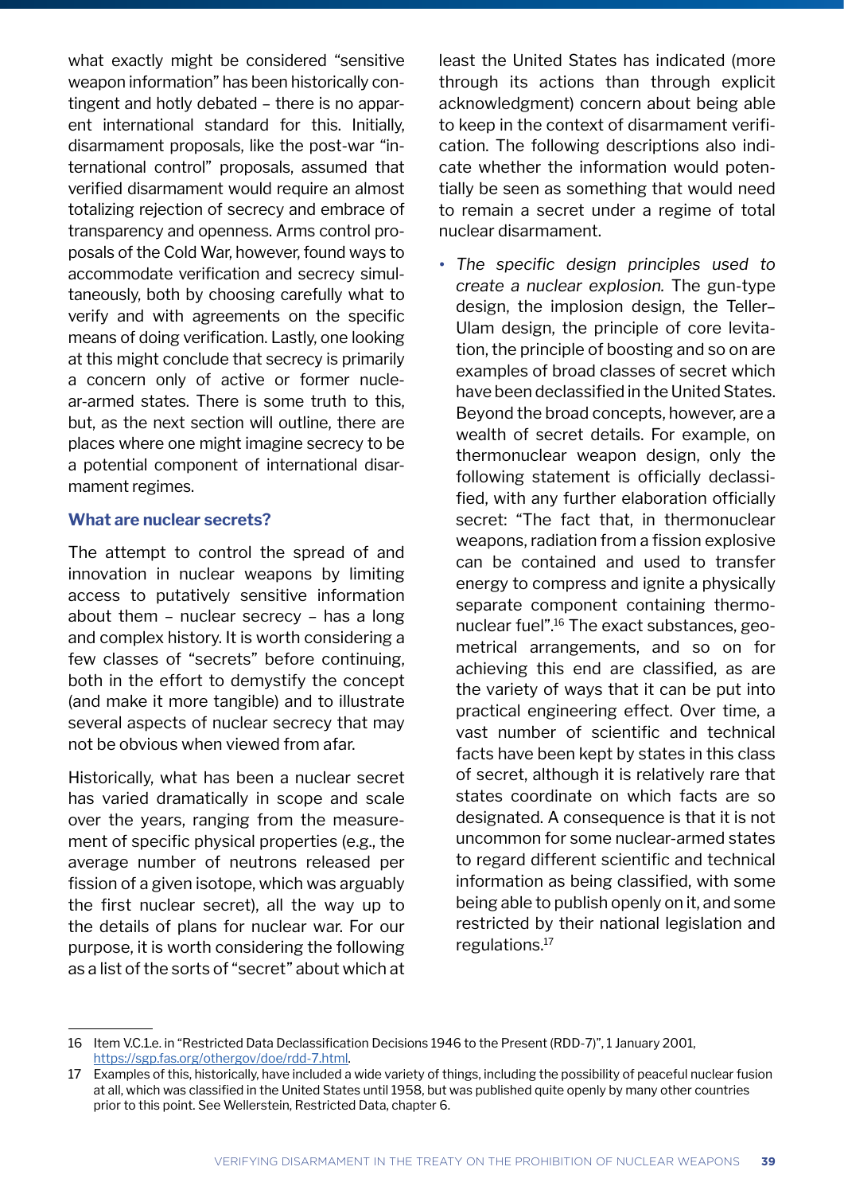what exactly might be considered "sensitive weapon information" has been historically contingent and hotly debated – there is no apparent international standard for this. Initially, disarmament proposals, like the post-war "international control" proposals, assumed that verified disarmament would require an almost totalizing rejection of secrecy and embrace of transparency and openness. Arms control proposals of the Cold War, however, found ways to accommodate verification and secrecy simultaneously, both by choosing carefully what to verify and with agreements on the specific means of doing verification. Lastly, one looking at this might conclude that secrecy is primarily a concern only of active or former nuclear-armed states. There is some truth to this, but, as the next section will outline, there are places where one might imagine secrecy to be a potential component of international disarmament regimes.

### What are nuclear secrets?

The attempt to control the spread of and innovation in nuclear weapons by limiting access to putatively sensitive information about them – nuclear secrecy – has a long and complex history. It is worth considering a few classes of "secrets" before continuing, both in the effort to demystify the concept (and make it more tangible) and to illustrate several aspects of nuclear secrecy that may not be obvious when viewed from afar.

Historically, what has been a nuclear secret has varied dramatically in scope and scale over the years, ranging from the measurement of specific physical properties (e.g., the average number of neutrons released per fission of a given isotope, which was arguably the first nuclear secret), all the way up to the details of plans for nuclear war. For our purpose, it is worth considering the following as a list of the sorts of "secret" about which at least the United States has indicated (more through its actions than through explicit acknowledgment) concern about being able to keep in the context of disarmament verification. The following descriptions also indicate whether the information would potentially be seen as something that would need to remain a secret under a regime of total nuclear disarmament.

- *The specific design principles used to create a nuclear explosion.* The gun-type design, the implosion design, the Teller–Ulam design, the principle of core levitation, the principle of boosting and so on are examples of broad classes of secret which have been declassified in the United States. Beyond the broad concepts, however, are a wealth of secret details. For example, on thermonuclear weapon design, only the following statement is officially declassified, with any further elaboration officially secret: "The fact that, in thermonuclear weapons, radiation from a fission explosive can be contained and used to transfer energy to compress and ignite a physically separate component containing thermonuclear fuel".[16] The exact substances, geometrical arrangements, and so on for achieving this end are classified, as are the variety of ways that it can be put into practical engineering effect. Over time, a vast number of scientific and technical facts have been kept by states in this class of secret, although it is relatively rare that states coordinate on which facts are so designated. A consequence is that it is not uncommon for some nuclear-armed states to regard different scientific and technical information as being classified, with some being able to publish openly on it, and some restricted by their national legislation and regulations.[17]

---

16 Item V.C.1.e. in "Restricted Data Declassification Decisions 1946 to the Present (RDD-7)", 1 January 2001, https://sgp.fas.org/othergov/doe/rdd-7.html.

17 Examples of this, historically, have included a wide variety of things, including the possibility of peaceful nuclear fusion at all, which was classified in the United States until 1958, but was published quite openly by many other countries prior to this point. See Wellerstein, Restricted Data, chapter 6.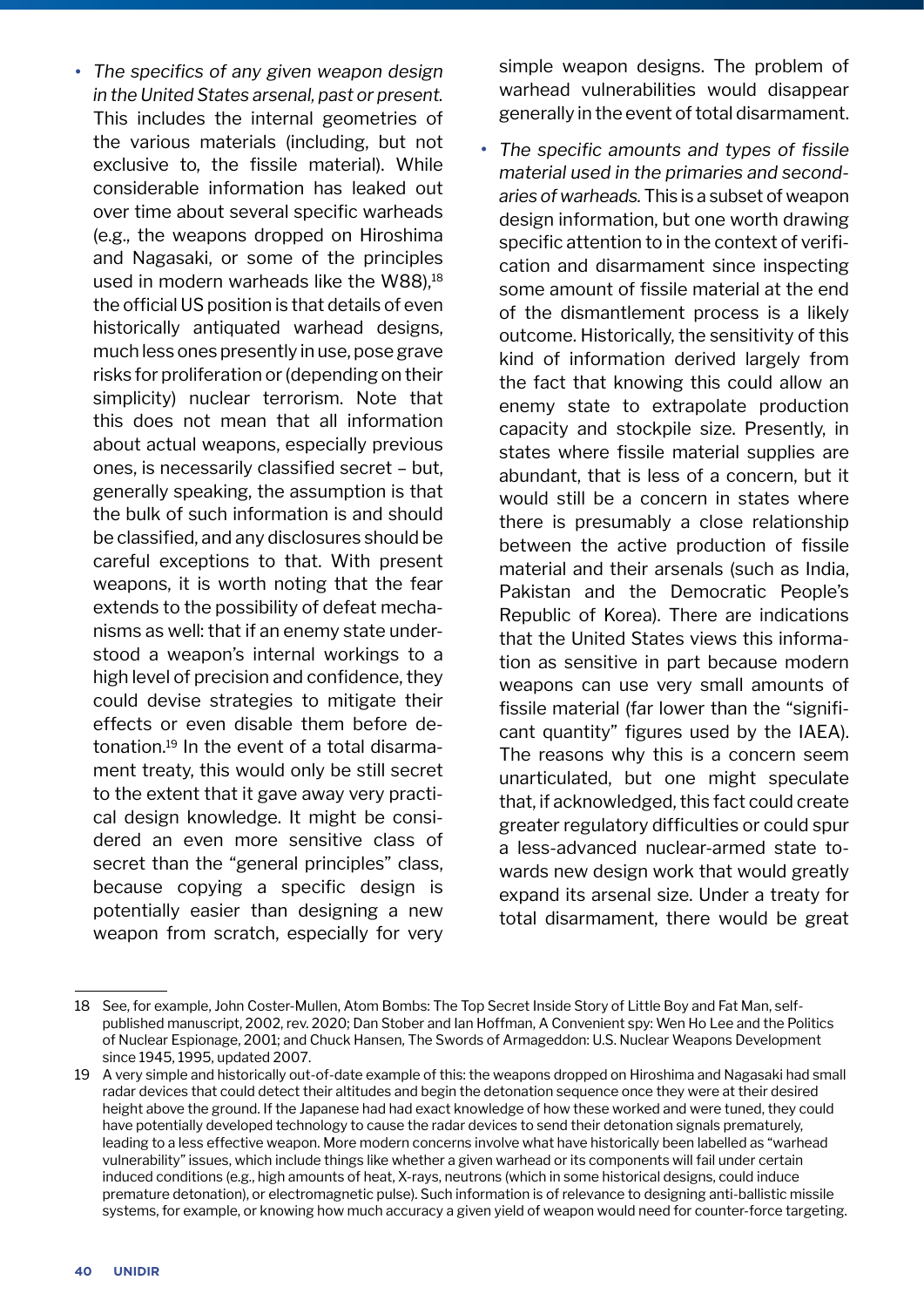- *The specifics of any given weapon design in the United States arsenal, past or present.* This includes the internal geometries of the various materials (including, but not exclusive to, the fissile material). While considerable information has leaked out over time about several specific warheads (e.g., the weapons dropped on Hiroshima and Nagasaki, or some of the principles used in modern warheads like the W88),[18] the official US position is that details of even historically antiquated warhead designs, much less ones presently in use, pose grave risks for proliferation or (depending on their simplicity) nuclear terrorism. Note that this does not mean that all information about actual weapons, especially previous ones, is necessarily classified secret – but, generally speaking, the assumption is that the bulk of such information is and should be classified, and any disclosures should be careful exceptions to that. With present weapons, it is worth noting that the fear extends to the possibility of defeat mechanisms as well: that if an enemy state understood a weapon's internal workings to a high level of precision and confidence, they could devise strategies to mitigate their effects or even disable them before detonation.[19] In the event of a total disarmament treaty, this would only be still secret to the extent that it gave away very practical design knowledge. It might be considered an even more sensitive class of secret than the "general principles" class, because copying a specific design is potentially easier than designing a new weapon from scratch, especially for very simple weapon designs. The problem of warhead vulnerabilities would disappear generally in the event of total disarmament.
- *The specific amounts and types of fissile material used in the primaries and secondaries of warheads.* This is a subset of weapon design information, but one worth drawing specific attention to in the context of verification and disarmament since inspecting some amount of fissile material at the end of the dismantlement process is a likely outcome. Historically, the sensitivity of this kind of information derived largely from the fact that knowing this could allow an enemy state to extrapolate production capacity and stockpile size. Presently, in states where fissile material supplies are abundant, that is less of a concern, but it would still be a concern in states where there is presumably a close relationship between the active production of fissile material and their arsenals (such as India, Pakistan and the Democratic People's Republic of Korea). There are indications that the United States views this information as sensitive in part because modern weapons can use very small amounts of fissile material (far lower than the "significant quantity" figures used by the IAEA). The reasons why this is a concern seem unarticulated, but one might speculate that, if acknowledged, this fact could create greater regulatory difficulties or could spur a less-advanced nuclear-armed state towards new design work that would greatly expand its arsenal size. Under a treaty for total disarmament, there would be great

---

18 See, for example, John Coster-Mullen, Atom Bombs: The Top Secret Inside Story of Little Boy and Fat Man, self-published manuscript, 2002, rev. 2020; Dan Stober and Ian Hoffman, A Convenient spy: Wen Ho Lee and the Politics of Nuclear Espionage, 2001; and Chuck Hansen, The Swords of Armageddon: U.S. Nuclear Weapons Development since 1945, 1995, updated 2007.

19 A very simple and historically out-of-date example of this: the weapons dropped on Hiroshima and Nagasaki had small radar devices that could detect their altitudes and begin the detonation sequence once they were at their desired height above the ground. If the Japanese had had exact knowledge of how these worked and were tuned, they could have potentially developed technology to cause the radar devices to send their detonation signals prematurely, leading to a less effective weapon. More modern concerns involve what have historically been labelled as "warhead vulnerability" issues, which include things like whether a given warhead or its components will fail under certain induced conditions (e.g., high amounts of heat, X-rays, neutrons (which in some historical designs, could induce premature detonation), or electromagnetic pulse). Such information is of relevance to designing anti-ballistic missile systems, for example, or knowing how much accuracy a given yield of weapon would need for counter-force targeting.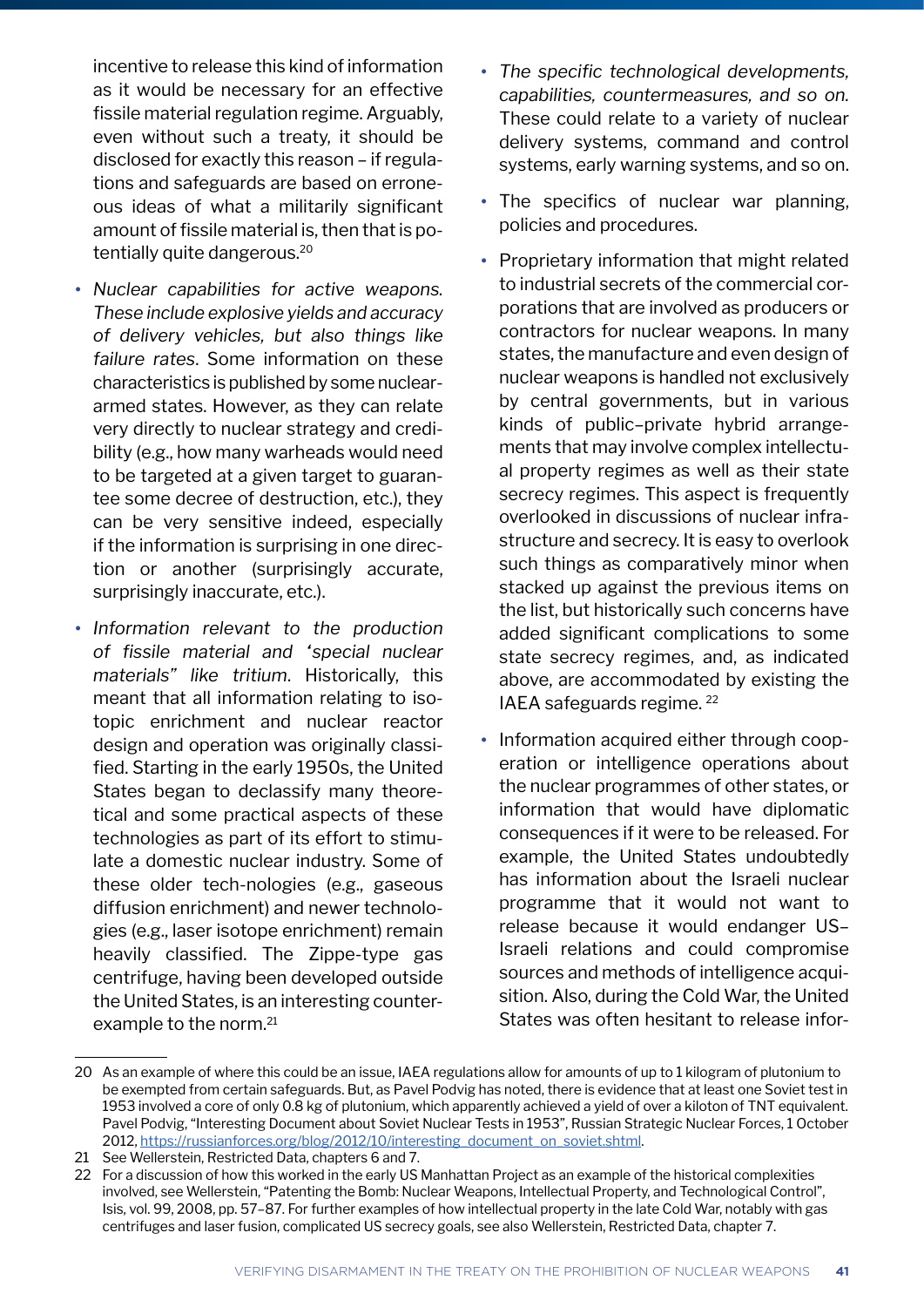incentive to release this kind of information as it would be necessary for an effective fissile material regulation regime. Arguably, even without such a treaty, it should be disclosed for exactly this reason – if regulations and safeguards are based on erroneous ideas of what a militarily significant amount of fissile material is, then that is potentially quite dangerous.[20]

- *Nuclear capabilities for active weapons. These include explosive yields and accuracy of delivery vehicles, but also things like failure rates*. Some information on these characteristics is published by some nuclear-armed states. However, as they can relate very directly to nuclear strategy and credibility (e.g., how many warheads would need to be targeted at a given target to guarantee some decree of destruction, etc.), they can be very sensitive indeed, especially if the information is surprising in one direction or another (surprisingly accurate, surprisingly inaccurate, etc.).
- *Information relevant to the production of fissile material and 'special nuclear materials" like tritium*. Historically, this meant that all information relating to isotopic enrichment and nuclear reactor design and operation was originally classified. Starting in the early 1950s, the United States began to declassify many theoretical and some practical aspects of these technologies as part of its effort to stimulate a domestic nuclear industry. Some of these older tech-nologies (e.g., gaseous diffusion enrichment) and newer technologies (e.g., laser isotope enrichment) remain heavily classified. The Zippe-type gas centrifuge, having been developed outside the United States, is an interesting counter-example to the norm.[21]
- *The specific technological developments, capabilities, countermeasures, and so on.* These could relate to a variety of nuclear delivery systems, command and control systems, early warning systems, and so on.
- The specifics of nuclear war planning, policies and procedures.
- Proprietary information that might related to industrial secrets of the commercial corporations that are involved as producers or contractors for nuclear weapons. In many states, the manufacture and even design of nuclear weapons is handled not exclusively by central governments, but in various kinds of public–private hybrid arrangements that may involve complex intellectual property regimes as well as their state secrecy regimes. This aspect is frequently overlooked in discussions of nuclear infrastructure and secrecy. It is easy to overlook such things as comparatively minor when stacked up against the previous items on the list, but historically such concerns have added significant complications to some state secrecy regimes, and, as indicated above, are accommodated by existing the IAEA safeguards regime. [22]
- Information acquired either through cooperation or intelligence operations about the nuclear programmes of other states, or information that would have diplomatic consequences if it were to be released. For example, the United States undoubtedly has information about the Israeli nuclear programme that it would not want to release because it would endanger US–Israeli relations and could compromise sources and methods of intelligence acquisition. Also, during the Cold War, the United States was often hesitant to release infor-

---

20 As an example of where this could be an issue, IAEA regulations allow for amounts of up to 1 kilogram of plutonium to be exempted from certain safeguards. But, as Pavel Podvig has noted, there is evidence that at least one Soviet test in 1953 involved a core of only 0.8 kg of plutonium, which apparently achieved a yield of over a kiloton of TNT equivalent. Pavel Podvig, "Interesting Document about Soviet Nuclear Tests in 1953", Russian Strategic Nuclear Forces, 1 October 2012, https://russianforces.org/blog/2012/10/interesting_document_on_soviet.shtml.

21 See Wellerstein, Restricted Data, chapters 6 and 7.

22 For a discussion of how this worked in the early US Manhattan Project as an example of the historical complexities involved, see Wellerstein, "Patenting the Bomb: Nuclear Weapons, Intellectual Property, and Technological Control", Isis, vol. 99, 2008, pp. 57–87. For further examples of how intellectual property in the late Cold War, notably with gas centrifuges and laser fusion, complicated US secrecy goals, see also Wellerstein, Restricted Data, chapter 7.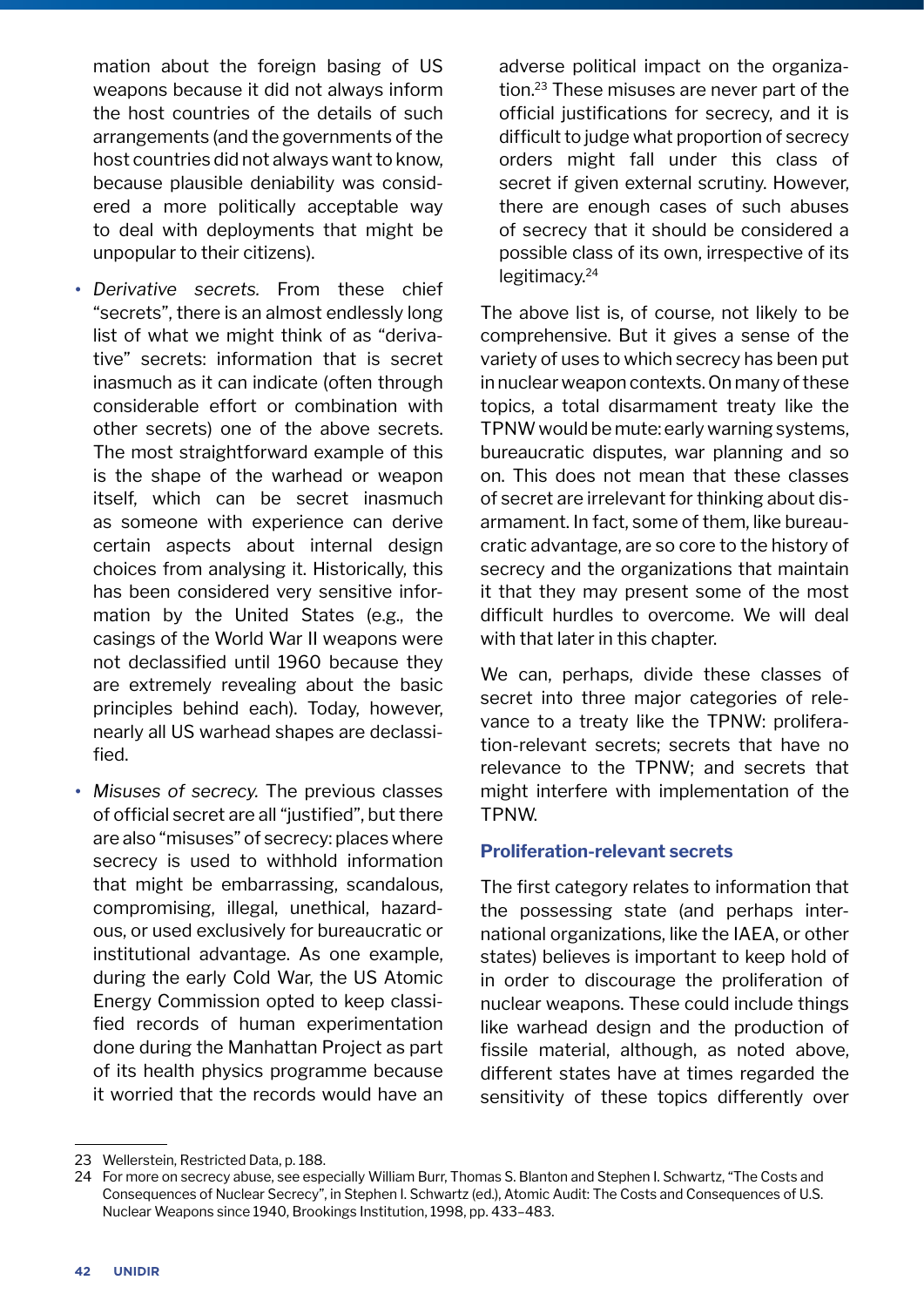mation about the foreign basing of US weapons because it did not always inform the host countries of the details of such arrangements (and the governments of the host countries did not always want to know, because plausible deniability was considered a more politically acceptable way to deal with deployments that might be unpopular to their citizens).

- *Derivative secrets.* From these chief "secrets", there is an almost endlessly long list of what we might think of as "derivative" secrets: information that is secret inasmuch as it can indicate (often through considerable effort or combination with other secrets) one of the above secrets. The most straightforward example of this is the shape of the warhead or weapon itself, which can be secret inasmuch as someone with experience can derive certain aspects about internal design choices from analysing it. Historically, this has been considered very sensitive information by the United States (e.g., the casings of the World War II weapons were not declassified until 1960 because they are extremely revealing about the basic principles behind each). Today, however, nearly all US warhead shapes are declassified.
- *Misuses of secrecy.* The previous classes of official secret are all "justified", but there are also "misuses" of secrecy: places where secrecy is used to withhold information that might be embarrassing, scandalous, compromising, illegal, unethical, hazardous, or used exclusively for bureaucratic or institutional advantage. As one example, during the early Cold War, the US Atomic Energy Commission opted to keep classified records of human experimentation done during the Manhattan Project as part of its health physics programme because it worried that the records would have an adverse political impact on the organization.[23] These misuses are never part of the official justifications for secrecy, and it is difficult to judge what proportion of secrecy orders might fall under this class of secret if given external scrutiny. However, there are enough cases of such abuses of secrecy that it should be considered a possible class of its own, irrespective of its legitimacy.[24]

The above list is, of course, not likely to be comprehensive. But it gives a sense of the variety of uses to which secrecy has been put in nuclear weapon contexts. On many of these topics, a total disarmament treaty like the TPNW would be mute: early warning systems, bureaucratic disputes, war planning and so on. This does not mean that these classes of secret are irrelevant for thinking about disarmament. In fact, some of them, like bureaucratic advantage, are so core to the history of secrecy and the organizations that maintain it that they may present some of the most difficult hurdles to overcome. We will deal with that later in this chapter.

We can, perhaps, divide these classes of secret into three major categories of relevance to a treaty like the TPNW: proliferation-relevant secrets; secrets that have no relevance to the TPNW; and secrets that might interfere with implementation of the TPNW.

### Proliferation-relevant secrets

The first category relates to information that the possessing state (and perhaps international organizations, like the IAEA, or other states) believes is important to keep hold of in order to discourage the proliferation of nuclear weapons. These could include things like warhead design and the production of fissile material, although, as noted above, different states have at times regarded the sensitivity of these topics differently over

---

23 Wellerstein, Restricted Data, p. 188.

24 For more on secrecy abuse, see especially William Burr, Thomas S. Blanton and Stephen I. Schwartz, "The Costs and Consequences of Nuclear Secrecy", in Stephen I. Schwartz (ed.), Atomic Audit: The Costs and Consequences of U.S. Nuclear Weapons since 1940, Brookings Institution, 1998, pp. 433–483.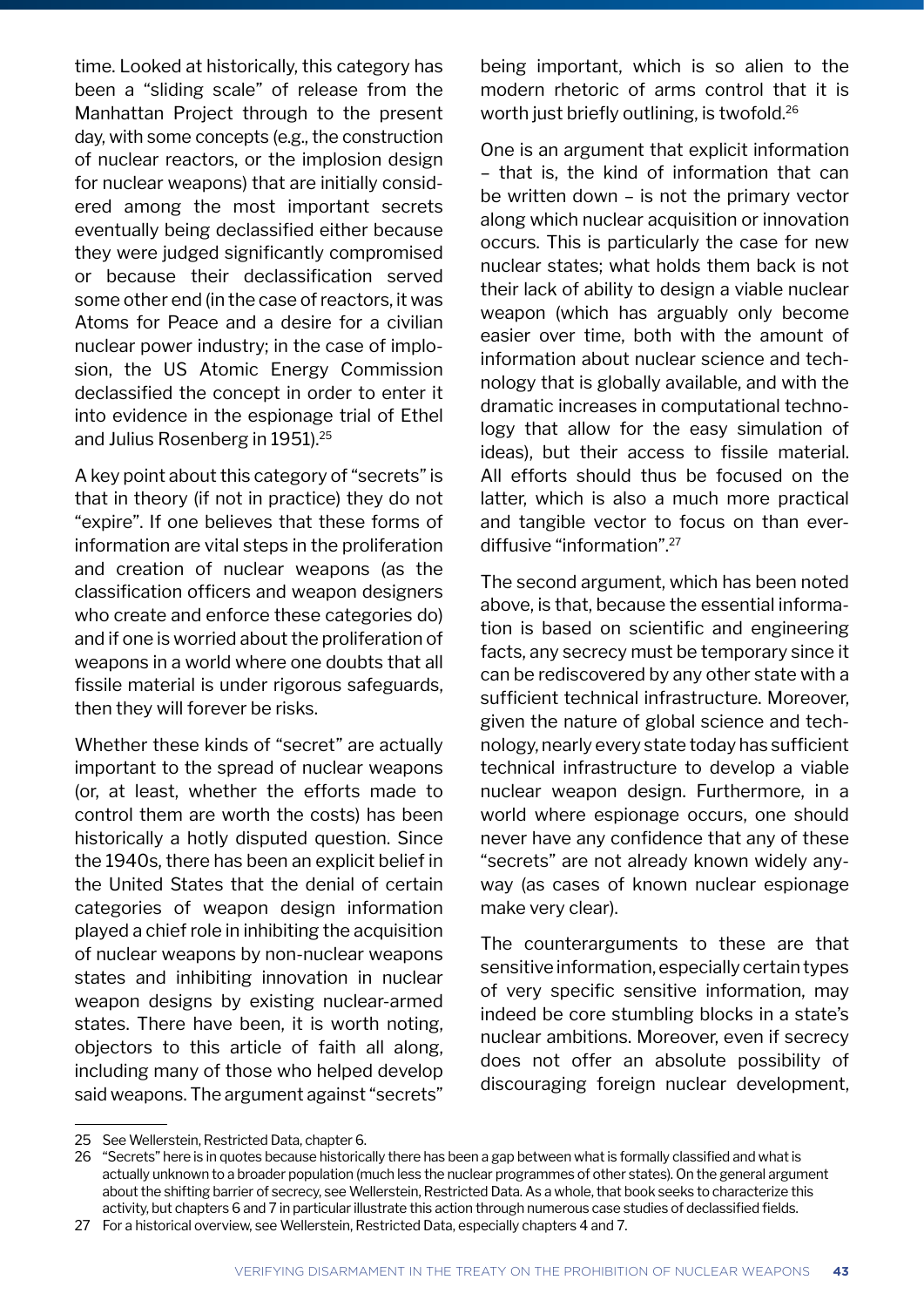time. Looked at historically, this category has been a "sliding scale" of release from the Manhattan Project through to the present day, with some concepts (e.g., the construction of nuclear reactors, or the implosion design for nuclear weapons) that are initially considered among the most important secrets eventually being declassified either because they were judged significantly compromised or because their declassification served some other end (in the case of reactors, it was Atoms for Peace and a desire for a civilian nuclear power industry; in the case of implosion, the US Atomic Energy Commission declassified the concept in order to enter it into evidence in the espionage trial of Ethel and Julius Rosenberg in 1951).[25]

A key point about this category of "secrets" is that in theory (if not in practice) they do not "expire". If one believes that these forms of information are vital steps in the proliferation and creation of nuclear weapons (as the classification officers and weapon designers who create and enforce these categories do) and if one is worried about the proliferation of weapons in a world where one doubts that all fissile material is under rigorous safeguards, then they will forever be risks.

Whether these kinds of "secret" are actually important to the spread of nuclear weapons (or, at least, whether the efforts made to control them are worth the costs) has been historically a hotly disputed question. Since the 1940s, there has been an explicit belief in the United States that the denial of certain categories of weapon design information played a chief role in inhibiting the acquisition of nuclear weapons by non-nuclear weapons states and inhibiting innovation in nuclear weapon designs by existing nuclear-armed states. There have been, it is worth noting, objectors to this article of faith all along, including many of those who helped develop said weapons. The argument against "secrets" being important, which is so alien to the modern rhetoric of arms control that it is worth just briefly outlining, is twofold.[26]

One is an argument that explicit information – that is, the kind of information that can be written down – is not the primary vector along which nuclear acquisition or innovation occurs. This is particularly the case for new nuclear states; what holds them back is not their lack of ability to design a viable nuclear weapon (which has arguably only become easier over time, both with the amount of information about nuclear science and technology that is globally available, and with the dramatic increases in computational technology that allow for the easy simulation of ideas), but their access to fissile material. All efforts should thus be focused on the latter, which is also a much more practical and tangible vector to focus on than ever-diffusive "information".[27]

The second argument, which has been noted above, is that, because the essential information is based on scientific and engineering facts, any secrecy must be temporary since it can be rediscovered by any other state with a sufficient technical infrastructure. Moreover, given the nature of global science and technology, nearly every state today has sufficient technical infrastructure to develop a viable nuclear weapon design. Furthermore, in a world where espionage occurs, one should never have any confidence that any of these "secrets" are not already known widely anyway (as cases of known nuclear espionage make very clear).

The counterarguments to these are that sensitive information, especially certain types of very specific sensitive information, may indeed be core stumbling blocks in a state's nuclear ambitions. Moreover, even if secrecy does not offer an absolute possibility of discouraging foreign nuclear development,

---

25 See Wellerstein, Restricted Data, chapter 6.

26 "Secrets" here is in quotes because historically there has been a gap between what is formally classified and what is actually unknown to a broader population (much less the nuclear programmes of other states). On the general argument about the shifting barrier of secrecy, see Wellerstein, Restricted Data. As a whole, that book seeks to characterize this activity, but chapters 6 and 7 in particular illustrate this action through numerous case studies of declassified fields.

27 For a historical overview, see Wellerstein, Restricted Data, especially chapters 4 and 7.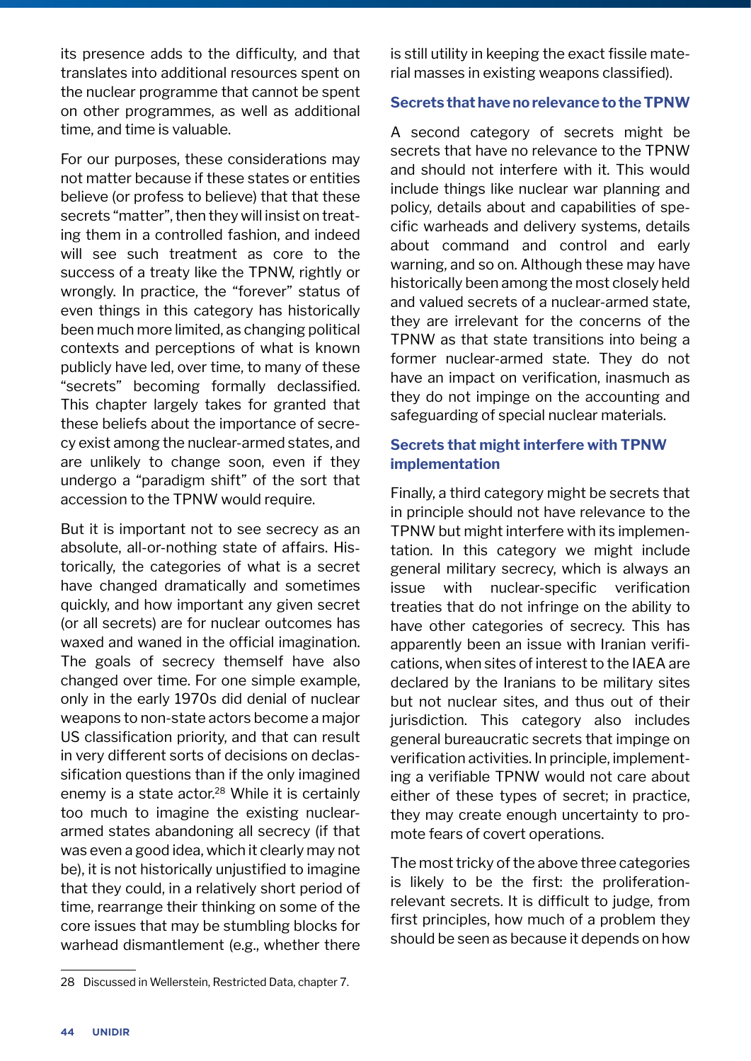its presence adds to the difficulty, and that translates into additional resources spent on the nuclear programme that cannot be spent on other programmes, as well as additional time, and time is valuable.

For our purposes, these considerations may not matter because if these states or entities believe (or profess to believe) that that these secrets "matter", then they will insist on treating them in a controlled fashion, and indeed will see such treatment as core to the success of a treaty like the TPNW, rightly or wrongly. In practice, the "forever" status of even things in this category has historically been much more limited, as changing political contexts and perceptions of what is known publicly have led, over time, to many of these "secrets" becoming formally declassified. This chapter largely takes for granted that these beliefs about the importance of secrecy exist among the nuclear-armed states, and are unlikely to change soon, even if they undergo a "paradigm shift" of the sort that accession to the TPNW would require.

But it is important not to see secrecy as an absolute, all-or-nothing state of affairs. Historically, the categories of what is a secret have changed dramatically and sometimes quickly, and how important any given secret (or all secrets) are for nuclear outcomes has waxed and waned in the official imagination. The goals of secrecy themself have also changed over time. For one simple example, only in the early 1970s did denial of nuclear weapons to non-state actors become a major US classification priority, and that can result in very different sorts of decisions on declassification questions than if the only imagined enemy is a state actor.[28] While it is certainly too much to imagine the existing nuclear-armed states abandoning all secrecy (if that was even a good idea, which it clearly may not be), it is not historically unjustified to imagine that they could, in a relatively short period of time, rearrange their thinking on some of the core issues that may be stumbling blocks for warhead dismantlement (e.g., whether there is still utility in keeping the exact fissile material masses in existing weapons classified).

### Secrets that have no relevance to the TPNW

A second category of secrets might be secrets that have no relevance to the TPNW and should not interfere with it. This would include things like nuclear war planning and policy, details about and capabilities of specific warheads and delivery systems, details about command and control and early warning, and so on. Although these may have historically been among the most closely held and valued secrets of a nuclear-armed state, they are irrelevant for the concerns of the TPNW as that state transitions into being a former nuclear-armed state. They do not have an impact on verification, inasmuch as they do not impinge on the accounting and safeguarding of special nuclear materials.

### Secrets that might interfere with TPNW implementation

Finally, a third category might be secrets that in principle should not have relevance to the TPNW but might interfere with its implementation. In this category we might include general military secrecy, which is always an issue with nuclear-specific verification treaties that do not infringe on the ability to have other categories of secrecy. This has apparently been an issue with Iranian verifications, when sites of interest to the IAEA are declared by the Iranians to be military sites but not nuclear sites, and thus out of their jurisdiction. This category also includes general bureaucratic secrets that impinge on verification activities. In principle, implementing a verifiable TPNW would not care about either of these types of secret; in practice, they may create enough uncertainty to promote fears of covert operations.

The most tricky of the above three categories is likely to be the first: the proliferation-relevant secrets. It is difficult to judge, from first principles, how much of a problem they should be seen as because it depends on how

28 Discussed in Wellerstein, Restricted Data, chapter 7.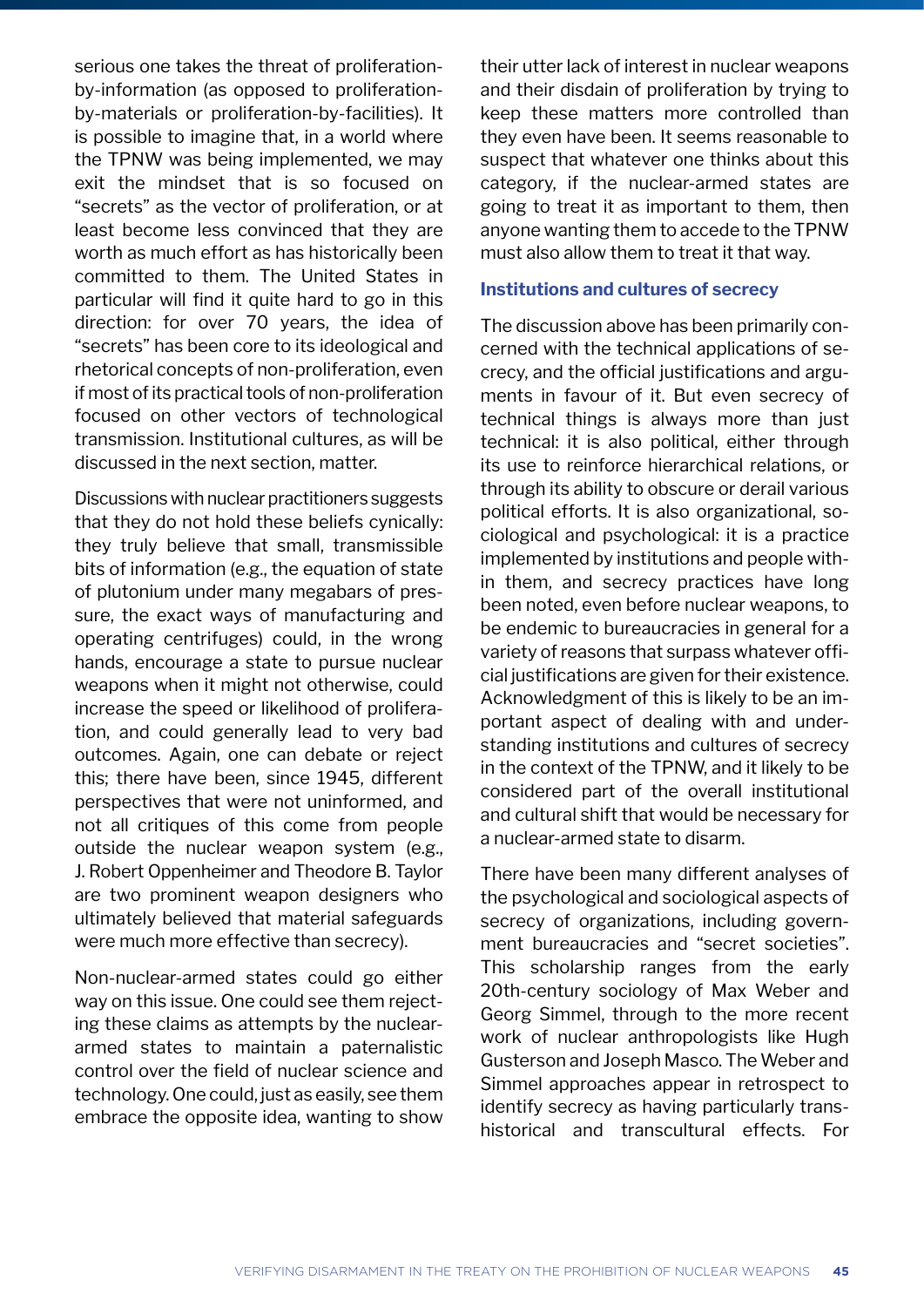serious one takes the threat of proliferation-by-information (as opposed to proliferation-by-materials or proliferation-by-facilities). It is possible to imagine that, in a world where the TPNW was being implemented, we may exit the mindset that is so focused on "secrets" as the vector of proliferation, or at least become less convinced that they are worth as much effort as has historically been committed to them. The United States in particular will find it quite hard to go in this direction: for over 70 years, the idea of "secrets" has been core to its ideological and rhetorical concepts of non-proliferation, even if most of its practical tools of non-proliferation focused on other vectors of technological transmission. Institutional cultures, as will be discussed in the next section, matter.

Discussions with nuclear practitioners suggests that they do not hold these beliefs cynically: they truly believe that small, transmissible bits of information (e.g., the equation of state of plutonium under many megabars of pressure, the exact ways of manufacturing and operating centrifuges) could, in the wrong hands, encourage a state to pursue nuclear weapons when it might not otherwise, could increase the speed or likelihood of proliferation, and could generally lead to very bad outcomes. Again, one can debate or reject this; there have been, since 1945, different perspectives that were not uninformed, and not all critiques of this come from people outside the nuclear weapon system (e.g., J. Robert Oppenheimer and Theodore B. Taylor are two prominent weapon designers who ultimately believed that material safeguards were much more effective than secrecy).

Non-nuclear-armed states could go either way on this issue. One could see them rejecting these claims as attempts by the nuclear-armed states to maintain a paternalistic control over the field of nuclear science and technology. One could, just as easily, see them embrace the opposite idea, wanting to show their utter lack of interest in nuclear weapons and their disdain of proliferation by trying to keep these matters more controlled than they even have been. It seems reasonable to suspect that whatever one thinks about this category, if the nuclear-armed states are going to treat it as important to them, then anyone wanting them to accede to the TPNW must also allow them to treat it that way.

### Institutions and cultures of secrecy

The discussion above has been primarily concerned with the technical applications of secrecy, and the official justifications and arguments in favour of it. But even secrecy of technical things is always more than just technical: it is also political, either through its use to reinforce hierarchical relations, or through its ability to obscure or derail various political efforts. It is also organizational, sociological and psychological: it is a practice implemented by institutions and people within them, and secrecy practices have long been noted, even before nuclear weapons, to be endemic to bureaucracies in general for a variety of reasons that surpass whatever official justifications are given for their existence. Acknowledgment of this is likely to be an important aspect of dealing with and understanding institutions and cultures of secrecy in the context of the TPNW, and it likely to be considered part of the overall institutional and cultural shift that would be necessary for a nuclear-armed state to disarm.

There have been many different analyses of the psychological and sociological aspects of secrecy of organizations, including government bureaucracies and "secret societies". This scholarship ranges from the early 20th-century sociology of Max Weber and Georg Simmel, through to the more recent work of nuclear anthropologists like Hugh Gusterson and Joseph Masco. The Weber and Simmel approaches appear in retrospect to identify secrecy as having particularly trans-historical and transcultural effects. For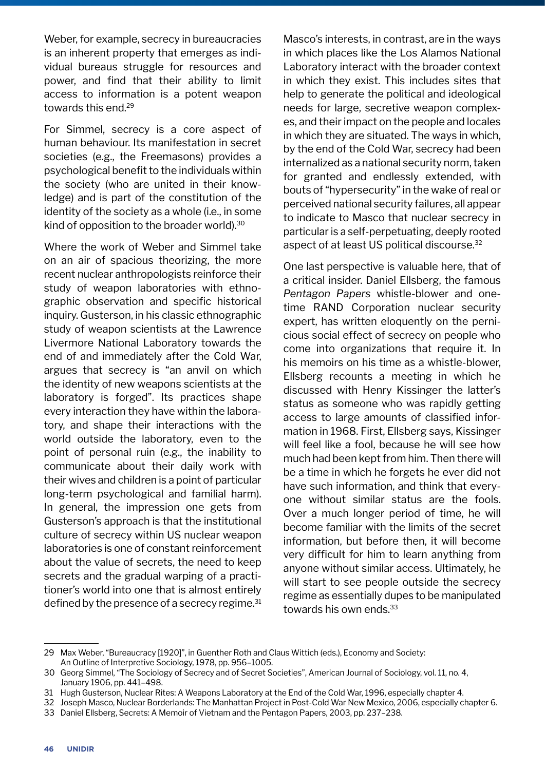Weber, for example, secrecy in bureaucracies is an inherent property that emerges as individual bureaus struggle for resources and power, and find that their ability to limit access to information is a potent weapon towards this end.[29]

For Simmel, secrecy is a core aspect of human behaviour. Its manifestation in secret societies (e.g., the Freemasons) provides a psychological benefit to the individuals within the society (who are united in their knowledge) and is part of the constitution of the identity of the society as a whole (i.e., in some kind of opposition to the broader world).[30]

Where the work of Weber and Simmel take on an air of spacious theorizing, the more recent nuclear anthropologists reinforce their study of weapon laboratories with ethnographic observation and specific historical inquiry. Gusterson, in his classic ethnographic study of weapon scientists at the Lawrence Livermore National Laboratory towards the end of and immediately after the Cold War, argues that secrecy is "an anvil on which the identity of new weapons scientists at the laboratory is forged". Its practices shape every interaction they have within the laboratory, and shape their interactions with the world outside the laboratory, even to the point of personal ruin (e.g., the inability to communicate about their daily work with their wives and children is a point of particular long-term psychological and familial harm). In general, the impression one gets from Gusterson's approach is that the institutional culture of secrecy within US nuclear weapon laboratories is one of constant reinforcement about the value of secrets, the need to keep secrets and the gradual warping of a practitioner's world into one that is almost entirely defined by the presence of a secrecy regime.[31]

Masco's interests, in contrast, are in the ways in which places like the Los Alamos National Laboratory interact with the broader context in which they exist. This includes sites that help to generate the political and ideological needs for large, secretive weapon complexes, and their impact on the people and locales in which they are situated. The ways in which, by the end of the Cold War, secrecy had been internalized as a national security norm, taken for granted and endlessly extended, with bouts of "hypersecurity" in the wake of real or perceived national security failures, all appear to indicate to Masco that nuclear secrecy in particular is a self-perpetuating, deeply rooted aspect of at least US political discourse.[32]

One last perspective is valuable here, that of a critical insider. Daniel Ellsberg, the famous *Pentagon Papers* whistle-blower and onetime RAND Corporation nuclear security expert, has written eloquently on the pernicious social effect of secrecy on people who come into organizations that require it. In his memoirs on his time as a whistle-blower, Ellsberg recounts a meeting in which he discussed with Henry Kissinger the latter's status as someone who was rapidly getting access to large amounts of classified information in 1968. First, Ellsberg says, Kissinger will feel like a fool, because he will see how much had been kept from him. Then there will be a time in which he forgets he ever did not have such information, and think that everyone without similar status are the fools. Over a much longer period of time, he will become familiar with the limits of the secret information, but before then, it will become very difficult for him to learn anything from anyone without similar access. Ultimately, he will start to see people outside the secrecy regime as essentially dupes to be manipulated towards his own ends.[33]

---

29 Max Weber, "Bureaucracy [1920]", in Guenther Roth and Claus Wittich (eds.), Economy and Society: An Outline of Interpretive Sociology, 1978, pp. 956–1005.

30 Georg Simmel, "The Sociology of Secrecy and of Secret Societies", American Journal of Sociology, vol. 11, no. 4, January 1906, pp. 441–498.

31 Hugh Gusterson, Nuclear Rites: A Weapons Laboratory at the End of the Cold War, 1996, especially chapter 4.

32 Joseph Masco, Nuclear Borderlands: The Manhattan Project in Post-Cold War New Mexico, 2006, especially chapter 6.

33 Daniel Ellsberg, Secrets: A Memoir of Vietnam and the Pentagon Papers, 2003, pp. 237–238.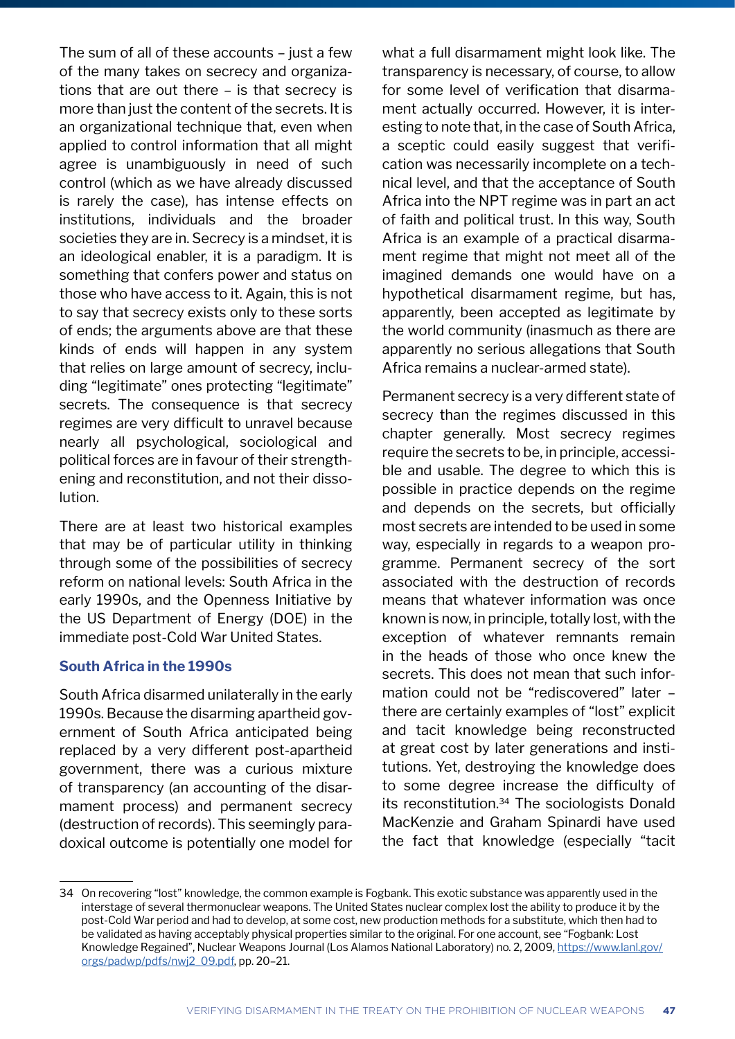The sum of all of these accounts – just a few of the many takes on secrecy and organizations that are out there – is that secrecy is more than just the content of the secrets. It is an organizational technique that, even when applied to control information that all might agree is unambiguously in need of such control (which as we have already discussed is rarely the case), has intense effects on institutions, individuals and the broader societies they are in. Secrecy is a mindset, it is an ideological enabler, it is a paradigm. It is something that confers power and status on those who have access to it. Again, this is not to say that secrecy exists only to these sorts of ends; the arguments above are that these kinds of ends will happen in any system that relies on large amount of secrecy, including "legitimate" ones protecting "legitimate" secrets. The consequence is that secrecy regimes are very difficult to unravel because nearly all psychological, sociological and political forces are in favour of their strengthening and reconstitution, and not their dissolution.

There are at least two historical examples that may be of particular utility in thinking through some of the possibilities of secrecy reform on national levels: South Africa in the early 1990s, and the Openness Initiative by the US Department of Energy (DOE) in the immediate post-Cold War United States.

### South Africa in the 1990s

South Africa disarmed unilaterally in the early 1990s. Because the disarming apartheid government of South Africa anticipated being replaced by a very different post-apartheid government, there was a curious mixture of transparency (an accounting of the disarmament process) and permanent secrecy (destruction of records). This seemingly paradoxical outcome is potentially one model for what a full disarmament might look like. The transparency is necessary, of course, to allow for some level of verification that disarmament actually occurred. However, it is interesting to note that, in the case of South Africa, a sceptic could easily suggest that verification was necessarily incomplete on a technical level, and that the acceptance of South Africa into the NPT regime was in part an act of faith and political trust. In this way, South Africa is an example of a practical disarmament regime that might not meet all of the imagined demands one would have on a hypothetical disarmament regime, but has, apparently, been accepted as legitimate by the world community (inasmuch as there are apparently no serious allegations that South Africa remains a nuclear-armed state).

Permanent secrecy is a very different state of secrecy than the regimes discussed in this chapter generally. Most secrecy regimes require the secrets to be, in principle, accessible and usable. The degree to which this is possible in practice depends on the regime and depends on the secrets, but officially most secrets are intended to be used in some way, especially in regards to a weapon programme. Permanent secrecy of the sort associated with the destruction of records means that whatever information was once known is now, in principle, totally lost, with the exception of whatever remnants remain in the heads of those who once knew the secrets. This does not mean that such information could not be "rediscovered" later – there are certainly examples of "lost" explicit and tacit knowledge being reconstructed at great cost by later generations and institutions. Yet, destroying the knowledge does to some degree increase the difficulty of its reconstitution.[34] The sociologists Donald MacKenzie and Graham Spinardi have used the fact that knowledge (especially "tacit

---

34 On recovering "lost" knowledge, the common example is Fogbank. This exotic substance was apparently used in the interstage of several thermonuclear weapons. The United States nuclear complex lost the ability to produce it by the post-Cold War period and had to develop, at some cost, new production methods for a substitute, which then had to be validated as having acceptably physical properties similar to the original. For one account, see "Fogbank: Lost Knowledge Regained", Nuclear Weapons Journal (Los Alamos National Laboratory) no. 2, 2009, https://www.lanl.gov/orgs/padwp/pdfs/nwj2_09.pdf, pp. 20–21.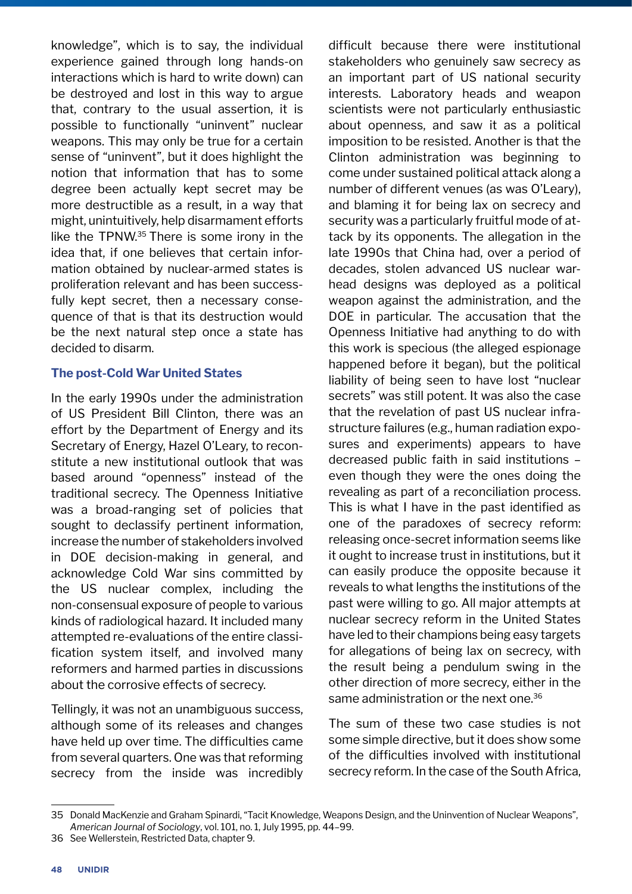knowledge", which is to say, the individual experience gained through long hands-on interactions which is hard to write down) can be destroyed and lost in this way to argue that, contrary to the usual assertion, it is possible to functionally "uninvent" nuclear weapons. This may only be true for a certain sense of "uninvent", but it does highlight the notion that information that has to some degree been actually kept secret may be more destructible as a result, in a way that might, unintuitively, help disarmament efforts like the TPNW.[35] There is some irony in the idea that, if one believes that certain information obtained by nuclear-armed states is proliferation relevant and has been successfully kept secret, then a necessary consequence of that is that its destruction would be the next natural step once a state has decided to disarm.

### The post-Cold War United States

In the early 1990s under the administration of US President Bill Clinton, there was an effort by the Department of Energy and its Secretary of Energy, Hazel O'Leary, to reconstitute a new institutional outlook that was based around "openness" instead of the traditional secrecy. The Openness Initiative was a broad-ranging set of policies that sought to declassify pertinent information, increase the number of stakeholders involved in DOE decision-making in general, and acknowledge Cold War sins committed by the US nuclear complex, including the non-consensual exposure of people to various kinds of radiological hazard. It included many attempted re-evaluations of the entire classification system itself, and involved many reformers and harmed parties in discussions about the corrosive effects of secrecy.

Tellingly, it was not an unambiguous success, although some of its releases and changes have held up over time. The difficulties came from several quarters. One was that reforming secrecy from the inside was incredibly difficult because there were institutional stakeholders who genuinely saw secrecy as an important part of US national security interests. Laboratory heads and weapon scientists were not particularly enthusiastic about openness, and saw it as a political imposition to be resisted. Another is that the Clinton administration was beginning to come under sustained political attack along a number of different venues (as was O'Leary), and blaming it for being lax on secrecy and security was a particularly fruitful mode of attack by its opponents. The allegation in the late 1990s that China had, over a period of decades, stolen advanced US nuclear warhead designs was deployed as a political weapon against the administration, and the DOE in particular. The accusation that the Openness Initiative had anything to do with this work is specious (the alleged espionage happened before it began), but the political liability of being seen to have lost "nuclear secrets" was still potent. It was also the case that the revelation of past US nuclear infrastructure failures (e.g., human radiation exposures and experiments) appears to have decreased public faith in said institutions – even though they were the ones doing the revealing as part of a reconciliation process. This is what I have in the past identified as one of the paradoxes of secrecy reform: releasing once-secret information seems like it ought to increase trust in institutions, but it can easily produce the opposite because it reveals to what lengths the institutions of the past were willing to go. All major attempts at nuclear secrecy reform in the United States have led to their champions being easy targets for allegations of being lax on secrecy, with the result being a pendulum swing in the other direction of more secrecy, either in the same administration or the next one.[36]

The sum of these two case studies is not some simple directive, but it does show some of the difficulties involved with institutional secrecy reform. In the case of the South Africa,

35 Donald MacKenzie and Graham Spinardi, "Tacit Knowledge, Weapons Design, and the Uninvention of Nuclear Weapons", *American Journal of Sociology*, vol. 101, no. 1, July 1995, pp. 44–99.

36 See Wellerstein, Restricted Data, chapter 9.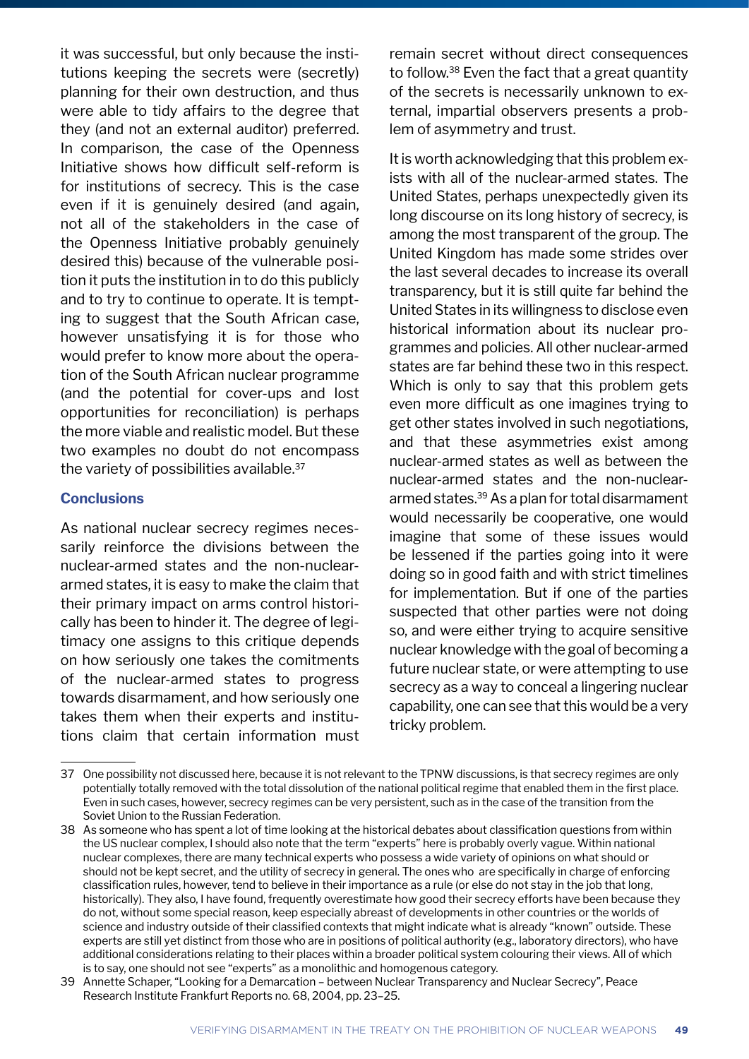it was successful, but only because the institutions keeping the secrets were (secretly) planning for their own destruction, and thus were able to tidy affairs to the degree that they (and not an external auditor) preferred. In comparison, the case of the Openness Initiative shows how difficult self-reform is for institutions of secrecy. This is the case even if it is genuinely desired (and again, not all of the stakeholders in the case of the Openness Initiative probably genuinely desired this) because of the vulnerable position it puts the institution in to do this publicly and to try to continue to operate. It is tempting to suggest that the South African case, however unsatisfying it is for those who would prefer to know more about the operation of the South African nuclear programme (and the potential for cover-ups and lost opportunities for reconciliation) is perhaps the more viable and realistic model. But these two examples no doubt do not encompass the variety of possibilities available.[37]

### Conclusions

As national nuclear secrecy regimes necessarily reinforce the divisions between the nuclear-armed states and the non-nuclear-armed states, it is easy to make the claim that their primary impact on arms control historically has been to hinder it. The degree of legitimacy one assigns to this critique depends on how seriously one takes the comitments of the nuclear-armed states to progress towards disarmament, and how seriously one takes them when their experts and institutions claim that certain information must remain secret without direct consequences to follow.[38] Even the fact that a great quantity of the secrets is necessarily unknown to external, impartial observers presents a problem of asymmetry and trust.

It is worth acknowledging that this problem exists with all of the nuclear-armed states. The United States, perhaps unexpectedly given its long discourse on its long history of secrecy, is among the most transparent of the group. The United Kingdom has made some strides over the last several decades to increase its overall transparency, but it is still quite far behind the United States in its willingness to disclose even historical information about its nuclear programmes and policies. All other nuclear-armed states are far behind these two in this respect. Which is only to say that this problem gets even more difficult as one imagines trying to get other states involved in such negotiations, and that these asymmetries exist among nuclear-armed states as well as between the nuclear-armed states and the non-nuclear-armed states.[39] As a plan for total disarmament would necessarily be cooperative, one would imagine that some of these issues would be lessened if the parties going into it were doing so in good faith and with strict timelines for implementation. But if one of the parties suspected that other parties were not doing so, and were either trying to acquire sensitive nuclear knowledge with the goal of becoming a future nuclear state, or were attempting to use secrecy as a way to conceal a lingering nuclear capability, one can see that this would be a very tricky problem.

---

37 One possibility not discussed here, because it is not relevant to the TPNW discussions, is that secrecy regimes are only potentially totally removed with the total dissolution of the national political regime that enabled them in the first place. Even in such cases, however, secrecy regimes can be very persistent, such as in the case of the transition from the Soviet Union to the Russian Federation.

38 As someone who has spent a lot of time looking at the historical debates about classification questions from within the US nuclear complex, I should also note that the term "experts" here is probably overly vague. Within national nuclear complexes, there are many technical experts who possess a wide variety of opinions on what should or should not be kept secret, and the utility of secrecy in general. The ones who are specifically in charge of enforcing classification rules, however, tend to believe in their importance as a rule (or else do not stay in the job that long, historically). They also, I have found, frequently overestimate how good their secrecy efforts have been because they do not, without some special reason, keep especially abreast of developments in other countries or the worlds of science and industry outside of their classified contexts that might indicate what is already "known" outside. These experts are still yet distinct from those who are in positions of political authority (e.g., laboratory directors), who have additional considerations relating to their places within a broader political system colouring their views. All of which is to say, one should not see "experts" as a monolithic and homogenous category.

39 Annette Schaper, "Looking for a Demarcation – between Nuclear Transparency and Nuclear Secrecy", Peace Research Institute Frankfurt Reports no. 68, 2004, pp. 23–25.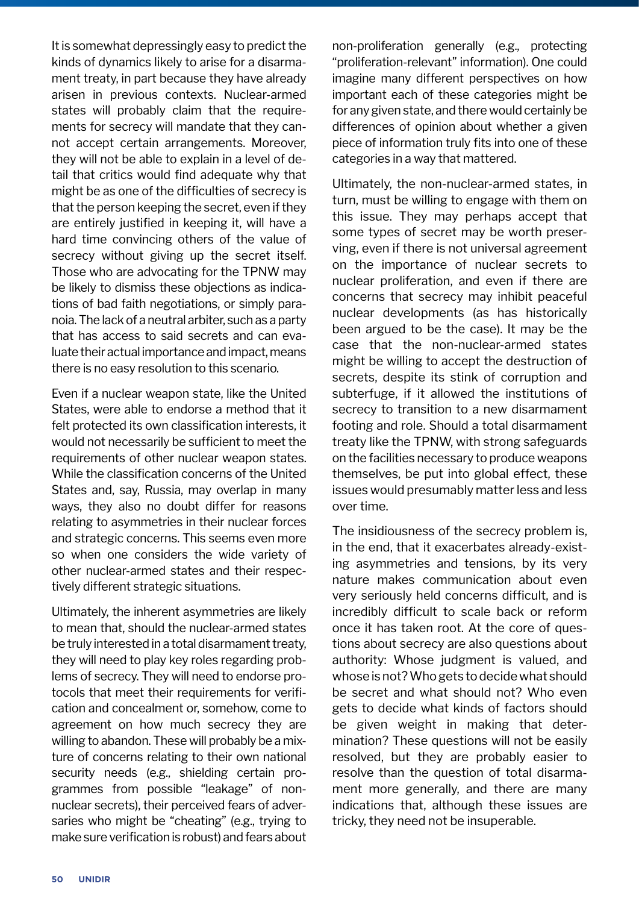It is somewhat depressingly easy to predict the kinds of dynamics likely to arise for a disarmament treaty, in part because they have already arisen in previous contexts. Nuclear-armed states will probably claim that the requirements for secrecy will mandate that they cannot accept certain arrangements. Moreover, they will not be able to explain in a level of detail that critics would find adequate why that might be as one of the difficulties of secrecy is that the person keeping the secret, even if they are entirely justified in keeping it, will have a hard time convincing others of the value of secrecy without giving up the secret itself. Those who are advocating for the TPNW may be likely to dismiss these objections as indications of bad faith negotiations, or simply paranoia. The lack of a neutral arbiter, such as a party that has access to said secrets and can evaluate their actual importance and impact, means there is no easy resolution to this scenario.

Even if a nuclear weapon state, like the United States, were able to endorse a method that it felt protected its own classification interests, it would not necessarily be sufficient to meet the requirements of other nuclear weapon states. While the classification concerns of the United States and, say, Russia, may overlap in many ways, they also no doubt differ for reasons relating to asymmetries in their nuclear forces and strategic concerns. This seems even more so when one considers the wide variety of other nuclear-armed states and their respectively different strategic situations.

Ultimately, the inherent asymmetries are likely to mean that, should the nuclear-armed states be truly interested in a total disarmament treaty, they will need to play key roles regarding problems of secrecy. They will need to endorse protocols that meet their requirements for verification and concealment or, somehow, come to agreement on how much secrecy they are willing to abandon. These will probably be a mixture of concerns relating to their own national security needs (e.g., shielding certain programmes from possible "leakage" of non-nuclear secrets), their perceived fears of adversaries who might be "cheating" (e.g., trying to make sure verification is robust) and fears about non-proliferation generally (e.g., protecting "proliferation-relevant" information). One could imagine many different perspectives on how important each of these categories might be for any given state, and there would certainly be differences of opinion about whether a given piece of information truly fits into one of these categories in a way that mattered.

Ultimately, the non-nuclear-armed states, in turn, must be willing to engage with them on this issue. They may perhaps accept that some types of secret may be worth preserving, even if there is not universal agreement on the importance of nuclear secrets to nuclear proliferation, and even if there are concerns that secrecy may inhibit peaceful nuclear developments (as has historically been argued to be the case). It may be the case that the non-nuclear-armed states might be willing to accept the destruction of secrets, despite its stink of corruption and subterfuge, if it allowed the institutions of secrecy to transition to a new disarmament footing and role. Should a total disarmament treaty like the TPNW, with strong safeguards on the facilities necessary to produce weapons themselves, be put into global effect, these issues would presumably matter less and less over time.

The insidiousness of the secrecy problem is, in the end, that it exacerbates already-existing asymmetries and tensions, by its very nature makes communication about even very seriously held concerns difficult, and is incredibly difficult to scale back or reform once it has taken root. At the core of questions about secrecy are also questions about authority: Whose judgment is valued, and whose is not? Who gets to decide what should be secret and what should not? Who even gets to decide what kinds of factors should be given weight in making that determination? These questions will not be easily resolved, but they are probably easier to resolve than the question of total disarmament more generally, and there are many indications that, although these issues are tricky, they need not be insuperable.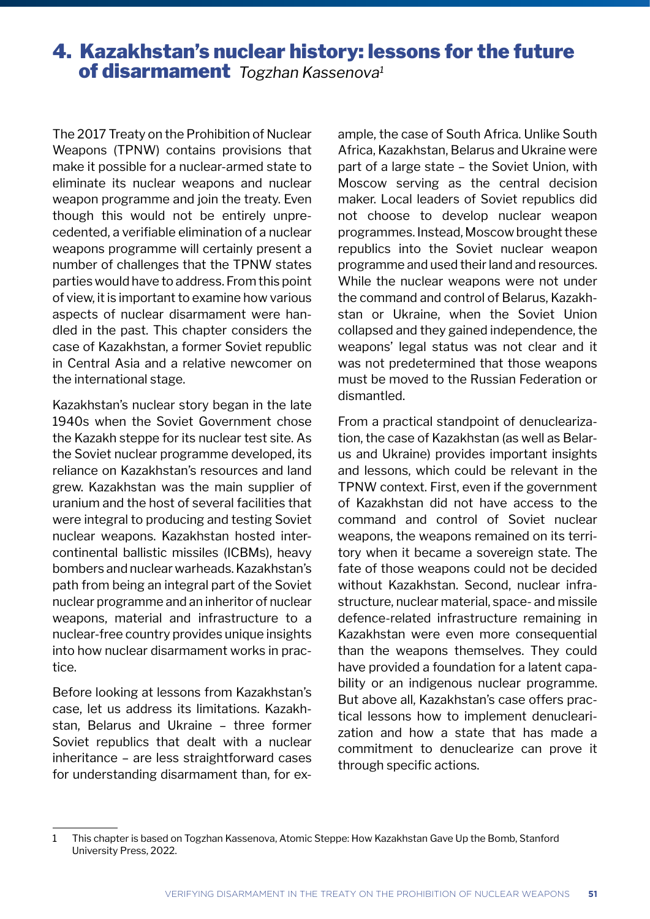# 4. Kazakhstan's nuclear history: lessons for the future of disarmament *Togzhan Kassenova*[1]

The 2017 Treaty on the Prohibition of Nuclear Weapons (TPNW) contains provisions that make it possible for a nuclear-armed state to eliminate its nuclear weapons and nuclear weapon programme and join the treaty. Even though this would not be entirely unprecedented, a verifiable elimination of a nuclear weapons programme will certainly present a number of challenges that the TPNW states parties would have to address. From this point of view, it is important to examine how various aspects of nuclear disarmament were handled in the past. This chapter considers the case of Kazakhstan, a former Soviet republic in Central Asia and a relative newcomer on the international stage.

Kazakhstan's nuclear story began in the late 1940s when the Soviet Government chose the Kazakh steppe for its nuclear test site. As the Soviet nuclear programme developed, its reliance on Kazakhstan's resources and land grew. Kazakhstan was the main supplier of uranium and the host of several facilities that were integral to producing and testing Soviet nuclear weapons. Kazakhstan hosted intercontinental ballistic missiles (ICBMs), heavy bombers and nuclear warheads. Kazakhstan's path from being an integral part of the Soviet nuclear programme and an inheritor of nuclear weapons, material and infrastructure to a nuclear-free country provides unique insights into how nuclear disarmament works in practice.

Before looking at lessons from Kazakhstan's case, let us address its limitations. Kazakhstan, Belarus and Ukraine – three former Soviet republics that dealt with a nuclear inheritance – are less straightforward cases for understanding disarmament than, for example, the case of South Africa. Unlike South Africa, Kazakhstan, Belarus and Ukraine were part of a large state – the Soviet Union, with Moscow serving as the central decision maker. Local leaders of Soviet republics did not choose to develop nuclear weapon programmes. Instead, Moscow brought these republics into the Soviet nuclear weapon programme and used their land and resources. While the nuclear weapons were not under the command and control of Belarus, Kazakhstan or Ukraine, when the Soviet Union collapsed and they gained independence, the weapons' legal status was not clear and it was not predetermined that those weapons must be moved to the Russian Federation or dismantled.

From a practical standpoint of denuclearization, the case of Kazakhstan (as well as Belarus and Ukraine) provides important insights and lessons, which could be relevant in the TPNW context. First, even if the government of Kazakhstan did not have access to the command and control of Soviet nuclear weapons, the weapons remained on its territory when it became a sovereign state. The fate of those weapons could not be decided without Kazakhstan. Second, nuclear infrastructure, nuclear material, space- and missile defence-related infrastructure remaining in Kazakhstan were even more consequential than the weapons themselves. They could have provided a foundation for a latent capability or an indigenous nuclear programme. But above all, Kazakhstan's case offers practical lessons how to implement denuclearization and how a state that has made a commitment to denuclearize can prove it through specific actions.

---

[1] This chapter is based on Togzhan Kassenova, Atomic Steppe: How Kazakhstan Gave Up the Bomb, Stanford University Press, 2022.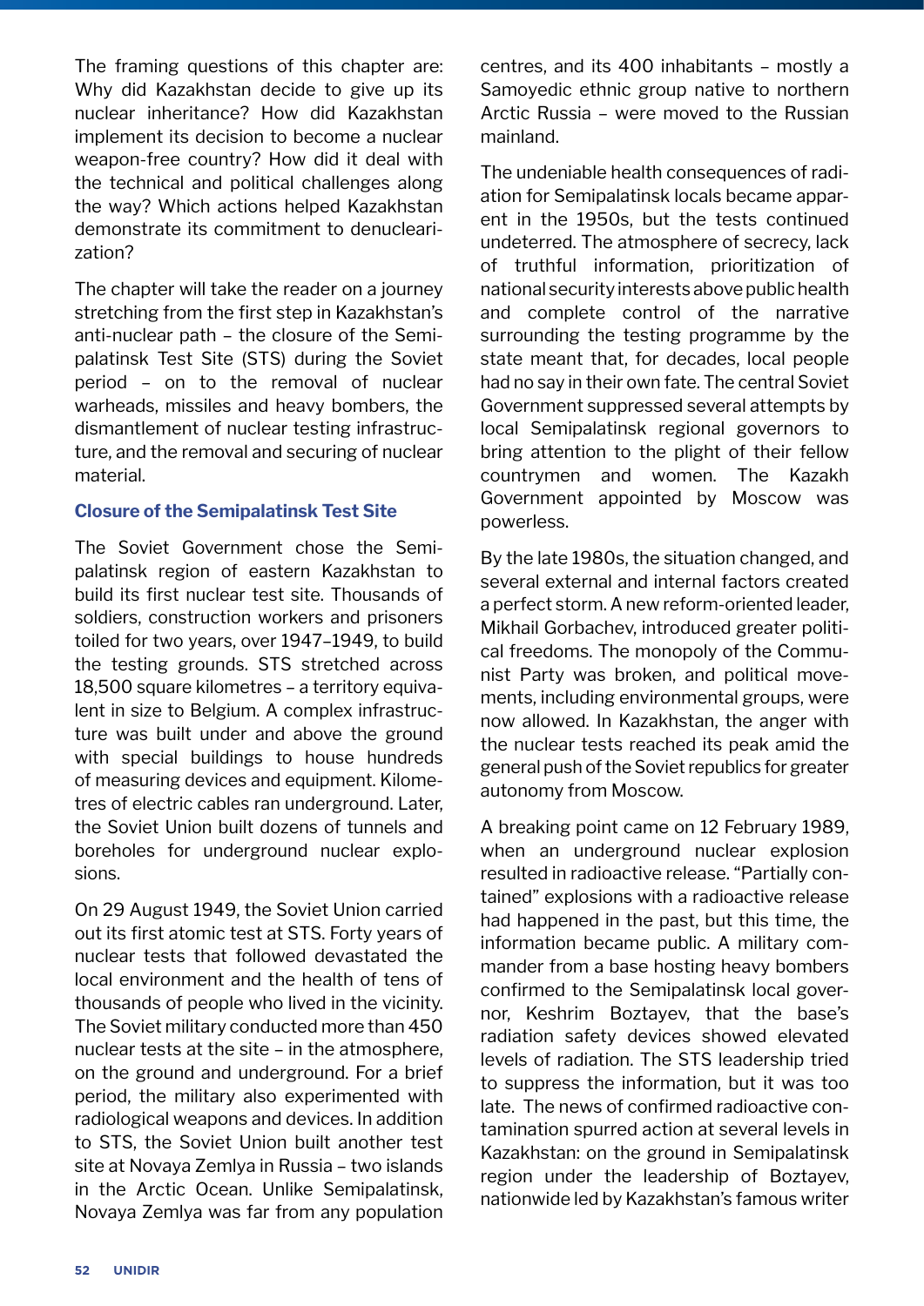The framing questions of this chapter are: Why did Kazakhstan decide to give up its nuclear inheritance? How did Kazakhstan implement its decision to become a nuclear weapon-free country? How did it deal with the technical and political challenges along the way? Which actions helped Kazakhstan demonstrate its commitment to denuclearization?

The chapter will take the reader on a journey stretching from the first step in Kazakhstan's anti-nuclear path – the closure of the Semipalatinsk Test Site (STS) during the Soviet period – on to the removal of nuclear warheads, missiles and heavy bombers, the dismantlement of nuclear testing infrastructure, and the removal and securing of nuclear material.

### Closure of the Semipalatinsk Test Site

The Soviet Government chose the Semipalatinsk region of eastern Kazakhstan to build its first nuclear test site. Thousands of soldiers, construction workers and prisoners toiled for two years, over 1947–1949, to build the testing grounds. STS stretched across 18,500 square kilometres – a territory equivalent in size to Belgium. A complex infrastructure was built under and above the ground with special buildings to house hundreds of measuring devices and equipment. Kilometres of electric cables ran underground. Later, the Soviet Union built dozens of tunnels and boreholes for underground nuclear explosions.

On 29 August 1949, the Soviet Union carried out its first atomic test at STS. Forty years of nuclear tests that followed devastated the local environment and the health of tens of thousands of people who lived in the vicinity. The Soviet military conducted more than 450 nuclear tests at the site – in the atmosphere, on the ground and underground. For a brief period, the military also experimented with radiological weapons and devices. In addition to STS, the Soviet Union built another test site at Novaya Zemlya in Russia – two islands in the Arctic Ocean. Unlike Semipalatinsk, Novaya Zemlya was far from any population centres, and its 400 inhabitants – mostly a Samoyedic ethnic group native to northern Arctic Russia – were moved to the Russian mainland.

The undeniable health consequences of radiation for Semipalatinsk locals became apparent in the 1950s, but the tests continued undeterred. The atmosphere of secrecy, lack of truthful information, prioritization of national security interests above public health and complete control of the narrative surrounding the testing programme by the state meant that, for decades, local people had no say in their own fate. The central Soviet Government suppressed several attempts by local Semipalatinsk regional governors to bring attention to the plight of their fellow countrymen and women. The Kazakh Government appointed by Moscow was powerless.

By the late 1980s, the situation changed, and several external and internal factors created a perfect storm. A new reform-oriented leader, Mikhail Gorbachev, introduced greater political freedoms. The monopoly of the Communist Party was broken, and political movements, including environmental groups, were now allowed. In Kazakhstan, the anger with the nuclear tests reached its peak amid the general push of the Soviet republics for greater autonomy from Moscow.

A breaking point came on 12 February 1989, when an underground nuclear explosion resulted in radioactive release. "Partially contained" explosions with a radioactive release had happened in the past, but this time, the information became public. A military commander from a base hosting heavy bombers confirmed to the Semipalatinsk local governor, Keshrim Boztayev, that the base's radiation safety devices showed elevated levels of radiation. The STS leadership tried to suppress the information, but it was too late. The news of confirmed radioactive contamination spurred action at several levels in Kazakhstan: on the ground in Semipalatinsk region under the leadership of Boztayev, nationwide led by Kazakhstan's famous writer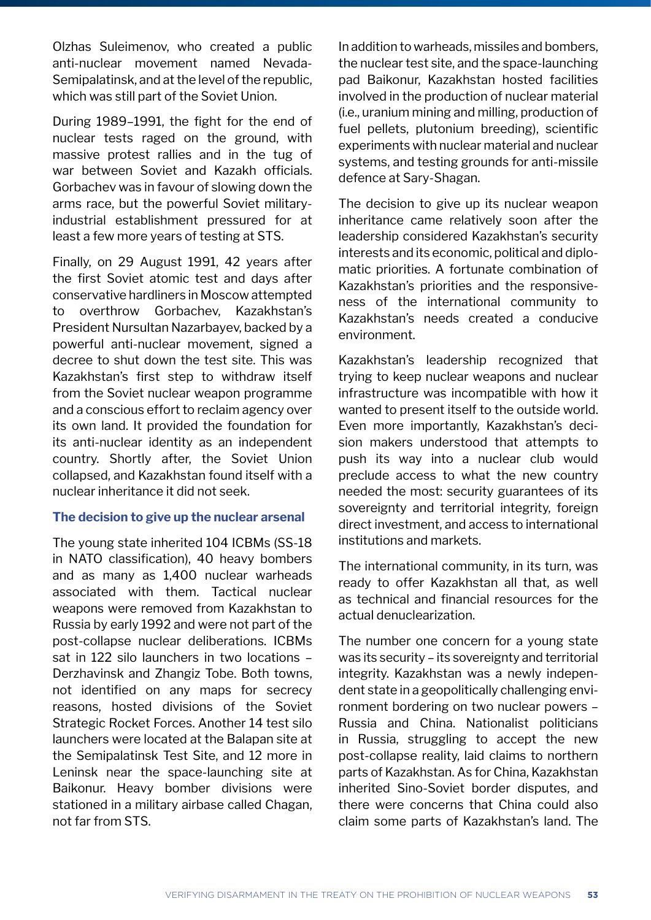Olzhas Suleimenov, who created a public anti-nuclear movement named Nevada-Semipalatinsk, and at the level of the republic, which was still part of the Soviet Union.

During 1989–1991, the fight for the end of nuclear tests raged on the ground, with massive protest rallies and in the tug of war between Soviet and Kazakh officials. Gorbachev was in favour of slowing down the arms race, but the powerful Soviet military-industrial establishment pressured for at least a few more years of testing at STS.

Finally, on 29 August 1991, 42 years after the first Soviet atomic test and days after conservative hardliners in Moscow attempted to overthrow Gorbachev, Kazakhstan's President Nursultan Nazarbayev, backed by a powerful anti-nuclear movement, signed a decree to shut down the test site. This was Kazakhstan's first step to withdraw itself from the Soviet nuclear weapon programme and a conscious effort to reclaim agency over its own land. It provided the foundation for its anti-nuclear identity as an independent country. Shortly after, the Soviet Union collapsed, and Kazakhstan found itself with a nuclear inheritance it did not seek.

### The decision to give up the nuclear arsenal

The young state inherited 104 ICBMs (SS-18 in NATO classification), 40 heavy bombers and as many as 1,400 nuclear warheads associated with them. Tactical nuclear weapons were removed from Kazakhstan to Russia by early 1992 and were not part of the post-collapse nuclear deliberations. ICBMs sat in 122 silo launchers in two locations – Derzhavinsk and Zhangiz Tobe. Both towns, not identified on any maps for secrecy reasons, hosted divisions of the Soviet Strategic Rocket Forces. Another 14 test silo launchers were located at the Balapan site at the Semipalatinsk Test Site, and 12 more in Leninsk near the space-launching site at Baikonur. Heavy bomber divisions were stationed in a military airbase called Chagan, not far from STS.

In addition to warheads, missiles and bombers, the nuclear test site, and the space-launching pad Baikonur, Kazakhstan hosted facilities involved in the production of nuclear material (i.e., uranium mining and milling, production of fuel pellets, plutonium breeding), scientific experiments with nuclear material and nuclear systems, and testing grounds for anti-missile defence at Sary-Shagan.

The decision to give up its nuclear weapon inheritance came relatively soon after the leadership considered Kazakhstan's security interests and its economic, political and diplomatic priorities. A fortunate combination of Kazakhstan's priorities and the responsiveness of the international community to Kazakhstan's needs created a conducive environment.

Kazakhstan's leadership recognized that trying to keep nuclear weapons and nuclear infrastructure was incompatible with how it wanted to present itself to the outside world. Even more importantly, Kazakhstan's decision makers understood that attempts to push its way into a nuclear club would preclude access to what the new country needed the most: security guarantees of its sovereignty and territorial integrity, foreign direct investment, and access to international institutions and markets.

The international community, in its turn, was ready to offer Kazakhstan all that, as well as technical and financial resources for the actual denuclearization.

The number one concern for a young state was its security – its sovereignty and territorial integrity. Kazakhstan was a newly independent state in a geopolitically challenging environment bordering on two nuclear powers – Russia and China. Nationalist politicians in Russia, struggling to accept the new post-collapse reality, laid claims to northern parts of Kazakhstan. As for China, Kazakhstan inherited Sino-Soviet border disputes, and there were concerns that China could also claim some parts of Kazakhstan's land. The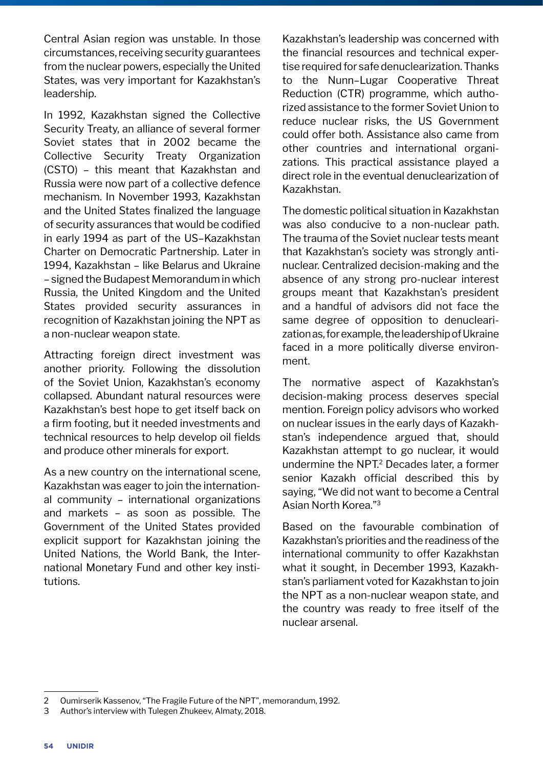Central Asian region was unstable. In those circumstances, receiving security guarantees from the nuclear powers, especially the United States, was very important for Kazakhstan's leadership.

In 1992, Kazakhstan signed the Collective Security Treaty, an alliance of several former Soviet states that in 2002 became the Collective Security Treaty Organization (CSTO) – this meant that Kazakhstan and Russia were now part of a collective defence mechanism. In November 1993, Kazakhstan and the United States finalized the language of security assurances that would be codified in early 1994 as part of the US–Kazakhstan Charter on Democratic Partnership. Later in 1994, Kazakhstan – like Belarus and Ukraine – signed the Budapest Memorandum in which Russia, the United Kingdom and the United States provided security assurances in recognition of Kazakhstan joining the NPT as a non-nuclear weapon state.

Attracting foreign direct investment was another priority. Following the dissolution of the Soviet Union, Kazakhstan's economy collapsed. Abundant natural resources were Kazakhstan's best hope to get itself back on a firm footing, but it needed investments and technical resources to help develop oil fields and produce other minerals for export.

As a new country on the international scene, Kazakhstan was eager to join the international community – international organizations and markets – as soon as possible. The Government of the United States provided explicit support for Kazakhstan joining the United Nations, the World Bank, the International Monetary Fund and other key institutions.

Kazakhstan's leadership was concerned with the financial resources and technical expertise required for safe denuclearization. Thanks to the Nunn–Lugar Cooperative Threat Reduction (CTR) programme, which authorized assistance to the former Soviet Union to reduce nuclear risks, the US Government could offer both. Assistance also came from other countries and international organizations. This practical assistance played a direct role in the eventual denuclearization of Kazakhstan.

The domestic political situation in Kazakhstan was also conducive to a non-nuclear path. The trauma of the Soviet nuclear tests meant that Kazakhstan's society was strongly anti-nuclear. Centralized decision-making and the absence of any strong pro-nuclear interest groups meant that Kazakhstan's president and a handful of advisors did not face the same degree of opposition to denuclearization as, for example, the leadership of Ukraine faced in a more politically diverse environment.

The normative aspect of Kazakhstan's decision-making process deserves special mention. Foreign policy advisors who worked on nuclear issues in the early days of Kazakhstan's independence argued that, should Kazakhstan attempt to go nuclear, it would undermine the NPT.[2] Decades later, a former senior Kazakh official described this by saying, "We did not want to become a Central Asian North Korea."[3]

Based on the favourable combination of Kazakhstan's priorities and the readiness of the international community to offer Kazakhstan what it sought, in December 1993, Kazakhstan's parliament voted for Kazakhstan to join the NPT as a non-nuclear weapon state, and the country was ready to free itself of the nuclear arsenal.

---

2 Oumirserik Kassenov, "The Fragile Future of the NPT", memorandum, 1992.

3 Author's interview with Tulegen Zhukeev, Almaty, 2018.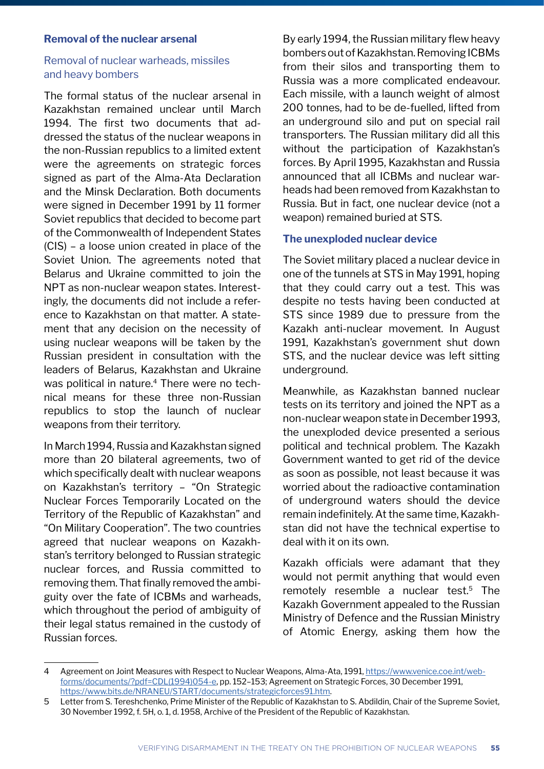## Removal of the nuclear arsenal

### Removal of nuclear warheads, missiles and heavy bombers

The formal status of the nuclear arsenal in Kazakhstan remained unclear until March 1994. The first two documents that addressed the status of the nuclear weapons in the non-Russian republics to a limited extent were the agreements on strategic forces signed as part of the Alma-Ata Declaration and the Minsk Declaration. Both documents were signed in December 1991 by 11 former Soviet republics that decided to become part of the Commonwealth of Independent States (CIS) – a loose union created in place of the Soviet Union. The agreements noted that Belarus and Ukraine committed to join the NPT as non-nuclear weapon states. Interestingly, the documents did not include a reference to Kazakhstan on that matter. A statement that any decision on the necessity of using nuclear weapons will be taken by the Russian president in consultation with the leaders of Belarus, Kazakhstan and Ukraine was political in nature.[4] There were no technical means for these three non-Russian republics to stop the launch of nuclear weapons from their territory.

In March 1994, Russia and Kazakhstan signed more than 20 bilateral agreements, two of which specifically dealt with nuclear weapons on Kazakhstan's territory – "On Strategic Nuclear Forces Temporarily Located on the Territory of the Republic of Kazakhstan" and "On Military Cooperation". The two countries agreed that nuclear weapons on Kazakhstan's territory belonged to Russian strategic nuclear forces, and Russia committed to removing them. That finally removed the ambiguity over the fate of ICBMs and warheads, which throughout the period of ambiguity of their legal status remained in the custody of Russian forces.

By early 1994, the Russian military flew heavy bombers out of Kazakhstan. Removing ICBMs from their silos and transporting them to Russia was a more complicated endeavour. Each missile, with a launch weight of almost 200 tonnes, had to be de-fuelled, lifted from an underground silo and put on special rail transporters. The Russian military did all this without the participation of Kazakhstan's forces. By April 1995, Kazakhstan and Russia announced that all ICBMs and nuclear warheads had been removed from Kazakhstan to Russia. But in fact, one nuclear device (not a weapon) remained buried at STS.

### The unexploded nuclear device

The Soviet military placed a nuclear device in one of the tunnels at STS in May 1991, hoping that they could carry out a test. This was despite no tests having been conducted at STS since 1989 due to pressure from the Kazakh anti-nuclear movement. In August 1991, Kazakhstan's government shut down STS, and the nuclear device was left sitting underground.

Meanwhile, as Kazakhstan banned nuclear tests on its territory and joined the NPT as a non-nuclear weapon state in December 1993, the unexploded device presented a serious political and technical problem. The Kazakh Government wanted to get rid of the device as soon as possible, not least because it was worried about the radioactive contamination of underground waters should the device remain indefinitely. At the same time, Kazakhstan did not have the technical expertise to deal with it on its own.

Kazakh officials were adamant that they would not permit anything that would even remotely resemble a nuclear test.[5] The Kazakh Government appealed to the Russian Ministry of Defence and the Russian Ministry of Atomic Energy, asking them how the

---

4 Agreement on Joint Measures with Respect to Nuclear Weapons, Alma-Ata, 1991, https://www.venice.coe.int/webforms/documents/?pdf=CDL(1994)054-e, pp. 152–153; Agreement on Strategic Forces, 30 December 1991, https://www.bits.de/NRANEU/START/documents/strategicforces91.htm.

5 Letter from S. Tereshchenko, Prime Minister of the Republic of Kazakhstan to S. Abdildin, Chair of the Supreme Soviet, 30 November 1992, f. 5H, o. 1, d. 1958, Archive of the President of the Republic of Kazakhstan.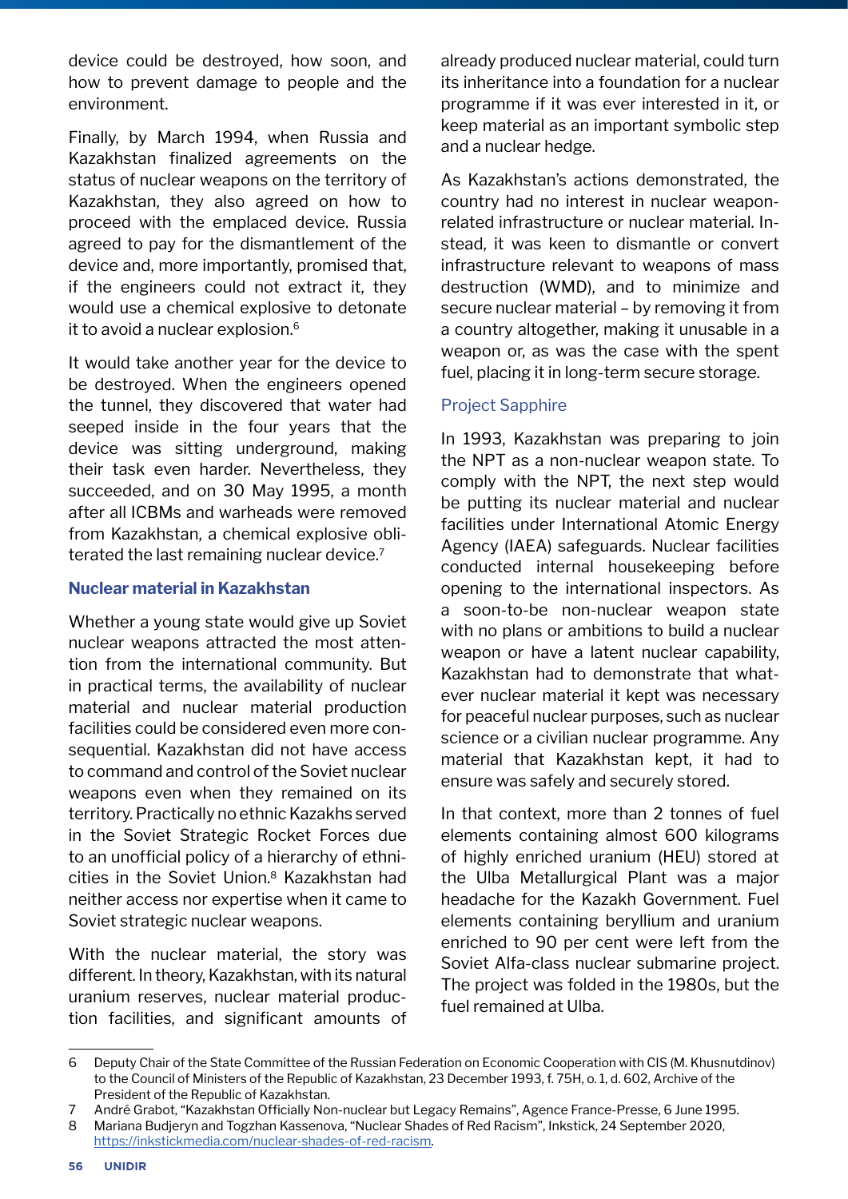device could be destroyed, how soon, and how to prevent damage to people and the environment.

Finally, by March 1994, when Russia and Kazakhstan finalized agreements on the status of nuclear weapons on the territory of Kazakhstan, they also agreed on how to proceed with the emplaced device. Russia agreed to pay for the dismantlement of the device and, more importantly, promised that, if the engineers could not extract it, they would use a chemical explosive to detonate it to avoid a nuclear explosion.[6]

It would take another year for the device to be destroyed. When the engineers opened the tunnel, they discovered that water had seeped inside in the four years that the device was sitting underground, making their task even harder. Nevertheless, they succeeded, and on 30 May 1995, a month after all ICBMs and warheads were removed from Kazakhstan, a chemical explosive obliterated the last remaining nuclear device.[7]

### Nuclear material in Kazakhstan

Whether a young state would give up Soviet nuclear weapons attracted the most attention from the international community. But in practical terms, the availability of nuclear material and nuclear material production facilities could be considered even more consequential. Kazakhstan did not have access to command and control of the Soviet nuclear weapons even when they remained on its territory. Practically no ethnic Kazakhs served in the Soviet Strategic Rocket Forces due to an unofficial policy of a hierarchy of ethnicities in the Soviet Union.[8] Kazakhstan had neither access nor expertise when it came to Soviet strategic nuclear weapons.

With the nuclear material, the story was different. In theory, Kazakhstan, with its natural uranium reserves, nuclear material production facilities, and significant amounts of already produced nuclear material, could turn its inheritance into a foundation for a nuclear programme if it was ever interested in it, or keep material as an important symbolic step and a nuclear hedge.

As Kazakhstan's actions demonstrated, the country had no interest in nuclear weapon-related infrastructure or nuclear material. Instead, it was keen to dismantle or convert infrastructure relevant to weapons of mass destruction (WMD), and to minimize and secure nuclear material – by removing it from a country altogether, making it unusable in a weapon or, as was the case with the spent fuel, placing it in long-term secure storage.

#### Project Sapphire

In 1993, Kazakhstan was preparing to join the NPT as a non-nuclear weapon state. To comply with the NPT, the next step would be putting its nuclear material and nuclear facilities under International Atomic Energy Agency (IAEA) safeguards. Nuclear facilities conducted internal housekeeping before opening to the international inspectors. As a soon-to-be non-nuclear weapon state with no plans or ambitions to build a nuclear weapon or have a latent nuclear capability, Kazakhstan had to demonstrate that whatever nuclear material it kept was necessary for peaceful nuclear purposes, such as nuclear science or a civilian nuclear programme. Any material that Kazakhstan kept, it had to ensure was safely and securely stored.

In that context, more than 2 tonnes of fuel elements containing almost 600 kilograms of highly enriched uranium (HEU) stored at the Ulba Metallurgical Plant was a major headache for the Kazakh Government. Fuel elements containing beryllium and uranium enriched to 90 per cent were left from the Soviet Alfa-class nuclear submarine project. The project was folded in the 1980s, but the fuel remained at Ulba.

---

6 Deputy Chair of the State Committee of the Russian Federation on Economic Cooperation with CIS (M. Khusnutdinov) to the Council of Ministers of the Republic of Kazakhstan, 23 December 1993, f. 75H, o. 1, d. 602, Archive of the President of the Republic of Kazakhstan.

7 André Grabot, "Kazakhstan Officially Non-nuclear but Legacy Remains", Agence France-Presse, 6 June 1995.

8 Mariana Budjeryn and Togzhan Kassenova, "Nuclear Shades of Red Racism", Inkstick, 24 September 2020, https://inkstickmedia.com/nuclear-shades-of-red-racism.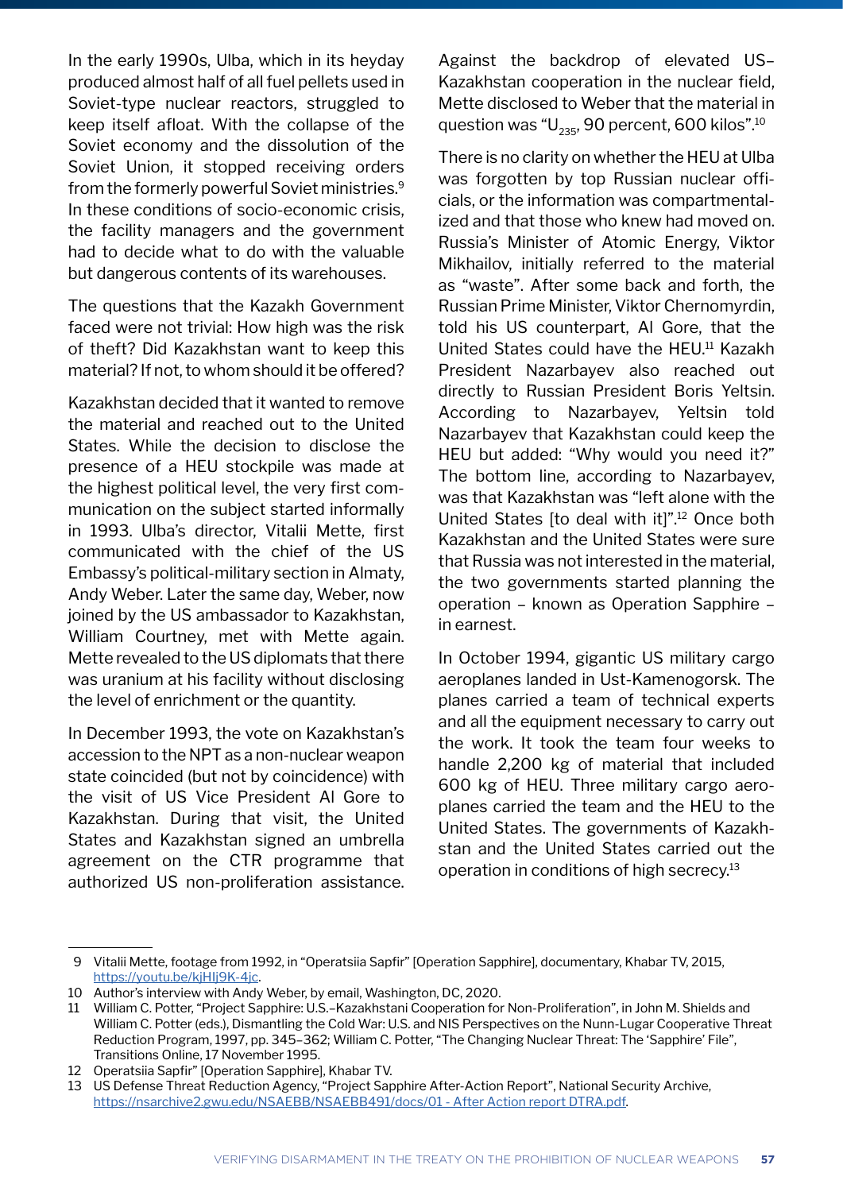In the early 1990s, Ulba, which in its heyday produced almost half of all fuel pellets used in Soviet-type nuclear reactors, struggled to keep itself afloat. With the collapse of the Soviet economy and the dissolution of the Soviet Union, it stopped receiving orders from the formerly powerful Soviet ministries.[9] In these conditions of socio-economic crisis, the facility managers and the government had to decide what to do with the valuable but dangerous contents of its warehouses.

The questions that the Kazakh Government faced were not trivial: How high was the risk of theft? Did Kazakhstan want to keep this material? If not, to whom should it be offered?

Kazakhstan decided that it wanted to remove the material and reached out to the United States. While the decision to disclose the presence of a HEU stockpile was made at the highest political level, the very first communication on the subject started informally in 1993. Ulba's director, Vitalii Mette, first communicated with the chief of the US Embassy's political-military section in Almaty, Andy Weber. Later the same day, Weber, now joined by the US ambassador to Kazakhstan, William Courtney, met with Mette again. Mette revealed to the US diplomats that there was uranium at his facility without disclosing the level of enrichment or the quantity.

In December 1993, the vote on Kazakhstan's accession to the NPT as a non-nuclear weapon state coincided (but not by coincidence) with the visit of US Vice President Al Gore to Kazakhstan. During that visit, the United States and Kazakhstan signed an umbrella agreement on the CTR programme that authorized US non-proliferation assistance. Against the backdrop of elevated US–Kazakhstan cooperation in the nuclear field, Mette disclosed to Weber that the material in question was "$U_{235}$, 90 percent, 600 kilos".[10]

There is no clarity on whether the HEU at Ulba was forgotten by top Russian nuclear officials, or the information was compartmentalized and that those who knew had moved on. Russia's Minister of Atomic Energy, Viktor Mikhailov, initially referred to the material as "waste". After some back and forth, the Russian Prime Minister, Viktor Chernomyrdin, told his US counterpart, Al Gore, that the United States could have the HEU.[11] Kazakh President Nazarbayev also reached out directly to Russian President Boris Yeltsin. According to Nazarbayev, Yeltsin told Nazarbayev that Kazakhstan could keep the HEU but added: "Why would you need it?" The bottom line, according to Nazarbayev, was that Kazakhstan was "left alone with the United States [to deal with it]".[12] Once both Kazakhstan and the United States were sure that Russia was not interested in the material, the two governments started planning the operation – known as Operation Sapphire – in earnest.

In October 1994, gigantic US military cargo aeroplanes landed in Ust-Kamenogorsk. The planes carried a team of technical experts and all the equipment necessary to carry out the work. It took the team four weeks to handle 2,200 kg of material that included 600 kg of HEU. Three military cargo aeroplanes carried the team and the HEU to the United States. The governments of Kazakhstan and the United States carried out the operation in conditions of high secrecy.[13]

---

9 Vitalii Mette, footage from 1992, in "Operatsiia Sapfir" [Operation Sapphire], documentary, Khabar TV, 2015, https://youtu.be/kjHlj9K-4jc.

10 Author's interview with Andy Weber, by email, Washington, DC, 2020.

11 William C. Potter, "Project Sapphire: U.S.–Kazakhstani Cooperation for Non-Proliferation", in John M. Shields and William C. Potter (eds.), Dismantling the Cold War: U.S. and NIS Perspectives on the Nunn-Lugar Cooperative Threat Reduction Program, 1997, pp. 345–362; William C. Potter, "The Changing Nuclear Threat: The 'Sapphire' File", Transitions Online, 17 November 1995.

12 Operatsiia Sapfir" [Operation Sapphire], Khabar TV.

13 US Defense Threat Reduction Agency, "Project Sapphire After-Action Report", National Security Archive, https://nsarchive2.gwu.edu/NSAEBB/NSAEBB491/docs/01 - After Action report DTRA.pdf.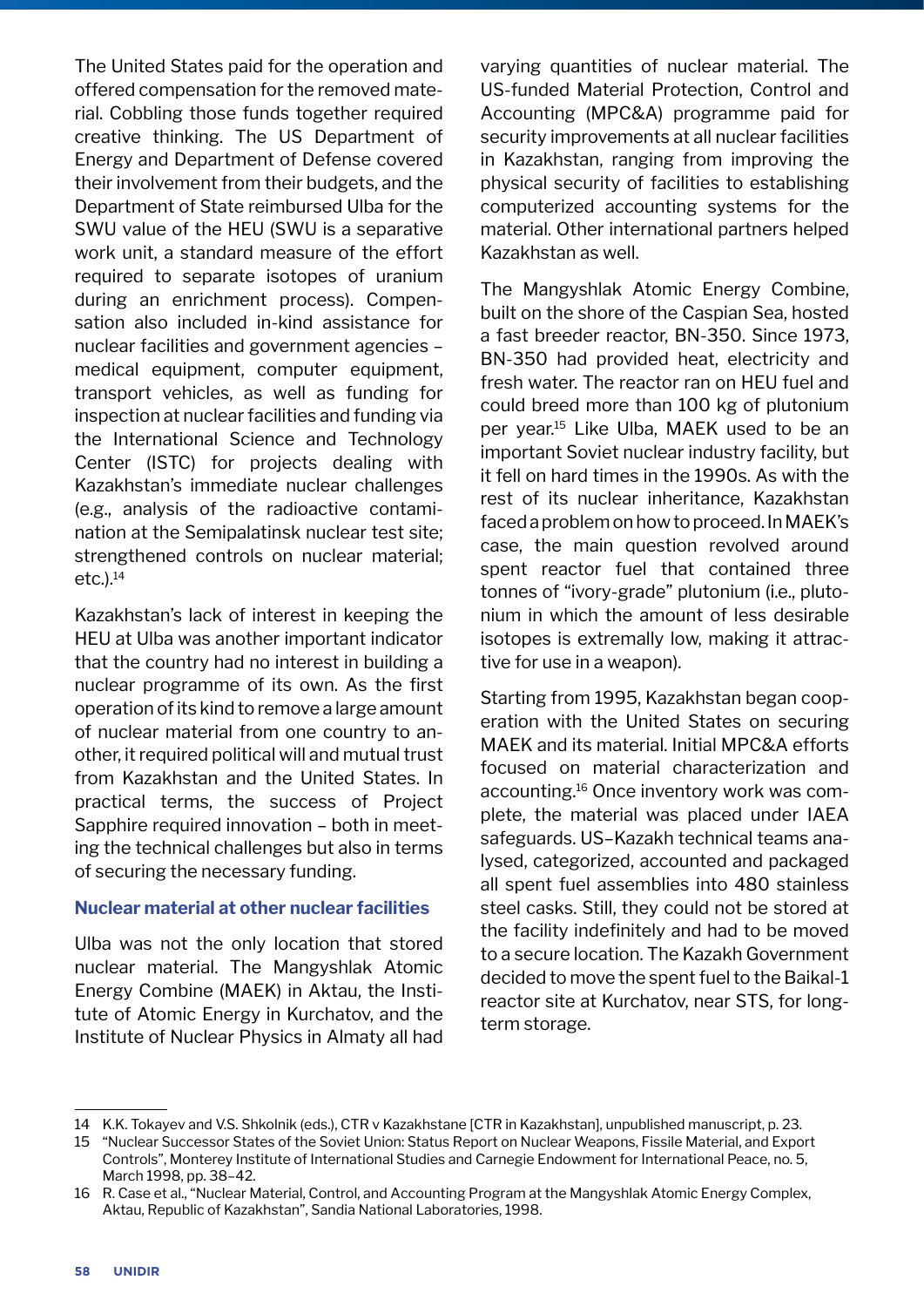The United States paid for the operation and offered compensation for the removed material. Cobbling those funds together required creative thinking. The US Department of Energy and Department of Defense covered their involvement from their budgets, and the Department of State reimbursed Ulba for the SWU value of the HEU (SWU is a separative work unit, a standard measure of the effort required to separate isotopes of uranium during an enrichment process). Compensation also included in-kind assistance for nuclear facilities and government agencies – medical equipment, computer equipment, transport vehicles, as well as funding for inspection at nuclear facilities and funding via the International Science and Technology Center (ISTC) for projects dealing with Kazakhstan's immediate nuclear challenges (e.g., analysis of the radioactive contamination at the Semipalatinsk nuclear test site; strengthened controls on nuclear material; etc.).[14]

Kazakhstan's lack of interest in keeping the HEU at Ulba was another important indicator that the country had no interest in building a nuclear programme of its own. As the first operation of its kind to remove a large amount of nuclear material from one country to another, it required political will and mutual trust from Kazakhstan and the United States. In practical terms, the success of Project Sapphire required innovation – both in meeting the technical challenges but also in terms of securing the necessary funding.

### Nuclear material at other nuclear facilities

Ulba was not the only location that stored nuclear material. The Mangyshlak Atomic Energy Combine (MAEK) in Aktau, the Institute of Atomic Energy in Kurchatov, and the Institute of Nuclear Physics in Almaty all had varying quantities of nuclear material. The US-funded Material Protection, Control and Accounting (MPC&A) programme paid for security improvements at all nuclear facilities in Kazakhstan, ranging from improving the physical security of facilities to establishing computerized accounting systems for the material. Other international partners helped Kazakhstan as well.

The Mangyshlak Atomic Energy Combine, built on the shore of the Caspian Sea, hosted a fast breeder reactor, BN-350. Since 1973, BN-350 had provided heat, electricity and fresh water. The reactor ran on HEU fuel and could breed more than 100 kg of plutonium per year.[15] Like Ulba, MAEK used to be an important Soviet nuclear industry facility, but it fell on hard times in the 1990s. As with the rest of its nuclear inheritance, Kazakhstan faced a problem on how to proceed. In MAEK's case, the main question revolved around spent reactor fuel that contained three tonnes of "ivory-grade" plutonium (i.e., plutonium in which the amount of less desirable isotopes is extremally low, making it attractive for use in a weapon).

Starting from 1995, Kazakhstan began cooperation with the United States on securing MAEK and its material. Initial MPC&A efforts focused on material characterization and accounting.[16] Once inventory work was complete, the material was placed under IAEA safeguards. US–Kazakh technical teams analysed, categorized, accounted and packaged all spent fuel assemblies into 480 stainless steel casks. Still, they could not be stored at the facility indefinitely and had to be moved to a secure location. The Kazakh Government decided to move the spent fuel to the Baikal-1 reactor site at Kurchatov, near STS, for long-term storage.

---

14 K.K. Tokayev and V.S. Shkolnik (eds.), CTR v Kazakhstane [CTR in Kazakhstan], unpublished manuscript, p. 23.

15 "Nuclear Successor States of the Soviet Union: Status Report on Nuclear Weapons, Fissile Material, and Export Controls", Monterey Institute of International Studies and Carnegie Endowment for International Peace, no. 5, March 1998, pp. 38–42.

16 R. Case et al., "Nuclear Material, Control, and Accounting Program at the Mangyshlak Atomic Energy Complex, Aktau, Republic of Kazakhstan", Sandia National Laboratories, 1998.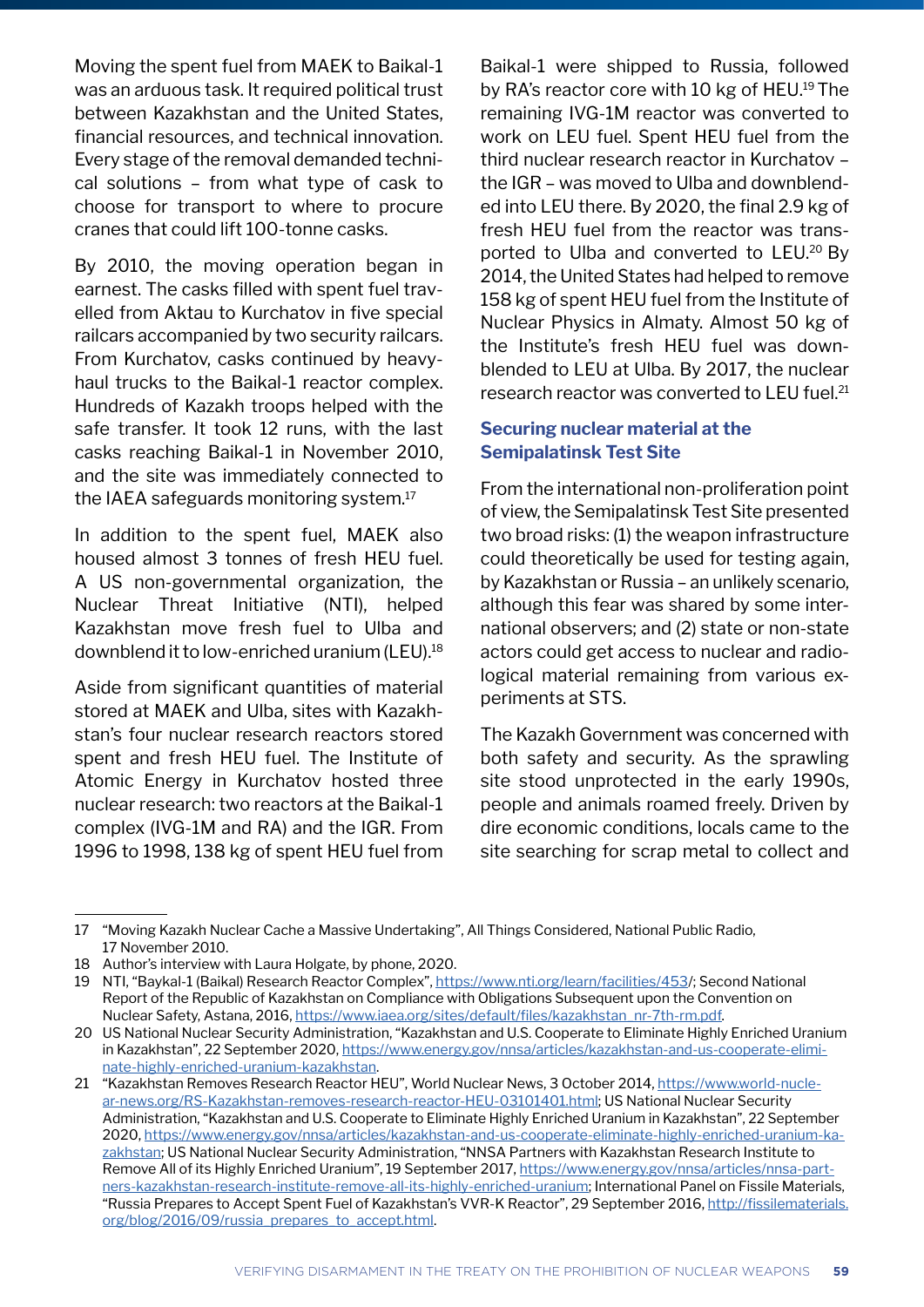Moving the spent fuel from MAEK to Baikal-1 was an arduous task. It required political trust between Kazakhstan and the United States, financial resources, and technical innovation. Every stage of the removal demanded technical solutions – from what type of cask to choose for transport to where to procure cranes that could lift 100-tonne casks.

By 2010, the moving operation began in earnest. The casks filled with spent fuel travelled from Aktau to Kurchatov in five special railcars accompanied by two security railcars. From Kurchatov, casks continued by heavy-haul trucks to the Baikal-1 reactor complex. Hundreds of Kazakh troops helped with the safe transfer. It took 12 runs, with the last casks reaching Baikal-1 in November 2010, and the site was immediately connected to the IAEA safeguards monitoring system.[17]

In addition to the spent fuel, MAEK also housed almost 3 tonnes of fresh HEU fuel. A US non-governmental organization, the Nuclear Threat Initiative (NTI), helped Kazakhstan move fresh fuel to Ulba and downblend it to low-enriched uranium (LEU).[18]

Aside from significant quantities of material stored at MAEK and Ulba, sites with Kazakhstan's four nuclear research reactors stored spent and fresh HEU fuel. The Institute of Atomic Energy in Kurchatov hosted three nuclear research: two reactors at the Baikal-1 complex (IVG-1M and RA) and the IGR. From 1996 to 1998, 138 kg of spent HEU fuel from Baikal-1 were shipped to Russia, followed by RA's reactor core with 10 kg of HEU.[19] The remaining IVG-1M reactor was converted to work on LEU fuel. Spent HEU fuel from the third nuclear research reactor in Kurchatov – the IGR – was moved to Ulba and downblended into LEU there. By 2020, the final 2.9 kg of fresh HEU fuel from the reactor was transported to Ulba and converted to LEU.[20] By 2014, the United States had helped to remove 158 kg of spent HEU fuel from the Institute of Nuclear Physics in Almaty. Almost 50 kg of the Institute's fresh HEU fuel was downblended to LEU at Ulba. By 2017, the nuclear research reactor was converted to LEU fuel.[21]

### Securing nuclear material at the Semipalatinsk Test Site

From the international non-proliferation point of view, the Semipalatinsk Test Site presented two broad risks: (1) the weapon infrastructure could theoretically be used for testing again, by Kazakhstan or Russia – an unlikely scenario, although this fear was shared by some international observers; and (2) state or non-state actors could get access to nuclear and radiological material remaining from various experiments at STS.

The Kazakh Government was concerned with both safety and security. As the sprawling site stood unprotected in the early 1990s, people and animals roamed freely. Driven by dire economic conditions, locals came to the site searching for scrap metal to collect and

---

17 "Moving Kazakh Nuclear Cache a Massive Undertaking", All Things Considered, National Public Radio, 17 November 2010.

18 Author's interview with Laura Holgate, by phone, 2020.

19 NTI, "Baykal-1 (Baikal) Research Reactor Complex", https://www.nti.org/learn/facilities/453/; Second National Report of the Republic of Kazakhstan on Compliance with Obligations Subsequent upon the Convention on Nuclear Safety, Astana, 2016, https://www.iaea.org/sites/default/files/kazakhstan_nr-7th-rm.pdf.

20 US National Nuclear Security Administration, "Kazakhstan and U.S. Cooperate to Eliminate Highly Enriched Uranium in Kazakhstan", 22 September 2020, https://www.energy.gov/nnsa/articles/kazakhstan-and-us-cooperate-eliminate-highly-enriched-uranium-kazakhstan.

21 "Kazakhstan Removes Research Reactor HEU", World Nuclear News, 3 October 2014, https://www.world-nuclear-news.org/RS-Kazakhstan-removes-research-reactor-HEU-03101401.html; US National Nuclear Security Administration, "Kazakhstan and U.S. Cooperate to Eliminate Highly Enriched Uranium in Kazakhstan", 22 September 2020, https://www.energy.gov/nnsa/articles/kazakhstan-and-us-cooperate-eliminate-highly-enriched-uranium-kazakhstan; US National Nuclear Security Administration, "NNSA Partners with Kazakhstan Research Institute to Remove All of its Highly Enriched Uranium", 19 September 2017, https://www.energy.gov/nnsa/articles/nnsa-partners-kazakhstan-research-institute-remove-all-its-highly-enriched-uranium; International Panel on Fissile Materials, "Russia Prepares to Accept Spent Fuel of Kazakhstan's VVR-K Reactor", 29 September 2016, http://fissilematerials.org/blog/2016/09/russia_prepares_to_accept.html.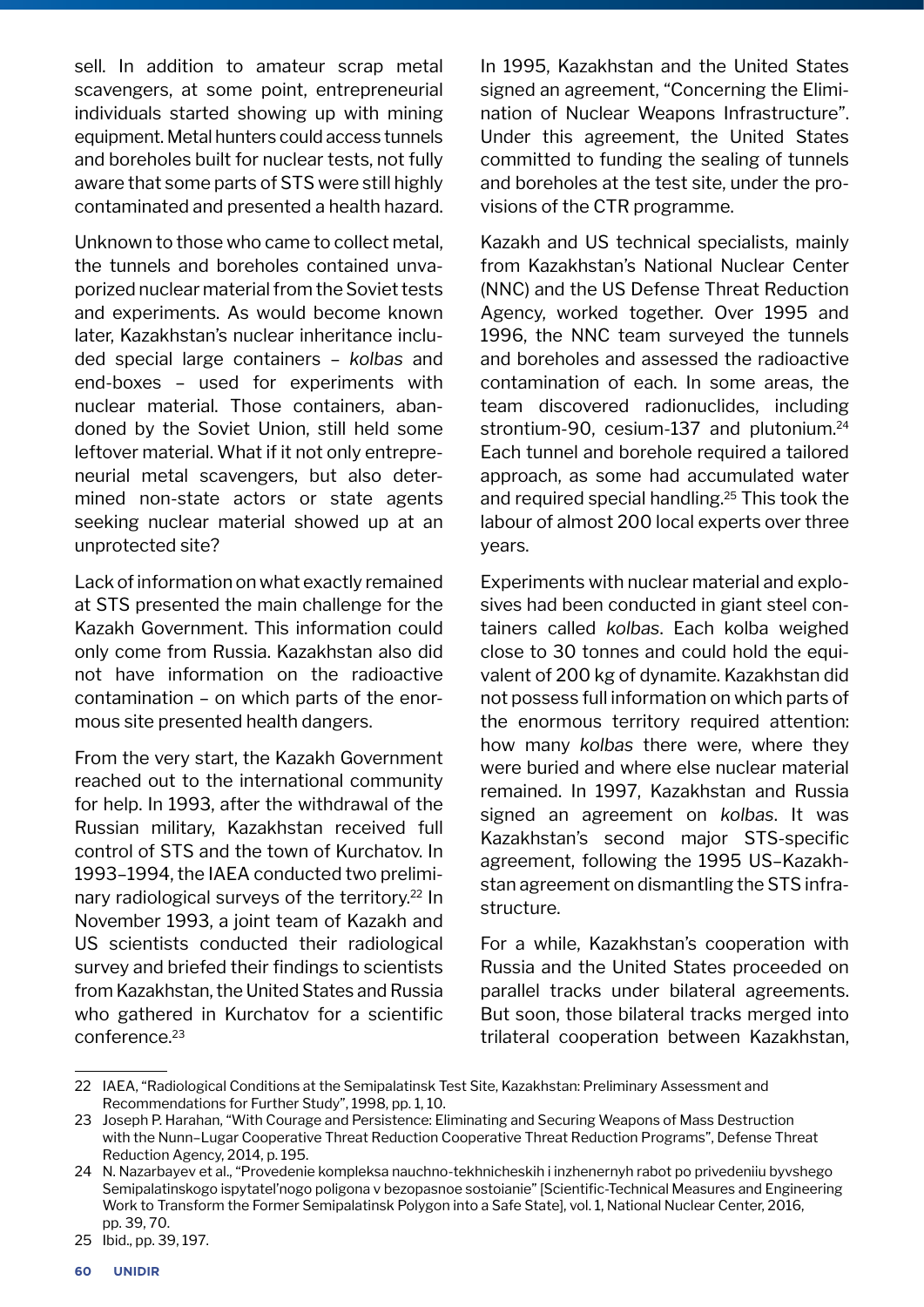sell. In addition to amateur scrap metal scavengers, at some point, entrepreneurial individuals started showing up with mining equipment. Metal hunters could access tunnels and boreholes built for nuclear tests, not fully aware that some parts of STS were still highly contaminated and presented a health hazard.

Unknown to those who came to collect metal, the tunnels and boreholes contained unvaporized nuclear material from the Soviet tests and experiments. As would become known later, Kazakhstan's nuclear inheritance included special large containers – *kolbas* and end-boxes – used for experiments with nuclear material. Those containers, abandoned by the Soviet Union, still held some leftover material. What if it not only entrepreneurial metal scavengers, but also determined non-state actors or state agents seeking nuclear material showed up at an unprotected site?

Lack of information on what exactly remained at STS presented the main challenge for the Kazakh Government. This information could only come from Russia. Kazakhstan also did not have information on the radioactive contamination – on which parts of the enormous site presented health dangers.

From the very start, the Kazakh Government reached out to the international community for help. In 1993, after the withdrawal of the Russian military, Kazakhstan received full control of STS and the town of Kurchatov. In 1993–1994, the IAEA conducted two preliminary radiological surveys of the territory.[22] In November 1993, a joint team of Kazakh and US scientists conducted their radiological survey and briefed their findings to scientists from Kazakhstan, the United States and Russia who gathered in Kurchatov for a scientific conference.[23]

In 1995, Kazakhstan and the United States signed an agreement, "Concerning the Elimination of Nuclear Weapons Infrastructure". Under this agreement, the United States committed to funding the sealing of tunnels and boreholes at the test site, under the provisions of the CTR programme.

Kazakh and US technical specialists, mainly from Kazakhstan's National Nuclear Center (NNC) and the US Defense Threat Reduction Agency, worked together. Over 1995 and 1996, the NNC team surveyed the tunnels and boreholes and assessed the radioactive contamination of each. In some areas, the team discovered radionuclides, including strontium-90, cesium-137 and plutonium.[24] Each tunnel and borehole required a tailored approach, as some had accumulated water and required special handling.[25] This took the labour of almost 200 local experts over three years.

Experiments with nuclear material and explosives had been conducted in giant steel containers called *kolbas*. Each kolba weighed close to 30 tonnes and could hold the equivalent of 200 kg of dynamite. Kazakhstan did not possess full information on which parts of the enormous territory required attention: how many *kolbas* there were, where they were buried and where else nuclear material remained. In 1997, Kazakhstan and Russia signed an agreement on *kolbas*. It was Kazakhstan's second major STS-specific agreement, following the 1995 US–Kazakhstan agreement on dismantling the STS infrastructure.

For a while, Kazakhstan's cooperation with Russia and the United States proceeded on parallel tracks under bilateral agreements. But soon, those bilateral tracks merged into trilateral cooperation between Kazakhstan,

---

22 IAEA, "Radiological Conditions at the Semipalatinsk Test Site, Kazakhstan: Preliminary Assessment and Recommendations for Further Study", 1998, pp. 1, 10.

23 Joseph P. Harahan, "With Courage and Persistence: Eliminating and Securing Weapons of Mass Destruction with the Nunn–Lugar Cooperative Threat Reduction Cooperative Threat Reduction Programs", Defense Threat Reduction Agency, 2014, p. 195.

24 N. Nazarbayev et al., "Provedenie kompleksa nauchno-tekhnicheskih i inzhenernyh rabot po privedeniiu byvshego Semipalatinskogo ispytatel'nogo poligona v bezopasnoe sostoianie" [Scientific-Technical Measures and Engineering Work to Transform the Former Semipalatinsk Polygon into a Safe State], vol. 1, National Nuclear Center, 2016, pp. 39, 70.

25 Ibid., pp. 39, 197.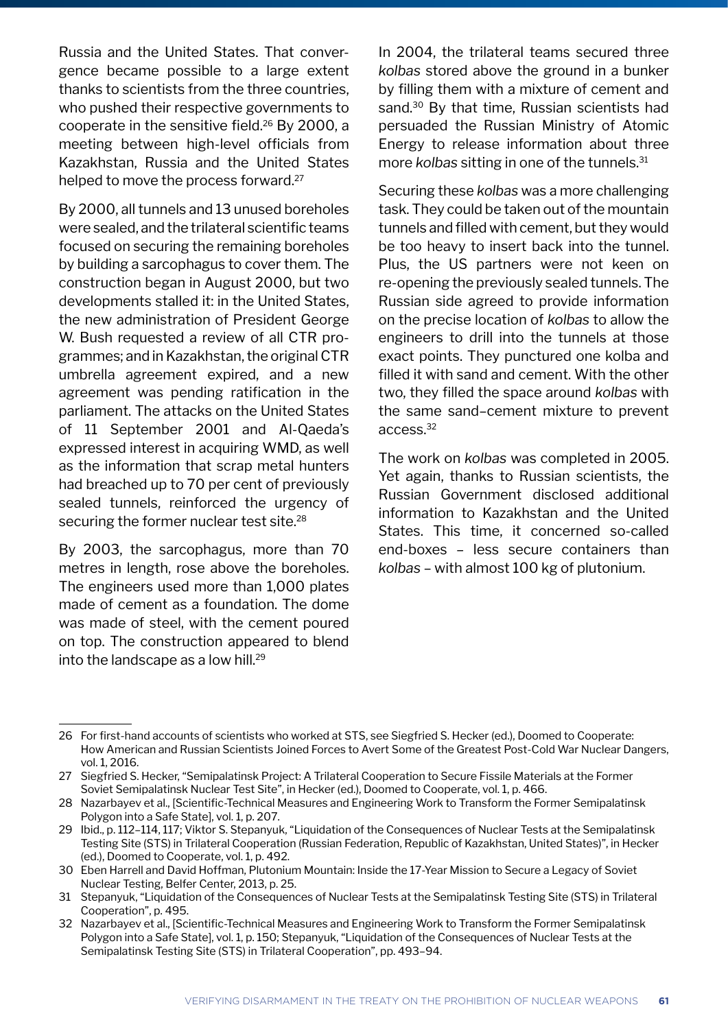Russia and the United States. That convergence became possible to a large extent thanks to scientists from the three countries, who pushed their respective governments to cooperate in the sensitive field.[26] By 2000, a meeting between high-level officials from Kazakhstan, Russia and the United States helped to move the process forward.[27]

By 2000, all tunnels and 13 unused boreholes were sealed, and the trilateral scientific teams focused on securing the remaining boreholes by building a sarcophagus to cover them. The construction began in August 2000, but two developments stalled it: in the United States, the new administration of President George W. Bush requested a review of all CTR programmes; and in Kazakhstan, the original CTR umbrella agreement expired, and a new agreement was pending ratification in the parliament. The attacks on the United States of 11 September 2001 and Al-Qaeda's expressed interest in acquiring WMD, as well as the information that scrap metal hunters had breached up to 70 per cent of previously sealed tunnels, reinforced the urgency of securing the former nuclear test site.[28]

By 2003, the sarcophagus, more than 70 metres in length, rose above the boreholes. The engineers used more than 1,000 plates made of cement as a foundation. The dome was made of steel, with the cement poured on top. The construction appeared to blend into the landscape as a low hill.[29]

In 2004, the trilateral teams secured three *kolbas* stored above the ground in a bunker by filling them with a mixture of cement and sand.[30] By that time, Russian scientists had persuaded the Russian Ministry of Atomic Energy to release information about three more *kolbas* sitting in one of the tunnels.[31]

Securing these *kolbas* was a more challenging task. They could be taken out of the mountain tunnels and filled with cement, but they would be too heavy to insert back into the tunnel. Plus, the US partners were not keen on re-opening the previously sealed tunnels. The Russian side agreed to provide information on the precise location of *kolbas* to allow the engineers to drill into the tunnels at those exact points. They punctured one kolba and filled it with sand and cement. With the other two, they filled the space around *kolbas* with the same sand–cement mixture to prevent access.[32]

The work on *kolbas* was completed in 2005. Yet again, thanks to Russian scientists, the Russian Government disclosed additional information to Kazakhstan and the United States. This time, it concerned so-called end-boxes – less secure containers than *kolbas* – with almost 100 kg of plutonium.

---

26 For first-hand accounts of scientists who worked at STS, see Siegfried S. Hecker (ed.), Doomed to Cooperate: How American and Russian Scientists Joined Forces to Avert Some of the Greatest Post-Cold War Nuclear Dangers, vol. 1, 2016.

27 Siegfried S. Hecker, "Semipalatinsk Project: A Trilateral Cooperation to Secure Fissile Materials at the Former Soviet Semipalatinsk Nuclear Test Site", in Hecker (ed.), Doomed to Cooperate, vol. 1, p. 466.

28 Nazarbayev et al., [Scientific-Technical Measures and Engineering Work to Transform the Former Semipalatinsk Polygon into a Safe State], vol. 1, p. 207.

29 Ibid., p. 112–114, 117; Viktor S. Stepanyuk, "Liquidation of the Consequences of Nuclear Tests at the Semipalatinsk Testing Site (STS) in Trilateral Cooperation (Russian Federation, Republic of Kazakhstan, United States)", in Hecker (ed.), Doomed to Cooperate, vol. 1, p. 492.

30 Eben Harrell and David Hoffman, Plutonium Mountain: Inside the 17-Year Mission to Secure a Legacy of Soviet Nuclear Testing, Belfer Center, 2013, p. 25.

31 Stepanyuk, "Liquidation of the Consequences of Nuclear Tests at the Semipalatinsk Testing Site (STS) in Trilateral Cooperation", p. 495.

32 Nazarbayev et al., [Scientific-Technical Measures and Engineering Work to Transform the Former Semipalatinsk Polygon into a Safe State], vol. 1, p. 150; Stepanyuk, "Liquidation of the Consequences of Nuclear Tests at the Semipalatinsk Testing Site (STS) in Trilateral Cooperation", pp. 493–94.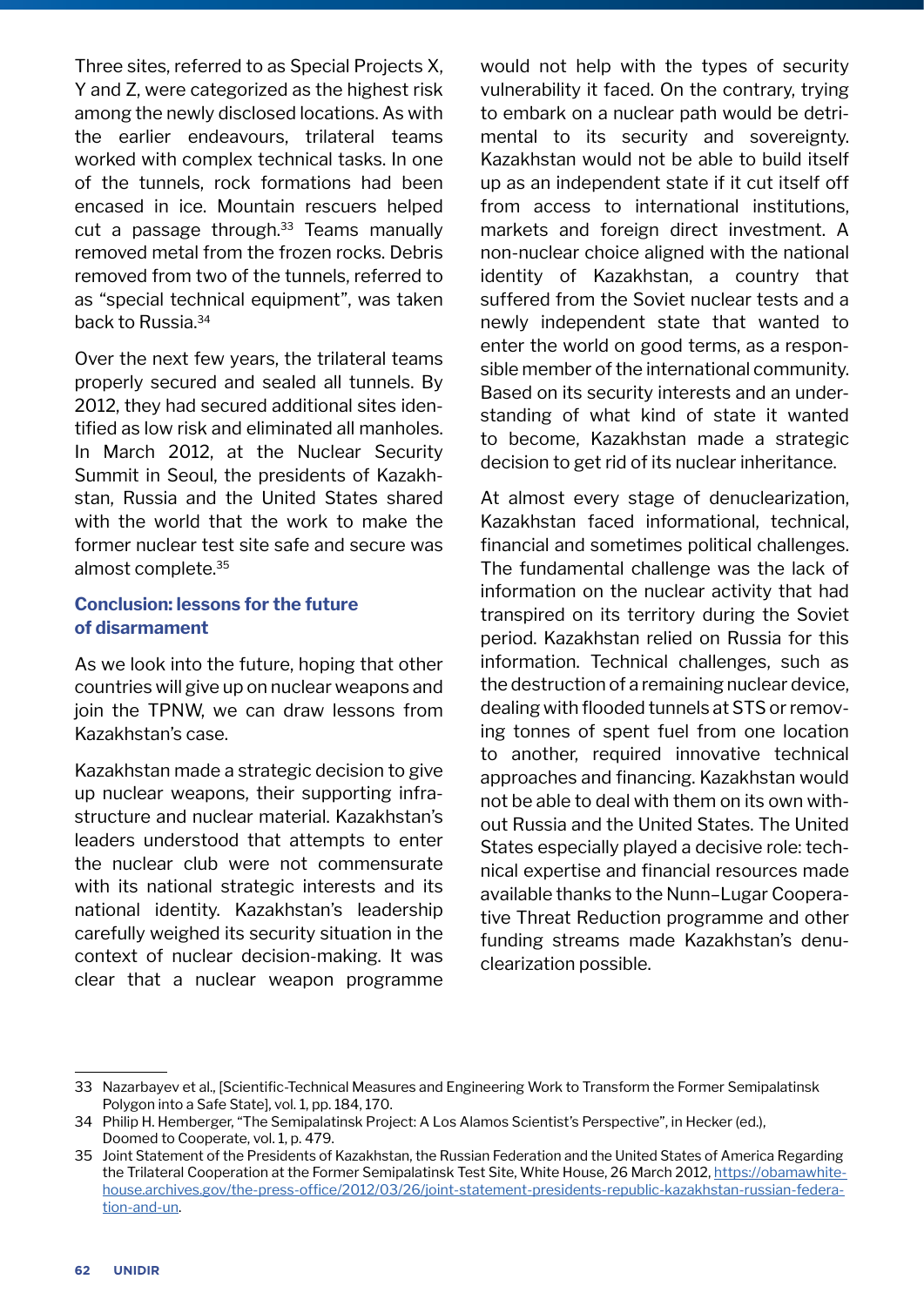Three sites, referred to as Special Projects X, Y and Z, were categorized as the highest risk among the newly disclosed locations. As with the earlier endeavours, trilateral teams worked with complex technical tasks. In one of the tunnels, rock formations had been encased in ice. Mountain rescuers helped cut a passage through.[33] Teams manually removed metal from the frozen rocks. Debris removed from two of the tunnels, referred to as "special technical equipment", was taken back to Russia.[34]

Over the next few years, the trilateral teams properly secured and sealed all tunnels. By 2012, they had secured additional sites identified as low risk and eliminated all manholes. In March 2012, at the Nuclear Security Summit in Seoul, the presidents of Kazakhstan, Russia and the United States shared with the world that the work to make the former nuclear test site safe and secure was almost complete.[35]

### Conclusion: lessons for the future of disarmament

As we look into the future, hoping that other countries will give up on nuclear weapons and join the TPNW, we can draw lessons from Kazakhstan's case.

Kazakhstan made a strategic decision to give up nuclear weapons, their supporting infrastructure and nuclear material. Kazakhstan's leaders understood that attempts to enter the nuclear club were not commensurate with its national strategic interests and its national identity. Kazakhstan's leadership carefully weighed its security situation in the context of nuclear decision-making. It was clear that a nuclear weapon programme would not help with the types of security vulnerability it faced. On the contrary, trying to embark on a nuclear path would be detrimental to its security and sovereignty. Kazakhstan would not be able to build itself up as an independent state if it cut itself off from access to international institutions, markets and foreign direct investment. A non-nuclear choice aligned with the national identity of Kazakhstan, a country that suffered from the Soviet nuclear tests and a newly independent state that wanted to enter the world on good terms, as a responsible member of the international community. Based on its security interests and an understanding of what kind of state it wanted to become, Kazakhstan made a strategic decision to get rid of its nuclear inheritance.

At almost every stage of denuclearization, Kazakhstan faced informational, technical, financial and sometimes political challenges. The fundamental challenge was the lack of information on the nuclear activity that had transpired on its territory during the Soviet period. Kazakhstan relied on Russia for this information. Technical challenges, such as the destruction of a remaining nuclear device, dealing with flooded tunnels at STS or removing tonnes of spent fuel from one location to another, required innovative technical approaches and financing. Kazakhstan would not be able to deal with them on its own without Russia and the United States. The United States especially played a decisive role: technical expertise and financial resources made available thanks to the Nunn–Lugar Cooperative Threat Reduction programme and other funding streams made Kazakhstan's denuclearization possible.

---

33 Nazarbayev et al., [Scientific-Technical Measures and Engineering Work to Transform the Former Semipalatinsk Polygon into a Safe State], vol. 1, pp. 184, 170.

34 Philip H. Hemberger, "The Semipalatinsk Project: A Los Alamos Scientist's Perspective", in Hecker (ed.), Doomed to Cooperate, vol. 1, p. 479.

35 Joint Statement of the Presidents of Kazakhstan, the Russian Federation and the United States of America Regarding the Trilateral Cooperation at the Former Semipalatinsk Test Site, White House, 26 March 2012, https://obamawhitehouse.archives.gov/the-press-office/2012/03/26/joint-statement-presidents-republic-kazakhstan-russian-federation-and-un.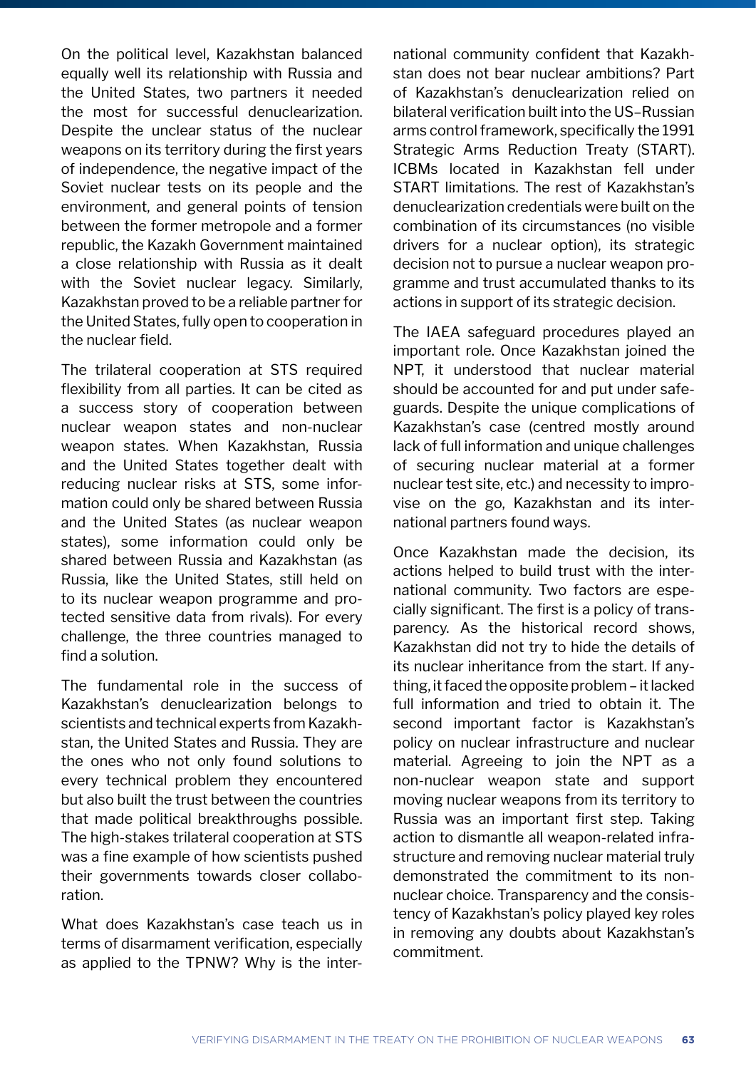On the political level, Kazakhstan balanced equally well its relationship with Russia and the United States, two partners it needed the most for successful denuclearization. Despite the unclear status of the nuclear weapons on its territory during the first years of independence, the negative impact of the Soviet nuclear tests on its people and the environment, and general points of tension between the former metropole and a former republic, the Kazakh Government maintained a close relationship with Russia as it dealt with the Soviet nuclear legacy. Similarly, Kazakhstan proved to be a reliable partner for the United States, fully open to cooperation in the nuclear field.

The trilateral cooperation at STS required flexibility from all parties. It can be cited as a success story of cooperation between nuclear weapon states and non-nuclear weapon states. When Kazakhstan, Russia and the United States together dealt with reducing nuclear risks at STS, some information could only be shared between Russia and the United States (as nuclear weapon states), some information could only be shared between Russia and Kazakhstan (as Russia, like the United States, still held on to its nuclear weapon programme and protected sensitive data from rivals). For every challenge, the three countries managed to find a solution.

The fundamental role in the success of Kazakhstan's denuclearization belongs to scientists and technical experts from Kazakhstan, the United States and Russia. They are the ones who not only found solutions to every technical problem they encountered but also built the trust between the countries that made political breakthroughs possible. The high-stakes trilateral cooperation at STS was a fine example of how scientists pushed their governments towards closer collaboration.

What does Kazakhstan's case teach us in terms of disarmament verification, especially as applied to the TPNW? Why is the international community confident that Kazakhstan does not bear nuclear ambitions? Part of Kazakhstan's denuclearization relied on bilateral verification built into the US–Russian arms control framework, specifically the 1991 Strategic Arms Reduction Treaty (START). ICBMs located in Kazakhstan fell under START limitations. The rest of Kazakhstan's denuclearization credentials were built on the combination of its circumstances (no visible drivers for a nuclear option), its strategic decision not to pursue a nuclear weapon programme and trust accumulated thanks to its actions in support of its strategic decision.

The IAEA safeguard procedures played an important role. Once Kazakhstan joined the NPT, it understood that nuclear material should be accounted for and put under safeguards. Despite the unique complications of Kazakhstan's case (centred mostly around lack of full information and unique challenges of securing nuclear material at a former nuclear test site, etc.) and necessity to improvise on the go, Kazakhstan and its international partners found ways.

Once Kazakhstan made the decision, its actions helped to build trust with the international community. Two factors are especially significant. The first is a policy of transparency. As the historical record shows, Kazakhstan did not try to hide the details of its nuclear inheritance from the start. If anything, it faced the opposite problem – it lacked full information and tried to obtain it. The second important factor is Kazakhstan's policy on nuclear infrastructure and nuclear material. Agreeing to join the NPT as a non-nuclear weapon state and support moving nuclear weapons from its territory to Russia was an important first step. Taking action to dismantle all weapon-related infrastructure and removing nuclear material truly demonstrated the commitment to its non-nuclear choice. Transparency and the consistency of Kazakhstan's policy played key roles in removing any doubts about Kazakhstan's commitment.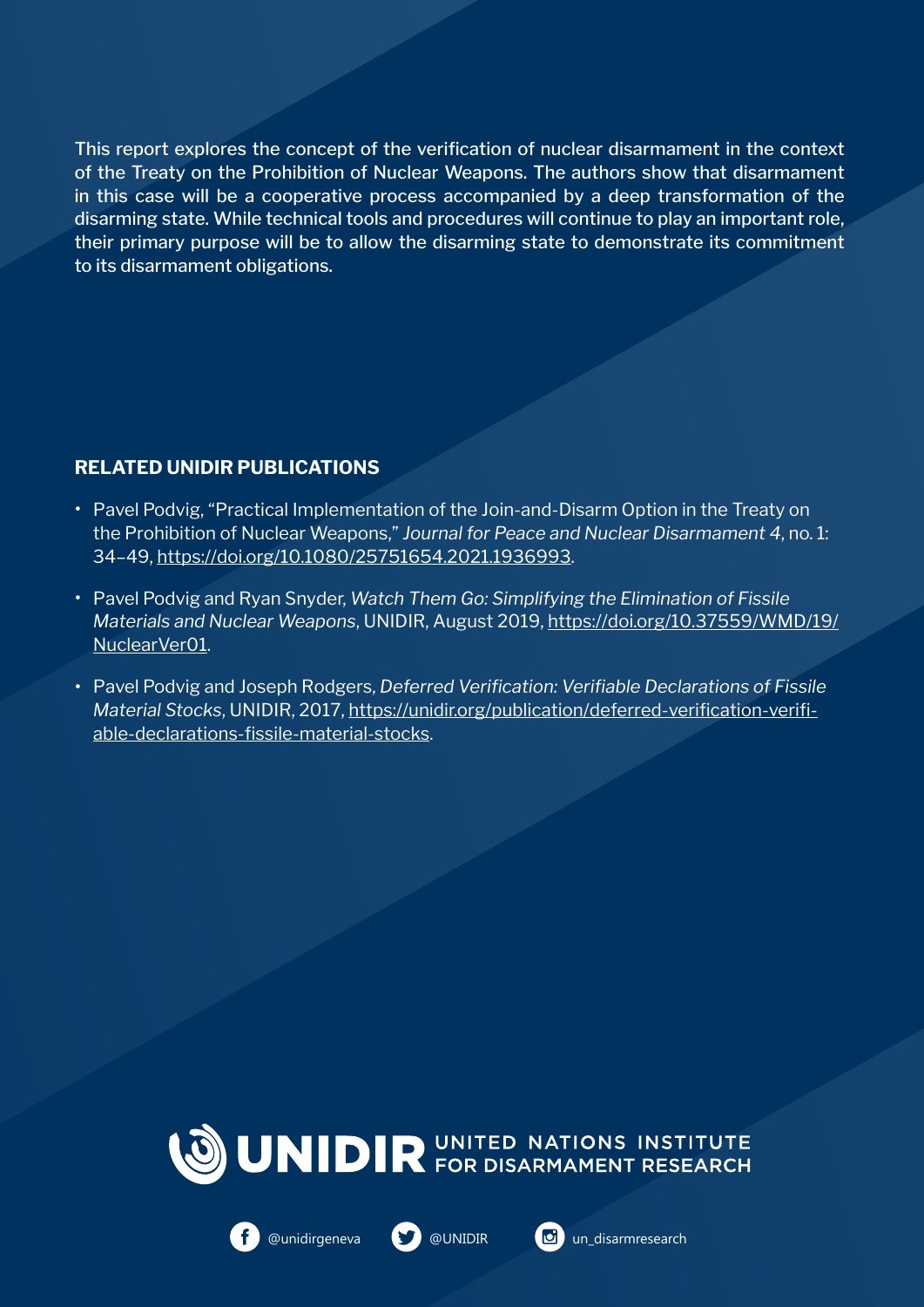This report explores the concept of the verification of nuclear disarmament in the context of the Treaty on the Prohibition of Nuclear Weapons. The authors show that disarmament in this case will be a cooperative process accompanied by a deep transformation of the disarming state. While technical tools and procedures will continue to play an important role, their primary purpose will be to allow the disarming state to demonstrate its commitment to its disarmament obligations.

## RELATED UNIDIR PUBLICATIONS

- Pavel Podvig, "Practical Implementation of the Join-and-Disarm Option in the Treaty on the Prohibition of Nuclear Weapons," *Journal for Peace and Nuclear Disarmament 4*, no. 1: 34–49, https://doi.org/10.1080/25751654.2021.1936993.
- Pavel Podvig and Ryan Snyder, *Watch Them Go: Simplifying the Elimination of Fissile Materials and Nuclear Weapons*, UNIDIR, August 2019, https://doi.org/10.37559/WMD/19/NuclearVer01.
- Pavel Podvig and Joseph Rodgers, *Deferred Verification: Verifiable Declarations of Fissile Material Stocks*, UNIDIR, 2017, https://unidir.org/publication/deferred-verification-verifiable-declarations-fissile-material-stocks.

UNIDIR UNITED NATIONS INSTITUTE FOR DISARMAMENT RESEARCH

@unidirgeneva @UNIDIR un_disarmresearch